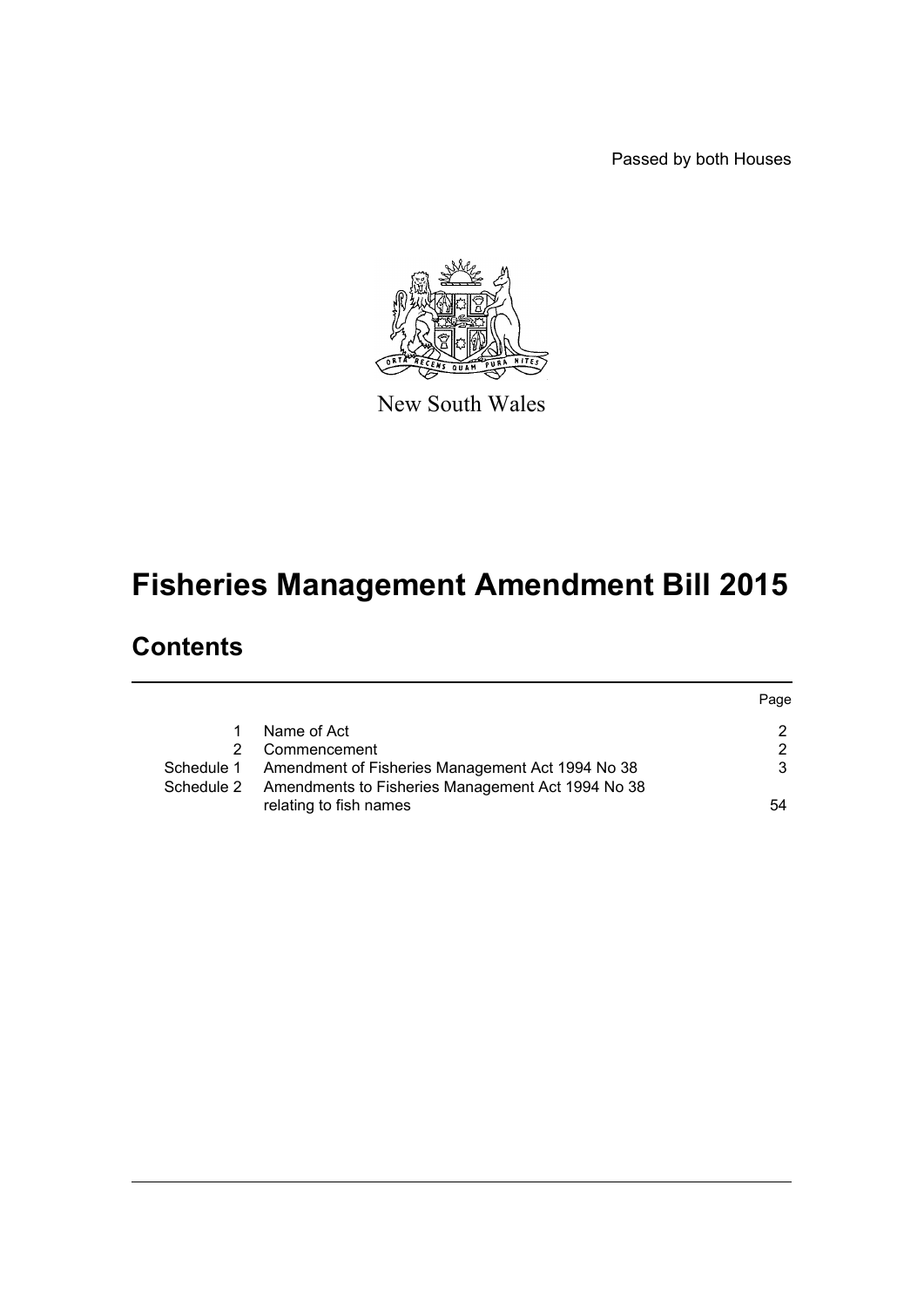Passed by both Houses

New South Wales

# Fisheries Management Amendment Bill 2015

## Contents

| | | Page |
|---|---|---|
| 1 | Name of Act | 2 |
| 2 | Commencement | 2 |
| Schedule 1 | Amendment of Fisheries Management Act 1994 No 38 | 3 |
| Schedule 2 | Amendments to Fisheries Management Act 1994 No 38 relating to fish names | 54 |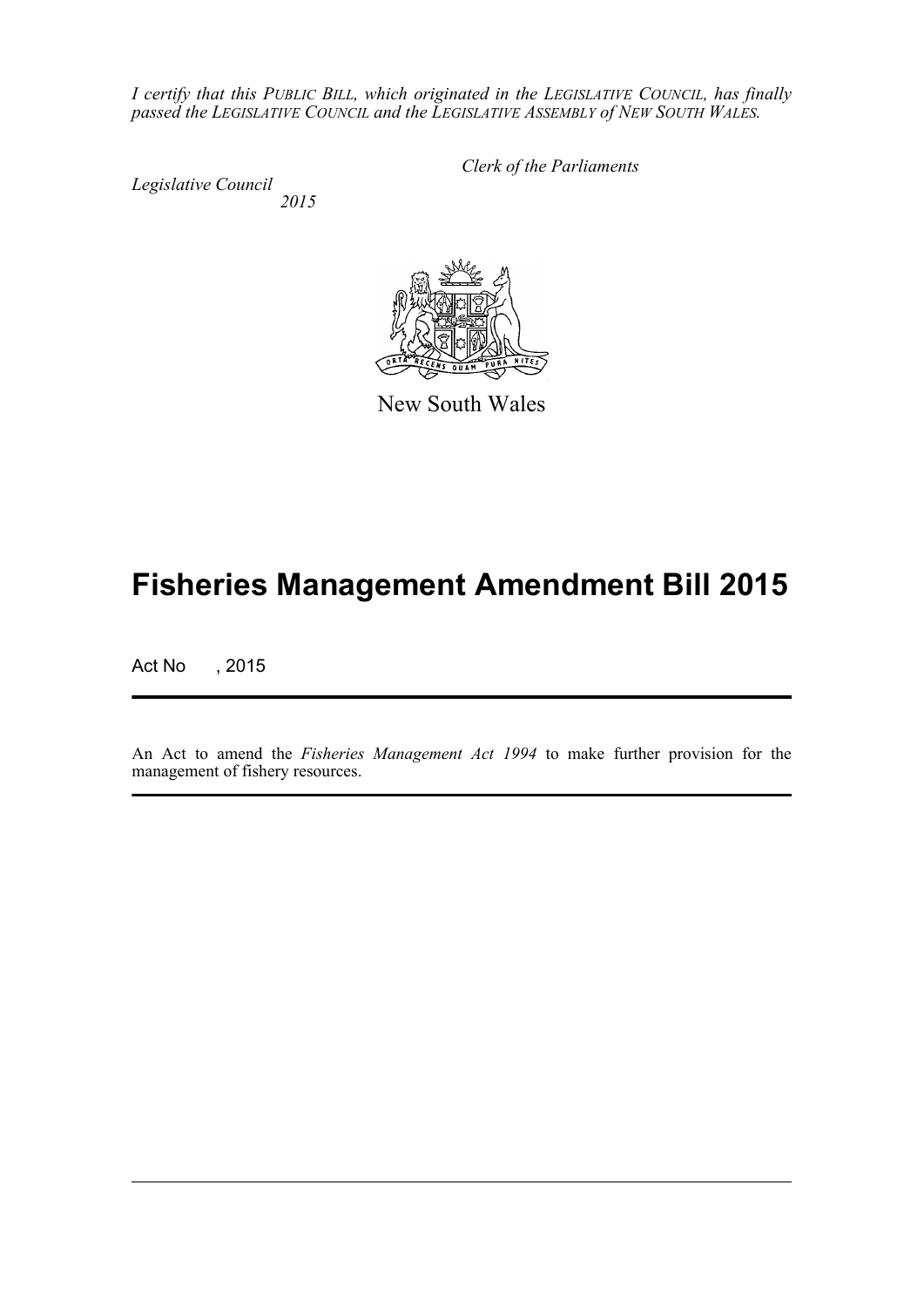*I certify that this PUBLIC BILL, which originated in the LEGISLATIVE COUNCIL, has finally passed the LEGISLATIVE COUNCIL and the LEGISLATIVE ASSEMBLY of NEW SOUTH WALES.*

*Clerk of the Parliaments*

*Legislative Council*
*2015*

New South Wales

# Fisheries Management Amendment Bill 2015

Act No , 2015

An Act to amend the *Fisheries Management Act 1994* to make further provision for the management of fishery resources.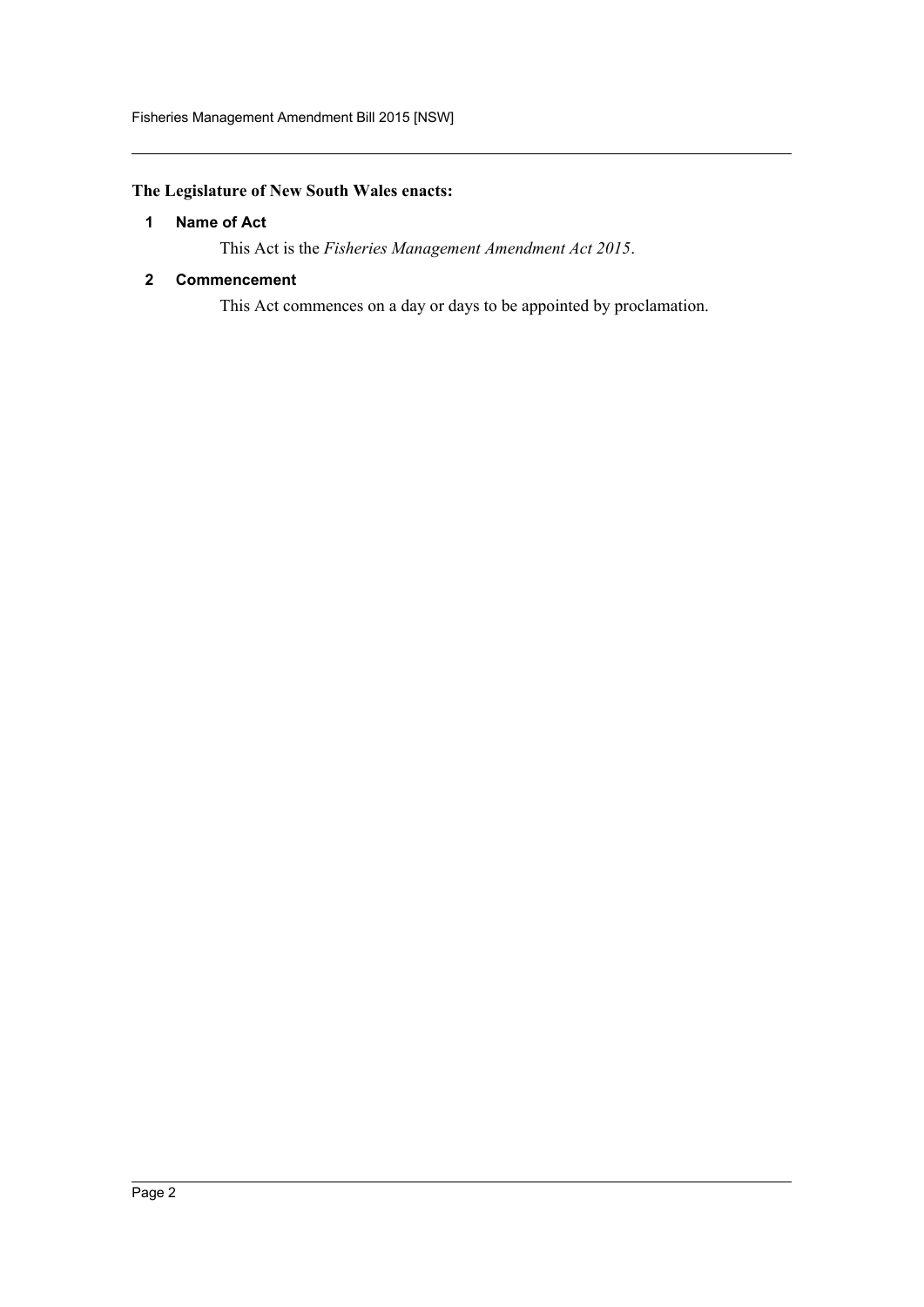**The Legislature of New South Wales enacts:**

### 1 Name of Act

This Act is the *Fisheries Management Amendment Act 2015*.

### 2 Commencement

This Act commences on a day or days to be appointed by proclamation.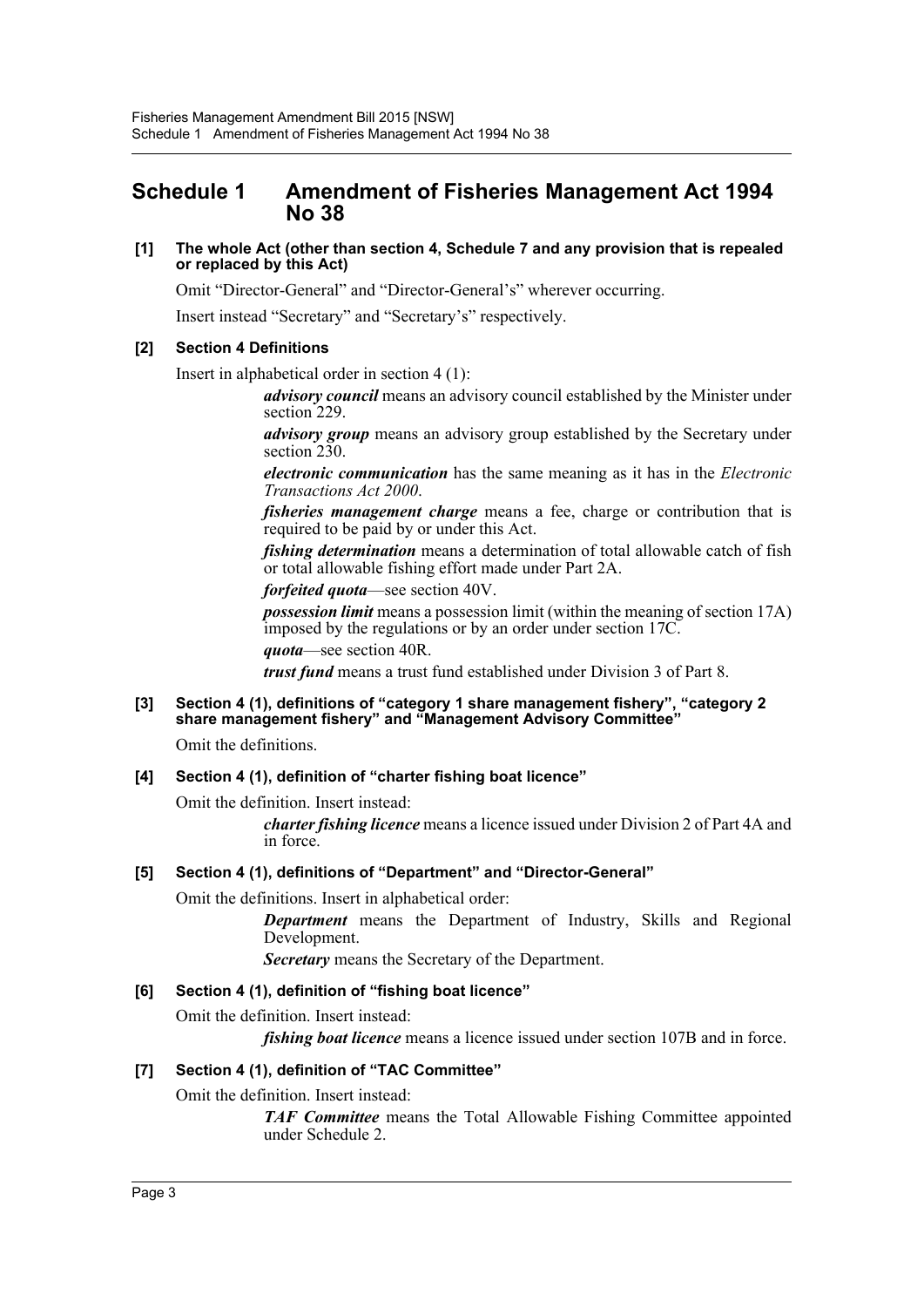## Schedule 1 Amendment of Fisheries Management Act 1994 No 38

**[1] The whole Act (other than section 4, Schedule 7 and any provision that is repealed or replaced by this Act)**

Omit "Director-General" and "Director-General's" wherever occurring.

Insert instead "Secretary" and "Secretary's" respectively.

**[2] Section 4 Definitions**

Insert in alphabetical order in section 4 (1):

> ***advisory council*** means an advisory council established by the Minister under section 229.
>
> ***advisory group*** means an advisory group established by the Secretary under section 230.
>
> ***electronic communication*** has the same meaning as it has in the *Electronic Transactions Act 2000*.
>
> ***fisheries management charge*** means a fee, charge or contribution that is required to be paid by or under this Act.
>
> ***fishing determination*** means a determination of total allowable catch of fish or total allowable fishing effort made under Part 2A.
>
> ***forfeited quota***—see section 40V.
>
> ***possession limit*** means a possession limit (within the meaning of section 17A) imposed by the regulations or by an order under section 17C.
>
> ***quota***—see section 40R.
>
> ***trust fund*** means a trust fund established under Division 3 of Part 8.

**[3] Section 4 (1), definitions of "category 1 share management fishery", "category 2 share management fishery" and "Management Advisory Committee"**

Omit the definitions.

**[4] Section 4 (1), definition of "charter fishing boat licence"**

Omit the definition. Insert instead:

> ***charter fishing licence*** means a licence issued under Division 2 of Part 4A and in force.

**[5] Section 4 (1), definitions of "Department" and "Director-General"**

Omit the definitions. Insert in alphabetical order:

> ***Department*** means the Department of Industry, Skills and Regional Development.
>
> ***Secretary*** means the Secretary of the Department.

**[6] Section 4 (1), definition of "fishing boat licence"**

Omit the definition. Insert instead:

> ***fishing boat licence*** means a licence issued under section 107B and in force.

**[7] Section 4 (1), definition of "TAC Committee"**

Omit the definition. Insert instead:

> ***TAF Committee*** means the Total Allowable Fishing Committee appointed under Schedule 2.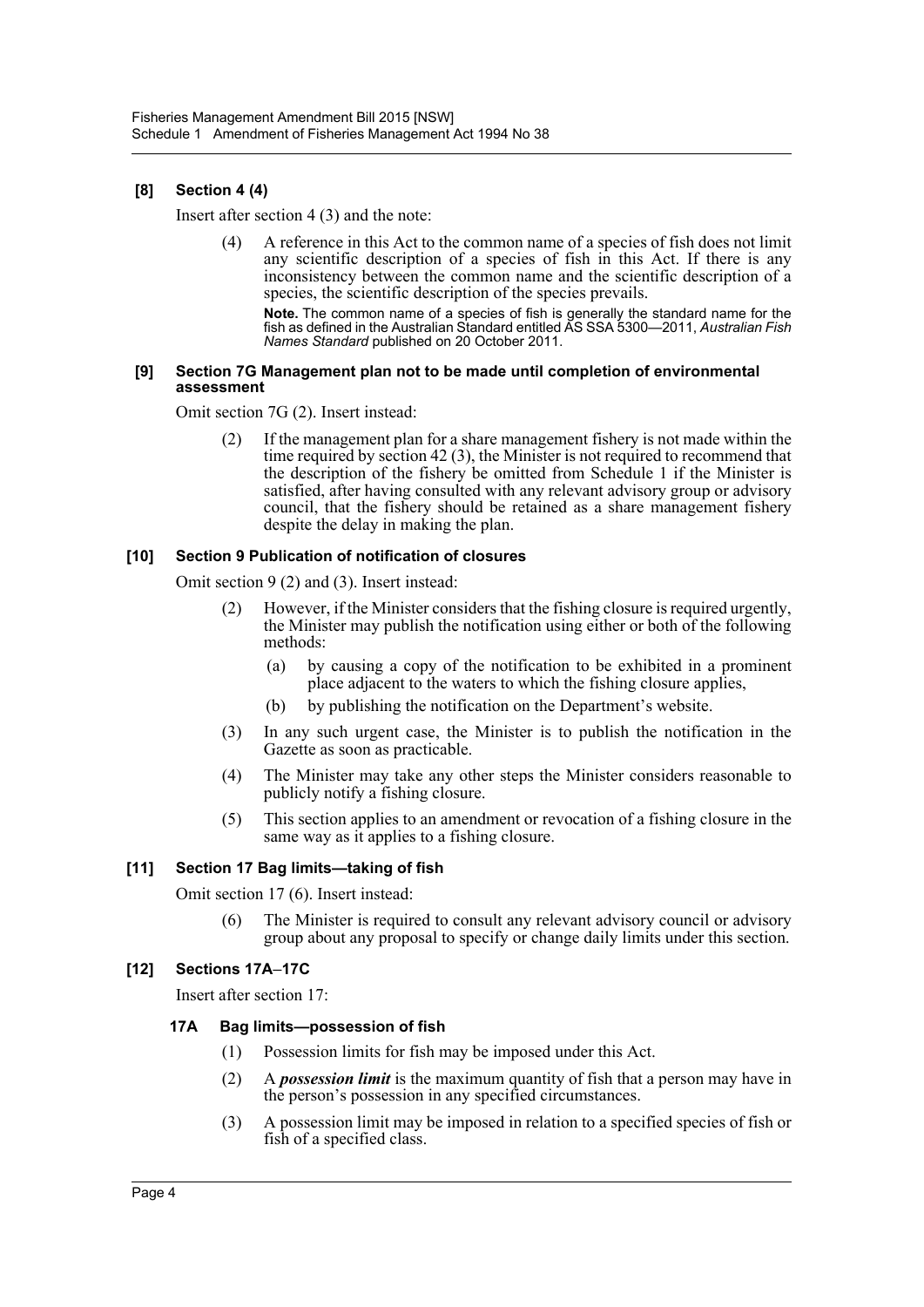### [8] Section 4 (4)

Insert after section 4 (3) and the note:

> (4) A reference in this Act to the common name of a species of fish does not limit any scientific description of a species of fish in this Act. If there is any inconsistency between the common name and the scientific description of a species, the scientific description of the species prevails.
>
> **Note.** The common name of a species of fish is generally the standard name for the fish as defined in the Australian Standard entitled AS SSA 5300—2011, *Australian Fish Names Standard* published on 20 October 2011.

### [9] Section 7G Management plan not to be made until completion of environmental assessment

Omit section 7G (2). Insert instead:

> (2) If the management plan for a share management fishery is not made within the time required by section 42 (3), the Minister is not required to recommend that the description of the fishery be omitted from Schedule 1 if the Minister is satisfied, after having consulted with any relevant advisory group or advisory council, that the fishery should be retained as a share management fishery despite the delay in making the plan.

### [10] Section 9 Publication of notification of closures

Omit section 9 (2) and (3). Insert instead:

> (2) However, if the Minister considers that the fishing closure is required urgently, the Minister may publish the notification using either or both of the following methods:
>
> (a) by causing a copy of the notification to be exhibited in a prominent place adjacent to the waters to which the fishing closure applies,
>
> (b) by publishing the notification on the Department's website.
>
> (3) In any such urgent case, the Minister is to publish the notification in the Gazette as soon as practicable.
>
> (4) The Minister may take any other steps the Minister considers reasonable to publicly notify a fishing closure.
>
> (5) This section applies to an amendment or revocation of a fishing closure in the same way as it applies to a fishing closure.

### [11] Section 17 Bag limits—taking of fish

Omit section 17 (6). Insert instead:

> (6) The Minister is required to consult any relevant advisory council or advisory group about any proposal to specify or change daily limits under this section.

### [12] Sections 17A–17C

Insert after section 17:

> **17A Bag limits—possession of fish**
>
> (1) Possession limits for fish may be imposed under this Act.
>
> (2) A ***possession limit*** is the maximum quantity of fish that a person may have in the person's possession in any specified circumstances.
>
> (3) A possession limit may be imposed in relation to a specified species of fish or fish of a specified class.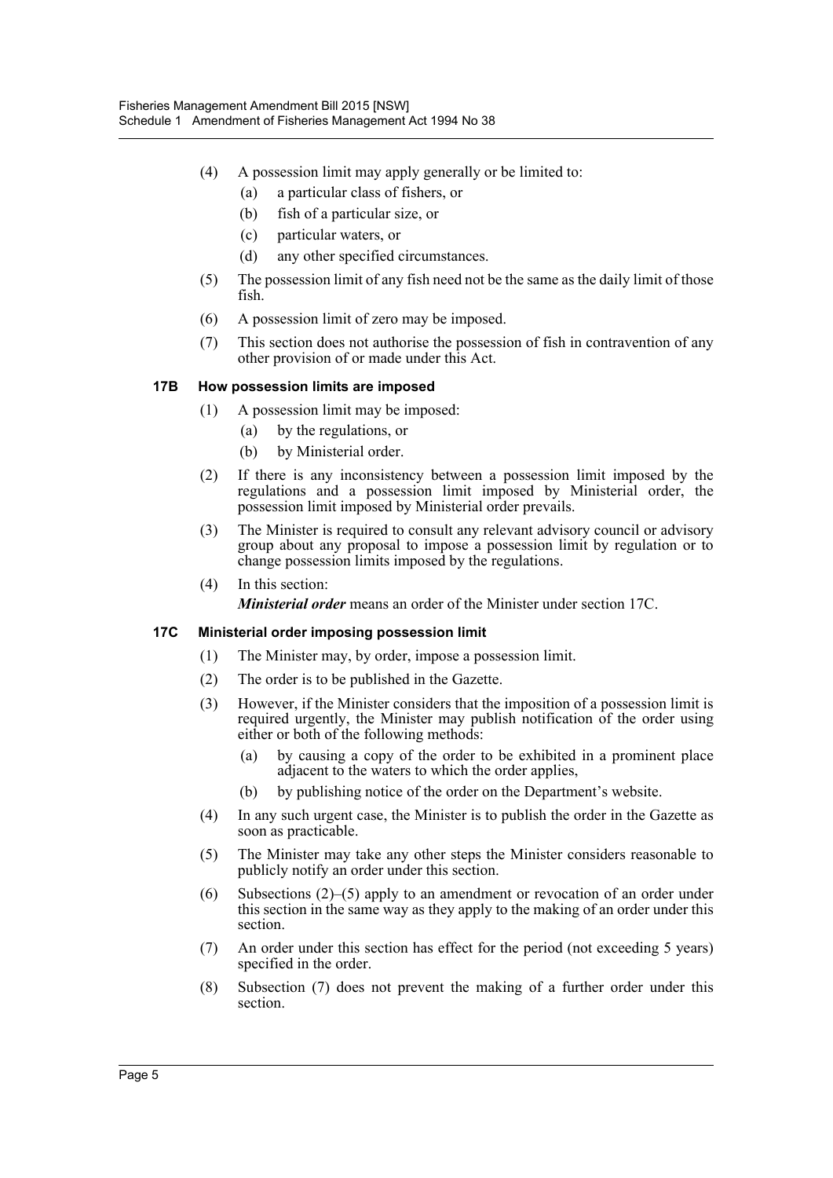(4) A possession limit may apply generally or be limited to:

   (a) a particular class of fishers, or

   (b) fish of a particular size, or

   (c) particular waters, or

   (d) any other specified circumstances.

(5) The possession limit of any fish need not be the same as the daily limit of those fish.

(6) A possession limit of zero may be imposed.

(7) This section does not authorise the possession of fish in contravention of any other provision of or made under this Act.

**17B How possession limits are imposed**

(1) A possession limit may be imposed:

   (a) by the regulations, or

   (b) by Ministerial order.

(2) If there is any inconsistency between a possession limit imposed by the regulations and a possession limit imposed by Ministerial order, the possession limit imposed by Ministerial order prevails.

(3) The Minister is required to consult any relevant advisory council or advisory group about any proposal to impose a possession limit by regulation or to change possession limits imposed by the regulations.

(4) In this section:

   ***Ministerial order*** means an order of the Minister under section 17C.

**17C Ministerial order imposing possession limit**

(1) The Minister may, by order, impose a possession limit.

(2) The order is to be published in the Gazette.

(3) However, if the Minister considers that the imposition of a possession limit is required urgently, the Minister may publish notification of the order using either or both of the following methods:

   (a) by causing a copy of the order to be exhibited in a prominent place adjacent to the waters to which the order applies,

   (b) by publishing notice of the order on the Department's website.

(4) In any such urgent case, the Minister is to publish the order in the Gazette as soon as practicable.

(5) The Minister may take any other steps the Minister considers reasonable to publicly notify an order under this section.

(6) Subsections (2)–(5) apply to an amendment or revocation of an order under this section in the same way as they apply to the making of an order under this section.

(7) An order under this section has effect for the period (not exceeding 5 years) specified in the order.

(8) Subsection (7) does not prevent the making of a further order under this section.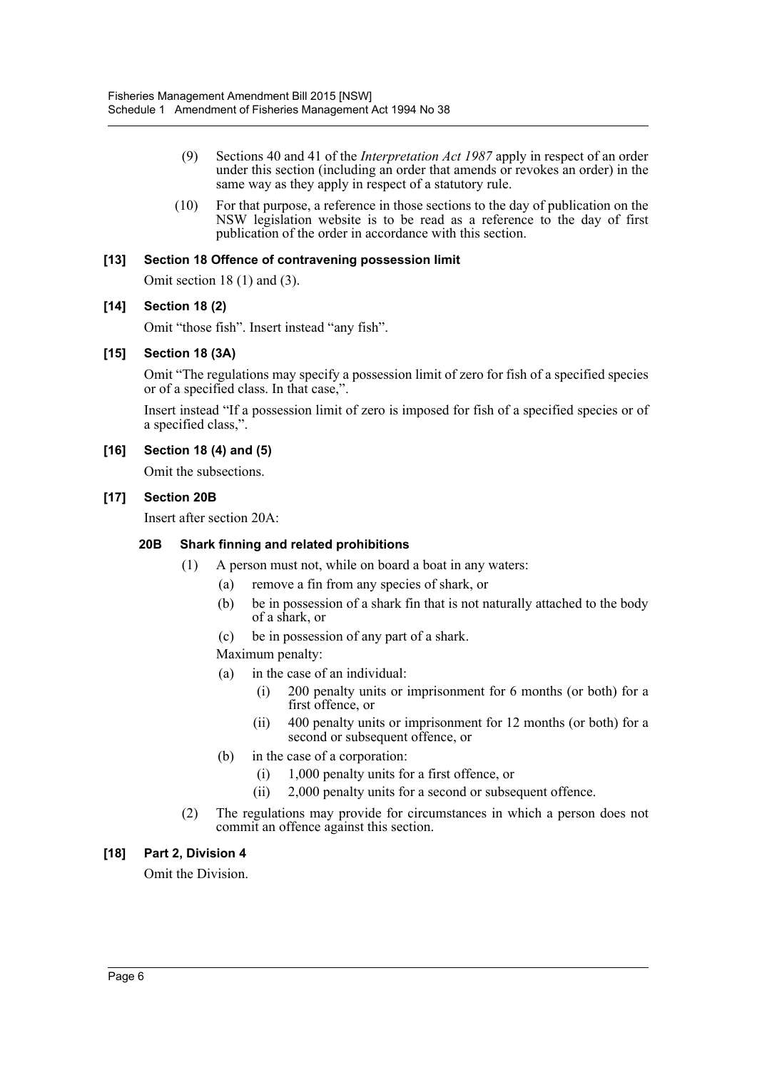(9) Sections 40 and 41 of the *Interpretation Act 1987* apply in respect of an order under this section (including an order that amends or revokes an order) in the same way as they apply in respect of a statutory rule.

(10) For that purpose, a reference in those sections to the day of publication on the NSW legislation website is to be read as a reference to the day of first publication of the order in accordance with this section.

### [13] Section 18 Offence of contravening possession limit

Omit section 18 (1) and (3).

### [14] Section 18 (2)

Omit "those fish". Insert instead "any fish".

### [15] Section 18 (3A)

Omit "The regulations may specify a possession limit of zero for fish of a specified species or of a specified class. In that case,".

Insert instead "If a possession limit of zero is imposed for fish of a specified species or of a specified class,".

### [16] Section 18 (4) and (5)

Omit the subsections.

### [17] Section 20B

Insert after section 20A:

#### 20B Shark finning and related prohibitions

(1) A person must not, while on board a boat in any waters:

- (a) remove a fin from any species of shark, or
- (b) be in possession of a shark fin that is not naturally attached to the body of a shark, or
- (c) be in possession of any part of a shark.

Maximum penalty:

- (a) in the case of an individual:
  - (i) 200 penalty units or imprisonment for 6 months (or both) for a first offence, or
  - (ii) 400 penalty units or imprisonment for 12 months (or both) for a second or subsequent offence, or
- (b) in the case of a corporation:
  - (i) 1,000 penalty units for a first offence, or
  - (ii) 2,000 penalty units for a second or subsequent offence.

(2) The regulations may provide for circumstances in which a person does not commit an offence against this section.

### [18] Part 2, Division 4

Omit the Division.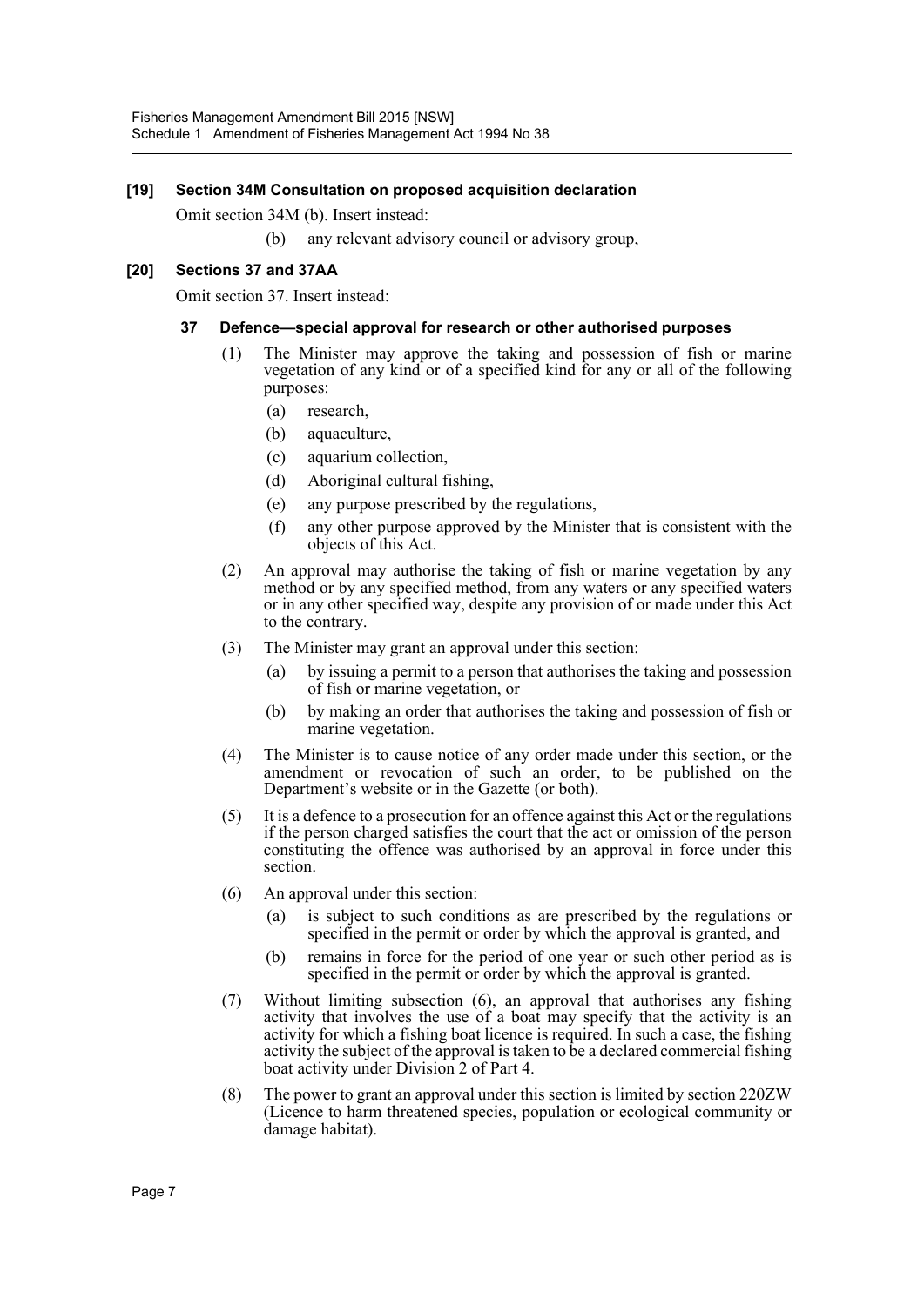### [19] Section 34M Consultation on proposed acquisition declaration

Omit section 34M (b). Insert instead:

(b) any relevant advisory council or advisory group,

### [20] Sections 37 and 37AA

Omit section 37. Insert instead:

#### 37 Defence—special approval for research or other authorised purposes

(1) The Minister may approve the taking and possession of fish or marine vegetation of any kind or of a specified kind for any or all of the following purposes:

- (a) research,
- (b) aquaculture,
- (c) aquarium collection,
- (d) Aboriginal cultural fishing,
- (e) any purpose prescribed by the regulations,
- (f) any other purpose approved by the Minister that is consistent with the objects of this Act.

(2) An approval may authorise the taking of fish or marine vegetation by any method or by any specified method, from any waters or any specified waters or in any other specified way, despite any provision of or made under this Act to the contrary.

(3) The Minister may grant an approval under this section:

- (a) by issuing a permit to a person that authorises the taking and possession of fish or marine vegetation, or
- (b) by making an order that authorises the taking and possession of fish or marine vegetation.

(4) The Minister is to cause notice of any order made under this section, or the amendment or revocation of such an order, to be published on the Department's website or in the Gazette (or both).

(5) It is a defence to a prosecution for an offence against this Act or the regulations if the person charged satisfies the court that the act or omission of the person constituting the offence was authorised by an approval in force under this section.

(6) An approval under this section:

- (a) is subject to such conditions as are prescribed by the regulations or specified in the permit or order by which the approval is granted, and
- (b) remains in force for the period of one year or such other period as is specified in the permit or order by which the approval is granted.

(7) Without limiting subsection (6), an approval that authorises any fishing activity that involves the use of a boat may specify that the activity is an activity for which a fishing boat licence is required. In such a case, the fishing activity the subject of the approval is taken to be a declared commercial fishing boat activity under Division 2 of Part 4.

(8) The power to grant an approval under this section is limited by section 220ZW (Licence to harm threatened species, population or ecological community or damage habitat).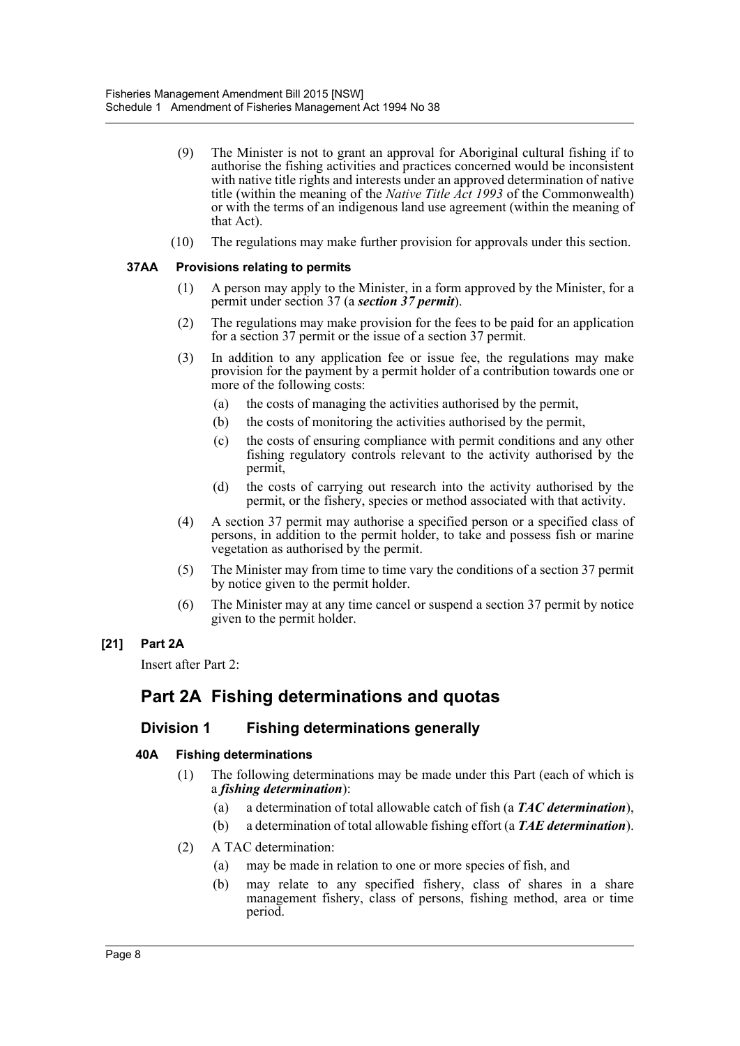(9) The Minister is not to grant an approval for Aboriginal cultural fishing if to authorise the fishing activities and practices concerned would be inconsistent with native title rights and interests under an approved determination of native title (within the meaning of the *Native Title Act 1993* of the Commonwealth) or with the terms of an indigenous land use agreement (within the meaning of that Act).

(10) The regulations may make further provision for approvals under this section.

#### 37AA Provisions relating to permits

(1) A person may apply to the Minister, in a form approved by the Minister, for a permit under section 37 (a ***section 37 permit***).

(2) The regulations may make provision for the fees to be paid for an application for a section 37 permit or the issue of a section 37 permit.

(3) In addition to any application fee or issue fee, the regulations may make provision for the payment by a permit holder of a contribution towards one or more of the following costs:

- (a) the costs of managing the activities authorised by the permit,
- (b) the costs of monitoring the activities authorised by the permit,
- (c) the costs of ensuring compliance with permit conditions and any other fishing regulatory controls relevant to the activity authorised by the permit,
- (d) the costs of carrying out research into the activity authorised by the permit, or the fishery, species or method associated with that activity.

(4) A section 37 permit may authorise a specified person or a specified class of persons, in addition to the permit holder, to take and possess fish or marine vegetation as authorised by the permit.

(5) The Minister may from time to time vary the conditions of a section 37 permit by notice given to the permit holder.

(6) The Minister may at any time cancel or suspend a section 37 permit by notice given to the permit holder.

### [21] Part 2A

Insert after Part 2:

## Part 2A Fishing determinations and quotas

### Division 1 Fishing determinations generally

#### 40A Fishing determinations

(1) The following determinations may be made under this Part (each of which is a ***fishing determination***):

- (a) a determination of total allowable catch of fish (a ***TAC determination***),
- (b) a determination of total allowable fishing effort (a ***TAE determination***).

(2) A TAC determination:

- (a) may be made in relation to one or more species of fish, and
- (b) may relate to any specified fishery, class of shares in a share management fishery, class of persons, fishing method, area or time period.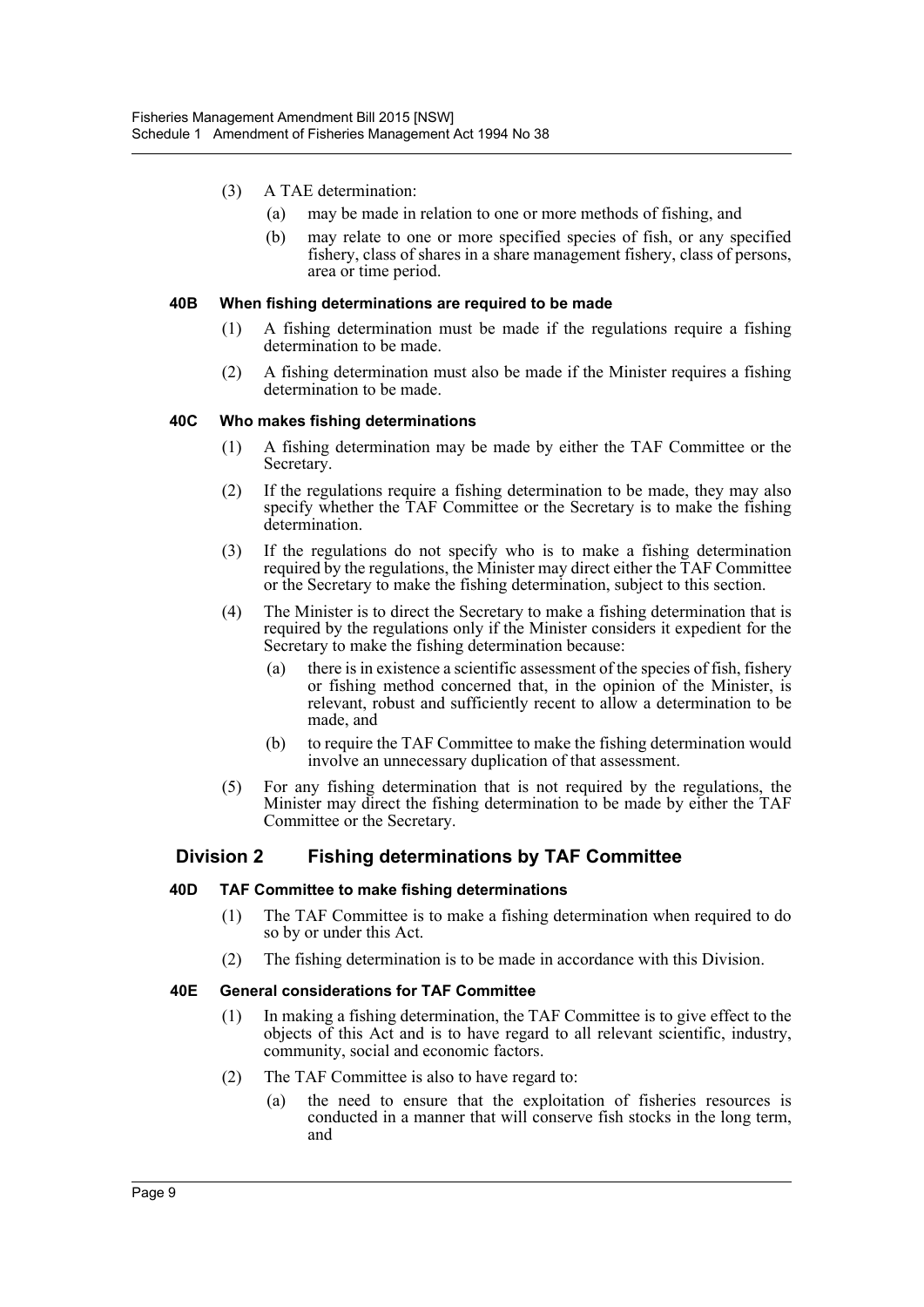(3) A TAE determination:

(a) may be made in relation to one or more methods of fishing, and

(b) may relate to one or more specified species of fish, or any specified fishery, class of shares in a share management fishery, class of persons, area or time period.

#### 40B When fishing determinations are required to be made

(1) A fishing determination must be made if the regulations require a fishing determination to be made.

(2) A fishing determination must also be made if the Minister requires a fishing determination to be made.

#### 40C Who makes fishing determinations

(1) A fishing determination may be made by either the TAF Committee or the Secretary.

(2) If the regulations require a fishing determination to be made, they may also specify whether the TAF Committee or the Secretary is to make the fishing determination.

(3) If the regulations do not specify who is to make a fishing determination required by the regulations, the Minister may direct either the TAF Committee or the Secretary to make the fishing determination, subject to this section.

(4) The Minister is to direct the Secretary to make a fishing determination that is required by the regulations only if the Minister considers it expedient for the Secretary to make the fishing determination because:

(a) there is in existence a scientific assessment of the species of fish, fishery or fishing method concerned that, in the opinion of the Minister, is relevant, robust and sufficiently recent to allow a determination to be made, and

(b) to require the TAF Committee to make the fishing determination would involve an unnecessary duplication of that assessment.

(5) For any fishing determination that is not required by the regulations, the Minister may direct the fishing determination to be made by either the TAF Committee or the Secretary.

### Division 2 Fishing determinations by TAF Committee

#### 40D TAF Committee to make fishing determinations

(1) The TAF Committee is to make a fishing determination when required to do so by or under this Act.

(2) The fishing determination is to be made in accordance with this Division.

#### 40E General considerations for TAF Committee

(1) In making a fishing determination, the TAF Committee is to give effect to the objects of this Act and is to have regard to all relevant scientific, industry, community, social and economic factors.

(2) The TAF Committee is also to have regard to:

(a) the need to ensure that the exploitation of fisheries resources is conducted in a manner that will conserve fish stocks in the long term, and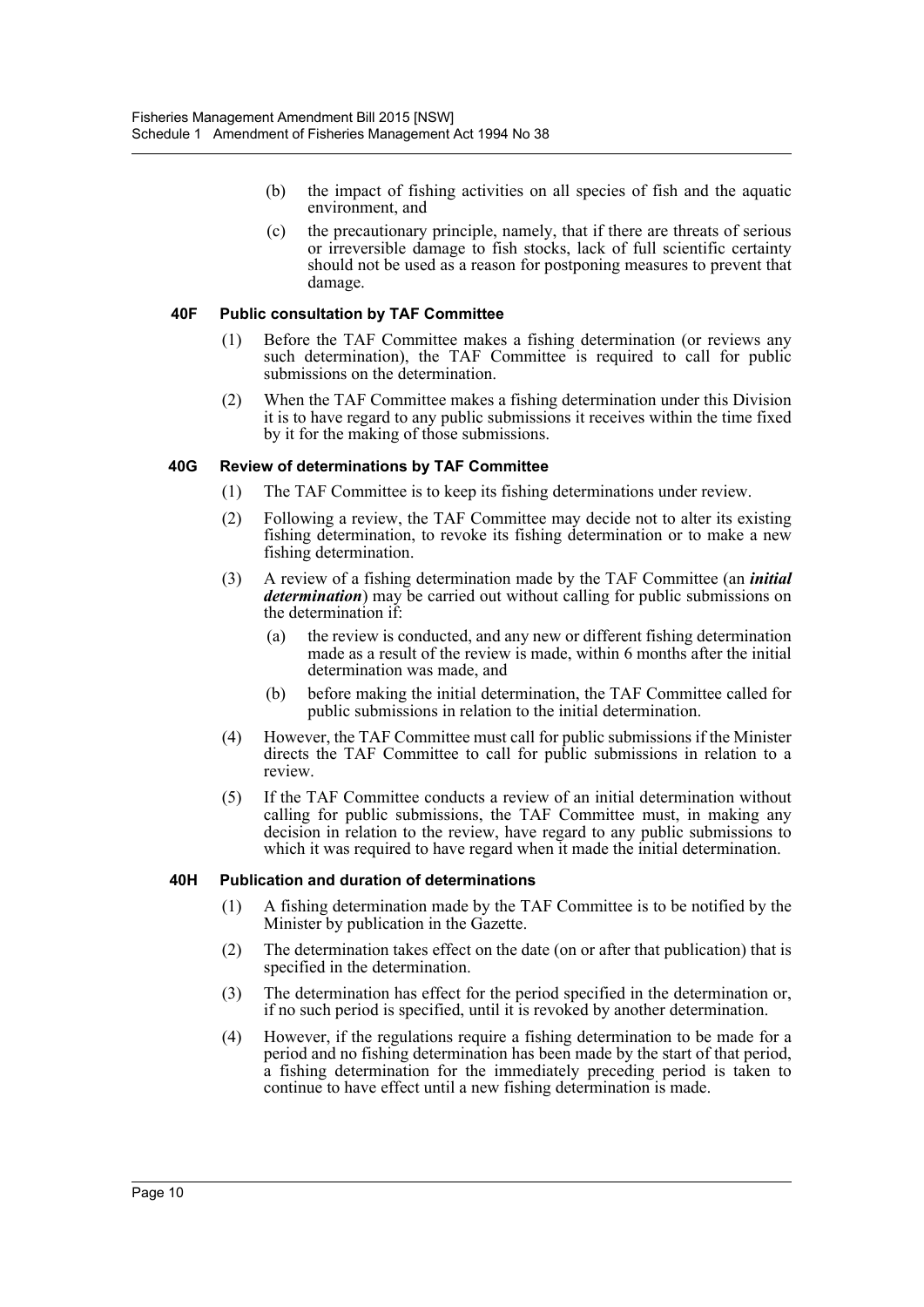(b) the impact of fishing activities on all species of fish and the aquatic environment, and

(c) the precautionary principle, namely, that if there are threats of serious or irreversible damage to fish stocks, lack of full scientific certainty should not be used as a reason for postponing measures to prevent that damage.

#### 40F Public consultation by TAF Committee

(1) Before the TAF Committee makes a fishing determination (or reviews any such determination), the TAF Committee is required to call for public submissions on the determination.

(2) When the TAF Committee makes a fishing determination under this Division it is to have regard to any public submissions it receives within the time fixed by it for the making of those submissions.

#### 40G Review of determinations by TAF Committee

(1) The TAF Committee is to keep its fishing determinations under review.

(2) Following a review, the TAF Committee may decide not to alter its existing fishing determination, to revoke its fishing determination or to make a new fishing determination.

(3) A review of a fishing determination made by the TAF Committee (an ***initial determination***) may be carried out without calling for public submissions on the determination if:

- (a) the review is conducted, and any new or different fishing determination made as a result of the review is made, within 6 months after the initial determination was made, and
- (b) before making the initial determination, the TAF Committee called for public submissions in relation to the initial determination.

(4) However, the TAF Committee must call for public submissions if the Minister directs the TAF Committee to call for public submissions in relation to a review.

(5) If the TAF Committee conducts a review of an initial determination without calling for public submissions, the TAF Committee must, in making any decision in relation to the review, have regard to any public submissions to which it was required to have regard when it made the initial determination.

#### 40H Publication and duration of determinations

(1) A fishing determination made by the TAF Committee is to be notified by the Minister by publication in the Gazette.

(2) The determination takes effect on the date (on or after that publication) that is specified in the determination.

(3) The determination has effect for the period specified in the determination or, if no such period is specified, until it is revoked by another determination.

(4) However, if the regulations require a fishing determination to be made for a period and no fishing determination has been made by the start of that period, a fishing determination for the immediately preceding period is taken to continue to have effect until a new fishing determination is made.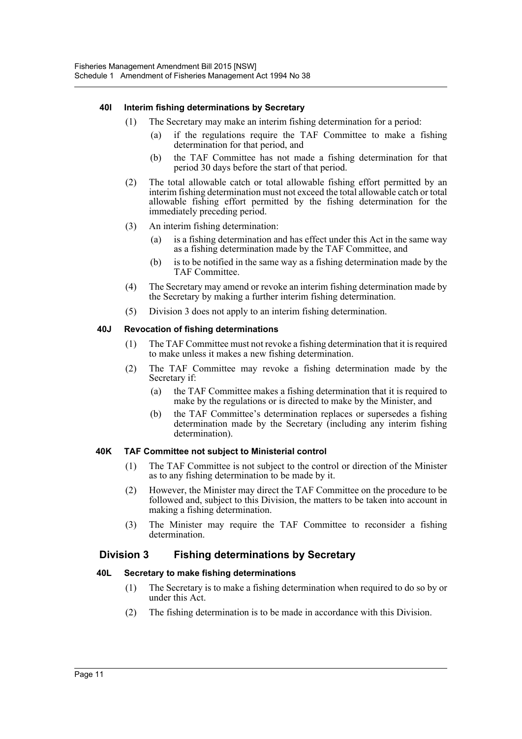#### 40I Interim fishing determinations by Secretary

(1) The Secretary may make an interim fishing determination for a period:

(a) if the regulations require the TAF Committee to make a fishing determination for that period, and

(b) the TAF Committee has not made a fishing determination for that period 30 days before the start of that period.

(2) The total allowable catch or total allowable fishing effort permitted by an interim fishing determination must not exceed the total allowable catch or total allowable fishing effort permitted by the fishing determination for the immediately preceding period.

(3) An interim fishing determination:

(a) is a fishing determination and has effect under this Act in the same way as a fishing determination made by the TAF Committee, and

(b) is to be notified in the same way as a fishing determination made by the TAF Committee.

(4) The Secretary may amend or revoke an interim fishing determination made by the Secretary by making a further interim fishing determination.

(5) Division 3 does not apply to an interim fishing determination.

#### 40J Revocation of fishing determinations

(1) The TAF Committee must not revoke a fishing determination that it is required to make unless it makes a new fishing determination.

(2) The TAF Committee may revoke a fishing determination made by the Secretary if:

(a) the TAF Committee makes a fishing determination that it is required to make by the regulations or is directed to make by the Minister, and

(b) the TAF Committee's determination replaces or supersedes a fishing determination made by the Secretary (including any interim fishing determination).

#### 40K TAF Committee not subject to Ministerial control

(1) The TAF Committee is not subject to the control or direction of the Minister as to any fishing determination to be made by it.

(2) However, the Minister may direct the TAF Committee on the procedure to be followed and, subject to this Division, the matters to be taken into account in making a fishing determination.

(3) The Minister may require the TAF Committee to reconsider a fishing determination.

### Division 3 Fishing determinations by Secretary

#### 40L Secretary to make fishing determinations

(1) The Secretary is to make a fishing determination when required to do so by or under this Act.

(2) The fishing determination is to be made in accordance with this Division.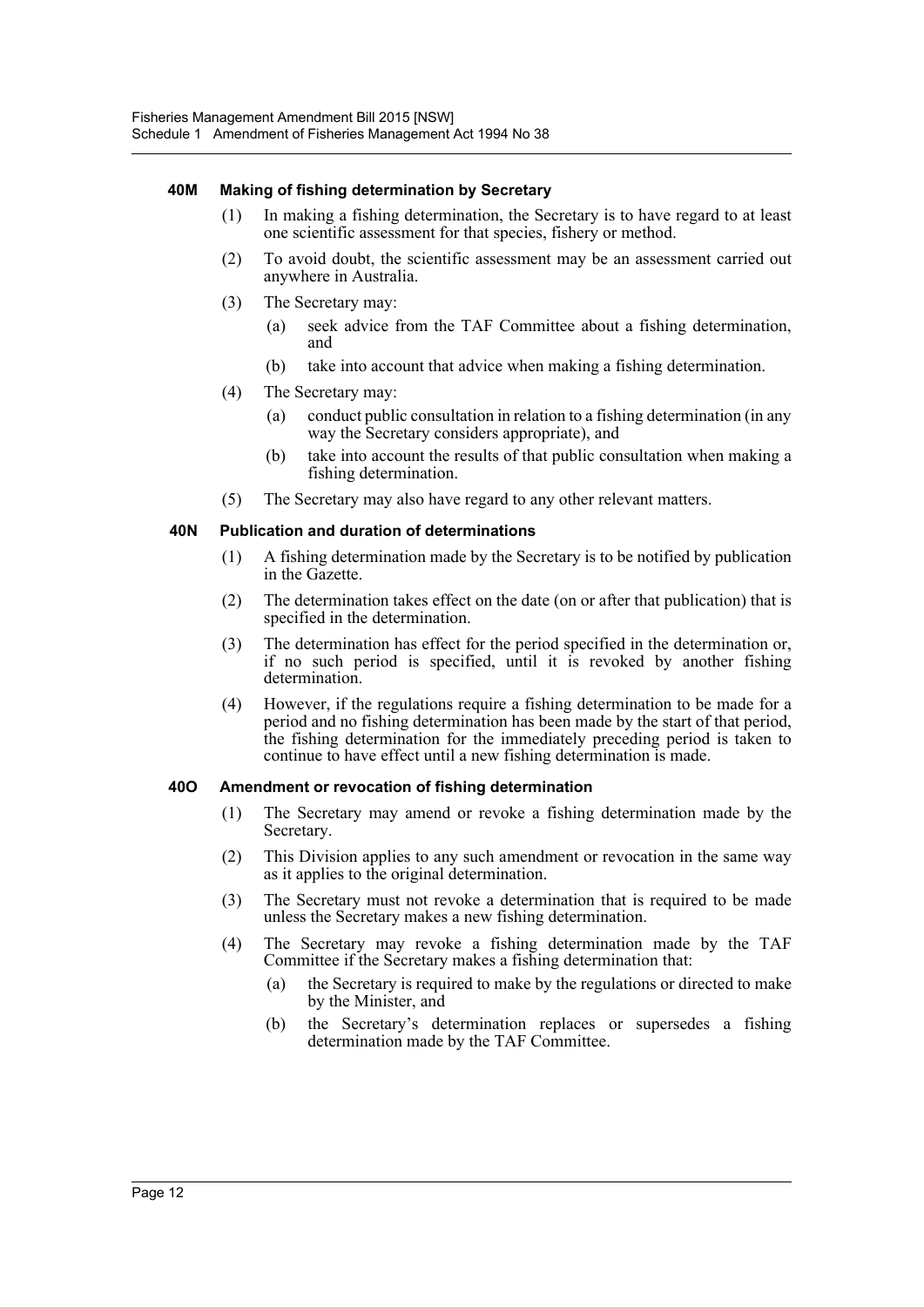#### 40M Making of fishing determination by Secretary

(1) In making a fishing determination, the Secretary is to have regard to at least one scientific assessment for that species, fishery or method.

(2) To avoid doubt, the scientific assessment may be an assessment carried out anywhere in Australia.

(3) The Secretary may:

- (a) seek advice from the TAF Committee about a fishing determination, and
- (b) take into account that advice when making a fishing determination.

(4) The Secretary may:

- (a) conduct public consultation in relation to a fishing determination (in any way the Secretary considers appropriate), and
- (b) take into account the results of that public consultation when making a fishing determination.

(5) The Secretary may also have regard to any other relevant matters.

#### 40N Publication and duration of determinations

(1) A fishing determination made by the Secretary is to be notified by publication in the Gazette.

(2) The determination takes effect on the date (on or after that publication) that is specified in the determination.

(3) The determination has effect for the period specified in the determination or, if no such period is specified, until it is revoked by another fishing determination.

(4) However, if the regulations require a fishing determination to be made for a period and no fishing determination has been made by the start of that period, the fishing determination for the immediately preceding period is taken to continue to have effect until a new fishing determination is made.

#### 40O Amendment or revocation of fishing determination

(1) The Secretary may amend or revoke a fishing determination made by the Secretary.

(2) This Division applies to any such amendment or revocation in the same way as it applies to the original determination.

(3) The Secretary must not revoke a determination that is required to be made unless the Secretary makes a new fishing determination.

(4) The Secretary may revoke a fishing determination made by the TAF Committee if the Secretary makes a fishing determination that:

- (a) the Secretary is required to make by the regulations or directed to make by the Minister, and
- (b) the Secretary's determination replaces or supersedes a fishing determination made by the TAF Committee.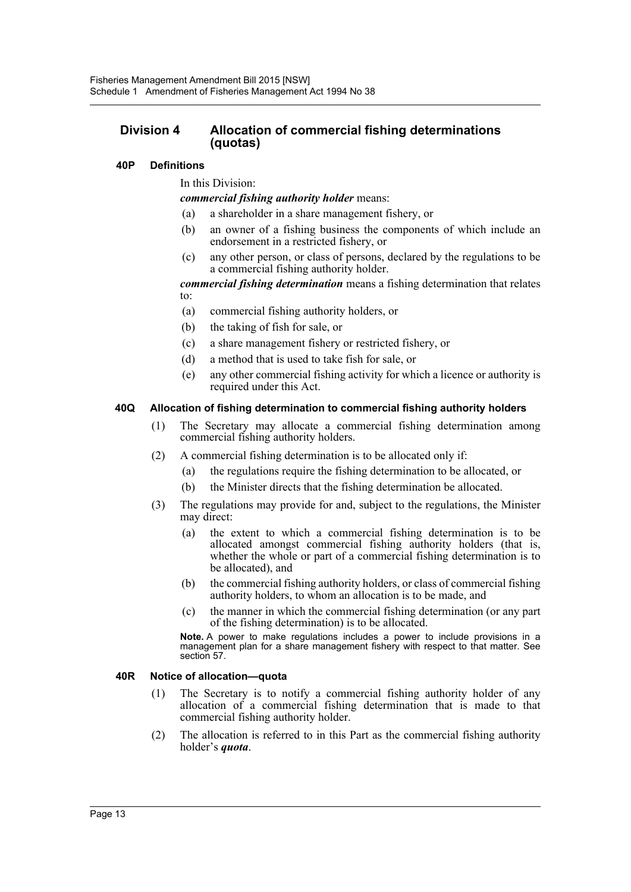## Division 4 Allocation of commercial fishing determinations (quotas)

### 40P Definitions

In this Division:

***commercial fishing authority holder*** means:

(a) a shareholder in a share management fishery, or

(b) an owner of a fishing business the components of which include an endorsement in a restricted fishery, or

(c) any other person, or class of persons, declared by the regulations to be a commercial fishing authority holder.

***commercial fishing determination*** means a fishing determination that relates to:

(a) commercial fishing authority holders, or

(b) the taking of fish for sale, or

(c) a share management fishery or restricted fishery, or

(d) a method that is used to take fish for sale, or

(e) any other commercial fishing activity for which a licence or authority is required under this Act.

### 40Q Allocation of fishing determination to commercial fishing authority holders

(1) The Secretary may allocate a commercial fishing determination among commercial fishing authority holders.

(2) A commercial fishing determination is to be allocated only if:

(a) the regulations require the fishing determination to be allocated, or

(b) the Minister directs that the fishing determination be allocated.

(3) The regulations may provide for and, subject to the regulations, the Minister may direct:

(a) the extent to which a commercial fishing determination is to be allocated amongst commercial fishing authority holders (that is, whether the whole or part of a commercial fishing determination is to be allocated), and

(b) the commercial fishing authority holders, or class of commercial fishing authority holders, to whom an allocation is to be made, and

(c) the manner in which the commercial fishing determination (or any part of the fishing determination) is to be allocated.

**Note.** A power to make regulations includes a power to include provisions in a management plan for a share management fishery with respect to that matter. See section 57.

### 40R Notice of allocation—quota

(1) The Secretary is to notify a commercial fishing authority holder of any allocation of a commercial fishing determination that is made to that commercial fishing authority holder.

(2) The allocation is referred to in this Part as the commercial fishing authority holder's ***quota***.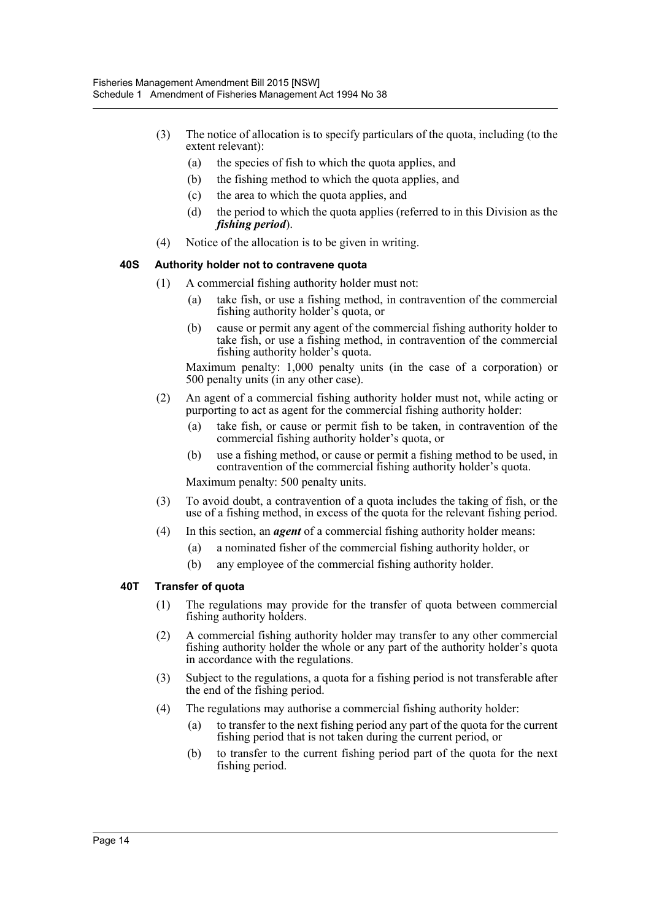(3) The notice of allocation is to specify particulars of the quota, including (to the extent relevant):

(a) the species of fish to which the quota applies, and

(b) the fishing method to which the quota applies, and

(c) the area to which the quota applies, and

(d) the period to which the quota applies (referred to in this Division as the ***fishing period***).

(4) Notice of the allocation is to be given in writing.

### 40S Authority holder not to contravene quota

(1) A commercial fishing authority holder must not:

(a) take fish, or use a fishing method, in contravention of the commercial fishing authority holder's quota, or

(b) cause or permit any agent of the commercial fishing authority holder to take fish, or use a fishing method, in contravention of the commercial fishing authority holder's quota.

Maximum penalty: 1,000 penalty units (in the case of a corporation) or 500 penalty units (in any other case).

(2) An agent of a commercial fishing authority holder must not, while acting or purporting to act as agent for the commercial fishing authority holder:

(a) take fish, or cause or permit fish to be taken, in contravention of the commercial fishing authority holder's quota, or

(b) use a fishing method, or cause or permit a fishing method to be used, in contravention of the commercial fishing authority holder's quota.

Maximum penalty: 500 penalty units.

(3) To avoid doubt, a contravention of a quota includes the taking of fish, or the use of a fishing method, in excess of the quota for the relevant fishing period.

(4) In this section, an ***agent*** of a commercial fishing authority holder means:

(a) a nominated fisher of the commercial fishing authority holder, or

(b) any employee of the commercial fishing authority holder.

### 40T Transfer of quota

(1) The regulations may provide for the transfer of quota between commercial fishing authority holders.

(2) A commercial fishing authority holder may transfer to any other commercial fishing authority holder the whole or any part of the authority holder's quota in accordance with the regulations.

(3) Subject to the regulations, a quota for a fishing period is not transferable after the end of the fishing period.

(4) The regulations may authorise a commercial fishing authority holder:

(a) to transfer to the next fishing period any part of the quota for the current fishing period that is not taken during the current period, or

(b) to transfer to the current fishing period part of the quota for the next fishing period.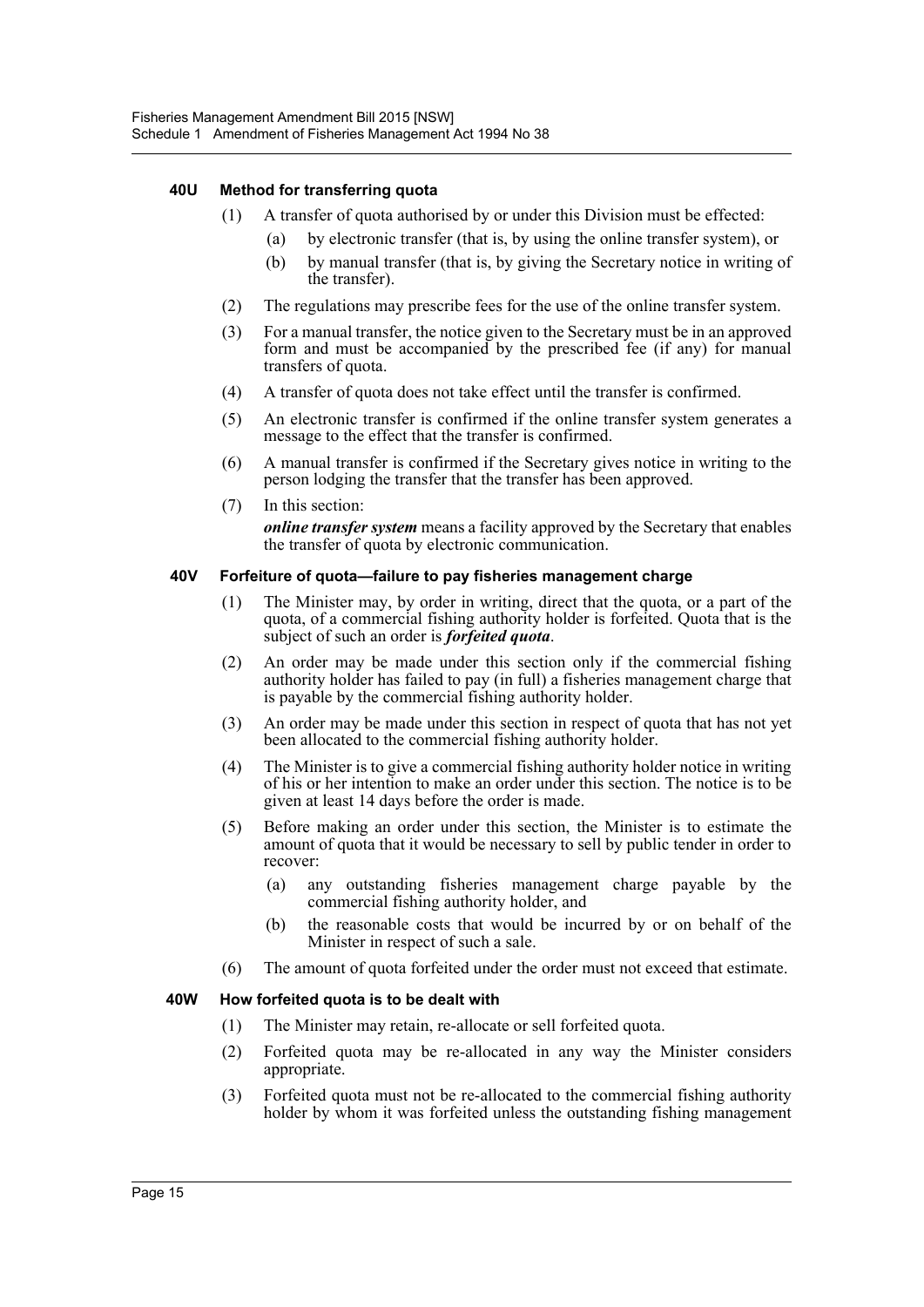#### 40U Method for transferring quota

(1) A transfer of quota authorised by or under this Division must be effected:

(a) by electronic transfer (that is, by using the online transfer system), or

(b) by manual transfer (that is, by giving the Secretary notice in writing of the transfer).

(2) The regulations may prescribe fees for the use of the online transfer system.

(3) For a manual transfer, the notice given to the Secretary must be in an approved form and must be accompanied by the prescribed fee (if any) for manual transfers of quota.

(4) A transfer of quota does not take effect until the transfer is confirmed.

(5) An electronic transfer is confirmed if the online transfer system generates a message to the effect that the transfer is confirmed.

(6) A manual transfer is confirmed if the Secretary gives notice in writing to the person lodging the transfer that the transfer has been approved.

(7) In this section:

***online transfer system*** means a facility approved by the Secretary that enables the transfer of quota by electronic communication.

#### 40V Forfeiture of quota—failure to pay fisheries management charge

(1) The Minister may, by order in writing, direct that the quota, or a part of the quota, of a commercial fishing authority holder is forfeited. Quota that is the subject of such an order is ***forfeited quota***.

(2) An order may be made under this section only if the commercial fishing authority holder has failed to pay (in full) a fisheries management charge that is payable by the commercial fishing authority holder.

(3) An order may be made under this section in respect of quota that has not yet been allocated to the commercial fishing authority holder.

(4) The Minister is to give a commercial fishing authority holder notice in writing of his or her intention to make an order under this section. The notice is to be given at least 14 days before the order is made.

(5) Before making an order under this section, the Minister is to estimate the amount of quota that it would be necessary to sell by public tender in order to recover:

(a) any outstanding fisheries management charge payable by the commercial fishing authority holder, and

(b) the reasonable costs that would be incurred by or on behalf of the Minister in respect of such a sale.

(6) The amount of quota forfeited under the order must not exceed that estimate.

#### 40W How forfeited quota is to be dealt with

(1) The Minister may retain, re-allocate or sell forfeited quota.

(2) Forfeited quota may be re-allocated in any way the Minister considers appropriate.

(3) Forfeited quota must not be re-allocated to the commercial fishing authority holder by whom it was forfeited unless the outstanding fishing management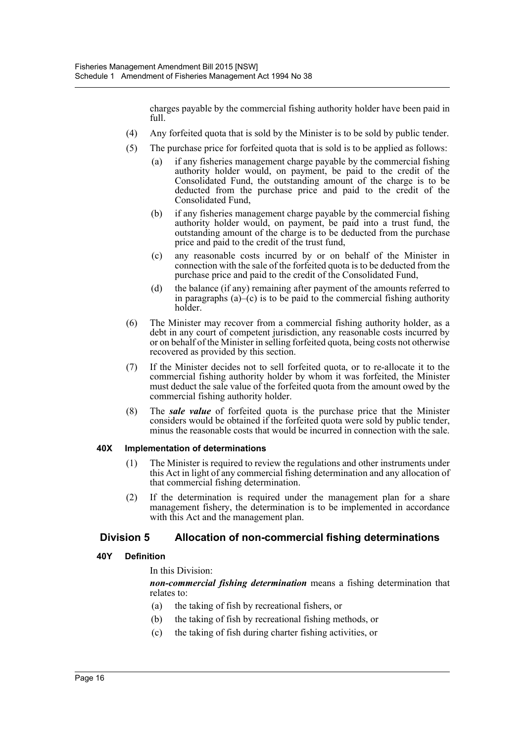charges payable by the commercial fishing authority holder have been paid in full.

(4) Any forfeited quota that is sold by the Minister is to be sold by public tender.

(5) The purchase price for forfeited quota that is sold is to be applied as follows:

- (a) if any fisheries management charge payable by the commercial fishing authority holder would, on payment, be paid to the credit of the Consolidated Fund, the outstanding amount of the charge is to be deducted from the purchase price and paid to the credit of the Consolidated Fund,
- (b) if any fisheries management charge payable by the commercial fishing authority holder would, on payment, be paid into a trust fund, the outstanding amount of the charge is to be deducted from the purchase price and paid to the credit of the trust fund,
- (c) any reasonable costs incurred by or on behalf of the Minister in connection with the sale of the forfeited quota is to be deducted from the purchase price and paid to the credit of the Consolidated Fund,
- (d) the balance (if any) remaining after payment of the amounts referred to in paragraphs (a)–(c) is to be paid to the commercial fishing authority holder.

(6) The Minister may recover from a commercial fishing authority holder, as a debt in any court of competent jurisdiction, any reasonable costs incurred by or on behalf of the Minister in selling forfeited quota, being costs not otherwise recovered as provided by this section.

(7) If the Minister decides not to sell forfeited quota, or to re-allocate it to the commercial fishing authority holder by whom it was forfeited, the Minister must deduct the sale value of the forfeited quota from the amount owed by the commercial fishing authority holder.

(8) The ***sale value*** of forfeited quota is the purchase price that the Minister considers would be obtained if the forfeited quota were sold by public tender, minus the reasonable costs that would be incurred in connection with the sale.

#### 40X Implementation of determinations

(1) The Minister is required to review the regulations and other instruments under this Act in light of any commercial fishing determination and any allocation of that commercial fishing determination.

(2) If the determination is required under the management plan for a share management fishery, the determination is to be implemented in accordance with this Act and the management plan.

### Division 5 Allocation of non-commercial fishing determinations

#### 40Y Definition

In this Division:

***non-commercial fishing determination*** means a fishing determination that relates to:

- (a) the taking of fish by recreational fishers, or
- (b) the taking of fish by recreational fishing methods, or
- (c) the taking of fish during charter fishing activities, or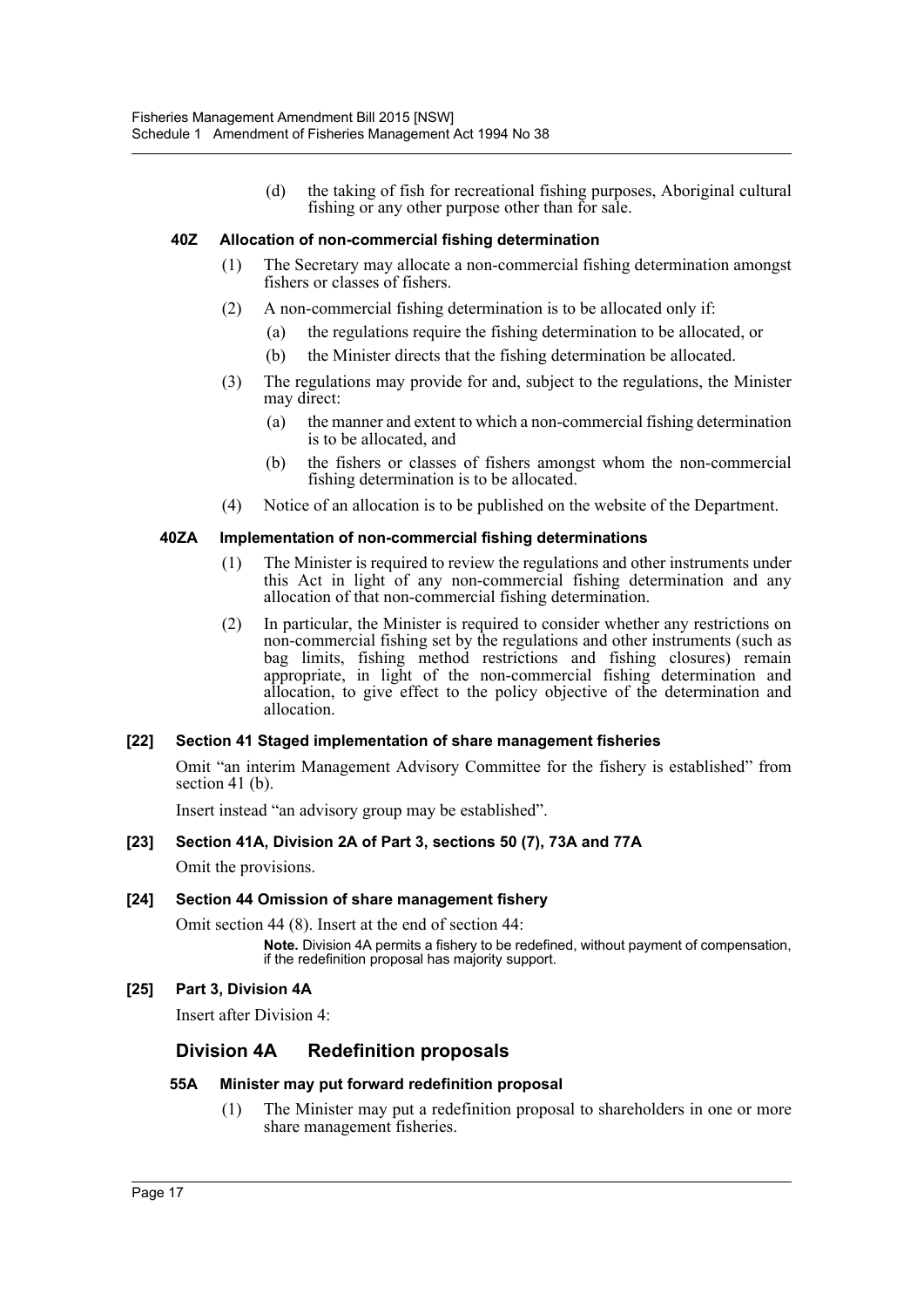(d) the taking of fish for recreational fishing purposes, Aboriginal cultural fishing or any other purpose other than for sale.

#### 40Z Allocation of non-commercial fishing determination

(1) The Secretary may allocate a non-commercial fishing determination amongst fishers or classes of fishers.

(2) A non-commercial fishing determination is to be allocated only if:

(a) the regulations require the fishing determination to be allocated, or

(b) the Minister directs that the fishing determination be allocated.

(3) The regulations may provide for and, subject to the regulations, the Minister may direct:

(a) the manner and extent to which a non-commercial fishing determination is to be allocated, and

(b) the fishers or classes of fishers amongst whom the non-commercial fishing determination is to be allocated.

(4) Notice of an allocation is to be published on the website of the Department.

#### 40ZA Implementation of non-commercial fishing determinations

(1) The Minister is required to review the regulations and other instruments under this Act in light of any non-commercial fishing determination and any allocation of that non-commercial fishing determination.

(2) In particular, the Minister is required to consider whether any restrictions on non-commercial fishing set by the regulations and other instruments (such as bag limits, fishing method restrictions and fishing closures) remain appropriate, in light of the non-commercial fishing determination and allocation, to give effect to the policy objective of the determination and allocation.

#### [22] Section 41 Staged implementation of share management fisheries

Omit "an interim Management Advisory Committee for the fishery is established" from section 41 (b).

Insert instead "an advisory group may be established".

#### [23] Section 41A, Division 2A of Part 3, sections 50 (7), 73A and 77A

Omit the provisions.

#### [24] Section 44 Omission of share management fishery

Omit section 44 (8). Insert at the end of section 44:

**Note.** Division 4A permits a fishery to be redefined, without payment of compensation, if the redefinition proposal has majority support.

#### [25] Part 3, Division 4A

Insert after Division 4:

## Division 4A Redefinition proposals

#### 55A Minister may put forward redefinition proposal

(1) The Minister may put a redefinition proposal to shareholders in one or more share management fisheries.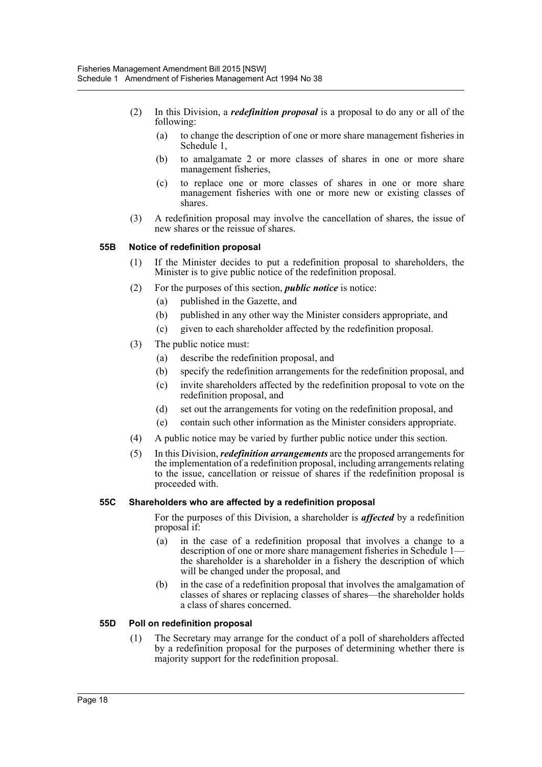(2) In this Division, a ***redefinition proposal*** is a proposal to do any or all of the following:

- (a) to change the description of one or more share management fisheries in Schedule 1,
- (b) to amalgamate 2 or more classes of shares in one or more share management fisheries,
- (c) to replace one or more classes of shares in one or more share management fisheries with one or more new or existing classes of shares.

(3) A redefinition proposal may involve the cancellation of shares, the issue of new shares or the reissue of shares.

**55B Notice of redefinition proposal**

(1) If the Minister decides to put a redefinition proposal to shareholders, the Minister is to give public notice of the redefinition proposal.

(2) For the purposes of this section, ***public notice*** is notice:

- (a) published in the Gazette, and
- (b) published in any other way the Minister considers appropriate, and
- (c) given to each shareholder affected by the redefinition proposal.

(3) The public notice must:

- (a) describe the redefinition proposal, and
- (b) specify the redefinition arrangements for the redefinition proposal, and
- (c) invite shareholders affected by the redefinition proposal to vote on the redefinition proposal, and
- (d) set out the arrangements for voting on the redefinition proposal, and
- (e) contain such other information as the Minister considers appropriate.

(4) A public notice may be varied by further public notice under this section.

(5) In this Division, ***redefinition arrangements*** are the proposed arrangements for the implementation of a redefinition proposal, including arrangements relating to the issue, cancellation or reissue of shares if the redefinition proposal is proceeded with.

**55C Shareholders who are affected by a redefinition proposal**

For the purposes of this Division, a shareholder is ***affected*** by a redefinition proposal if:

- (a) in the case of a redefinition proposal that involves a change to a description of one or more share management fisheries in Schedule 1—the shareholder is a shareholder in a fishery the description of which will be changed under the proposal, and
- (b) in the case of a redefinition proposal that involves the amalgamation of classes of shares or replacing classes of shares—the shareholder holds a class of shares concerned.

**55D Poll on redefinition proposal**

(1) The Secretary may arrange for the conduct of a poll of shareholders affected by a redefinition proposal for the purposes of determining whether there is majority support for the redefinition proposal.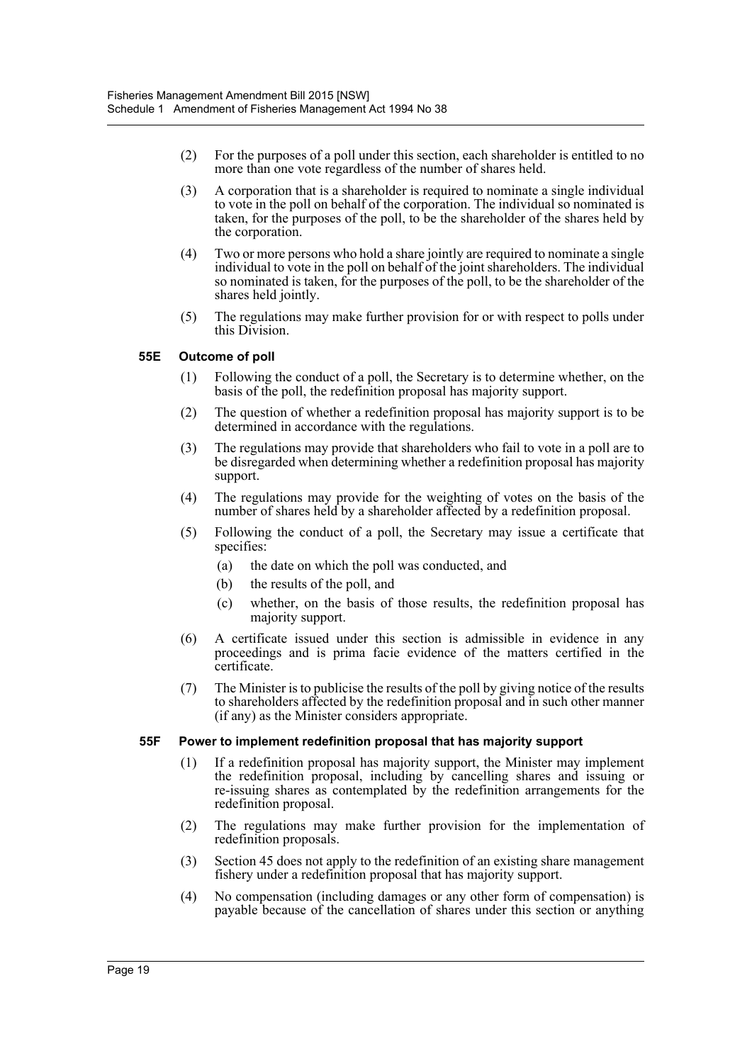(2) For the purposes of a poll under this section, each shareholder is entitled to no more than one vote regardless of the number of shares held.

(3) A corporation that is a shareholder is required to nominate a single individual to vote in the poll on behalf of the corporation. The individual so nominated is taken, for the purposes of the poll, to be the shareholder of the shares held by the corporation.

(4) Two or more persons who hold a share jointly are required to nominate a single individual to vote in the poll on behalf of the joint shareholders. The individual so nominated is taken, for the purposes of the poll, to be the shareholder of the shares held jointly.

(5) The regulations may make further provision for or with respect to polls under this Division.

### 55E Outcome of poll

(1) Following the conduct of a poll, the Secretary is to determine whether, on the basis of the poll, the redefinition proposal has majority support.

(2) The question of whether a redefinition proposal has majority support is to be determined in accordance with the regulations.

(3) The regulations may provide that shareholders who fail to vote in a poll are to be disregarded when determining whether a redefinition proposal has majority support.

(4) The regulations may provide for the weighting of votes on the basis of the number of shares held by a shareholder affected by a redefinition proposal.

(5) Following the conduct of a poll, the Secretary may issue a certificate that specifies:

- (a) the date on which the poll was conducted, and
- (b) the results of the poll, and
- (c) whether, on the basis of those results, the redefinition proposal has majority support.

(6) A certificate issued under this section is admissible in evidence in any proceedings and is prima facie evidence of the matters certified in the certificate.

(7) The Minister is to publicise the results of the poll by giving notice of the results to shareholders affected by the redefinition proposal and in such other manner (if any) as the Minister considers appropriate.

### 55F Power to implement redefinition proposal that has majority support

(1) If a redefinition proposal has majority support, the Minister may implement the redefinition proposal, including by cancelling shares and issuing or re-issuing shares as contemplated by the redefinition arrangements for the redefinition proposal.

(2) The regulations may make further provision for the implementation of redefinition proposals.

(3) Section 45 does not apply to the redefinition of an existing share management fishery under a redefinition proposal that has majority support.

(4) No compensation (including damages or any other form of compensation) is payable because of the cancellation of shares under this section or anything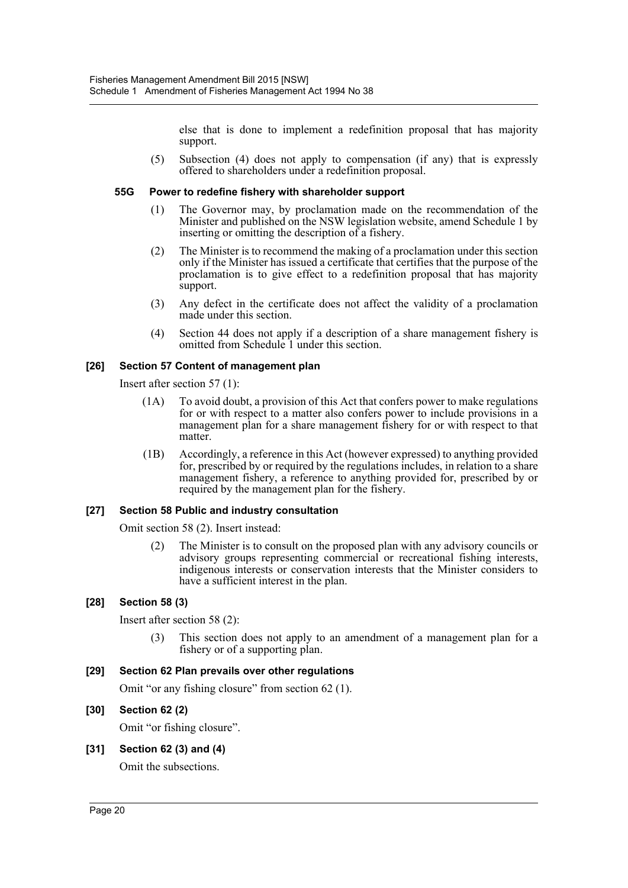else that is done to implement a redefinition proposal that has majority support.

(5) Subsection (4) does not apply to compensation (if any) that is expressly offered to shareholders under a redefinition proposal.

**55G Power to redefine fishery with shareholder support**

(1) The Governor may, by proclamation made on the recommendation of the Minister and published on the NSW legislation website, amend Schedule 1 by inserting or omitting the description of a fishery.

(2) The Minister is to recommend the making of a proclamation under this section only if the Minister has issued a certificate that certifies that the purpose of the proclamation is to give effect to a redefinition proposal that has majority support.

(3) Any defect in the certificate does not affect the validity of a proclamation made under this section.

(4) Section 44 does not apply if a description of a share management fishery is omitted from Schedule 1 under this section.

**[26] Section 57 Content of management plan**

Insert after section 57 (1):

(1A) To avoid doubt, a provision of this Act that confers power to make regulations for or with respect to a matter also confers power to include provisions in a management plan for a share management fishery for or with respect to that matter.

(1B) Accordingly, a reference in this Act (however expressed) to anything provided for, prescribed by or required by the regulations includes, in relation to a share management fishery, a reference to anything provided for, prescribed by or required by the management plan for the fishery.

**[27] Section 58 Public and industry consultation**

Omit section 58 (2). Insert instead:

(2) The Minister is to consult on the proposed plan with any advisory councils or advisory groups representing commercial or recreational fishing interests, indigenous interests or conservation interests that the Minister considers to have a sufficient interest in the plan.

**[28] Section 58 (3)**

Insert after section 58 (2):

(3) This section does not apply to an amendment of a management plan for a fishery or of a supporting plan.

**[29] Section 62 Plan prevails over other regulations**

Omit "or any fishing closure" from section 62 (1).

**[30] Section 62 (2)**

Omit "or fishing closure".

**[31] Section 62 (3) and (4)**

Omit the subsections.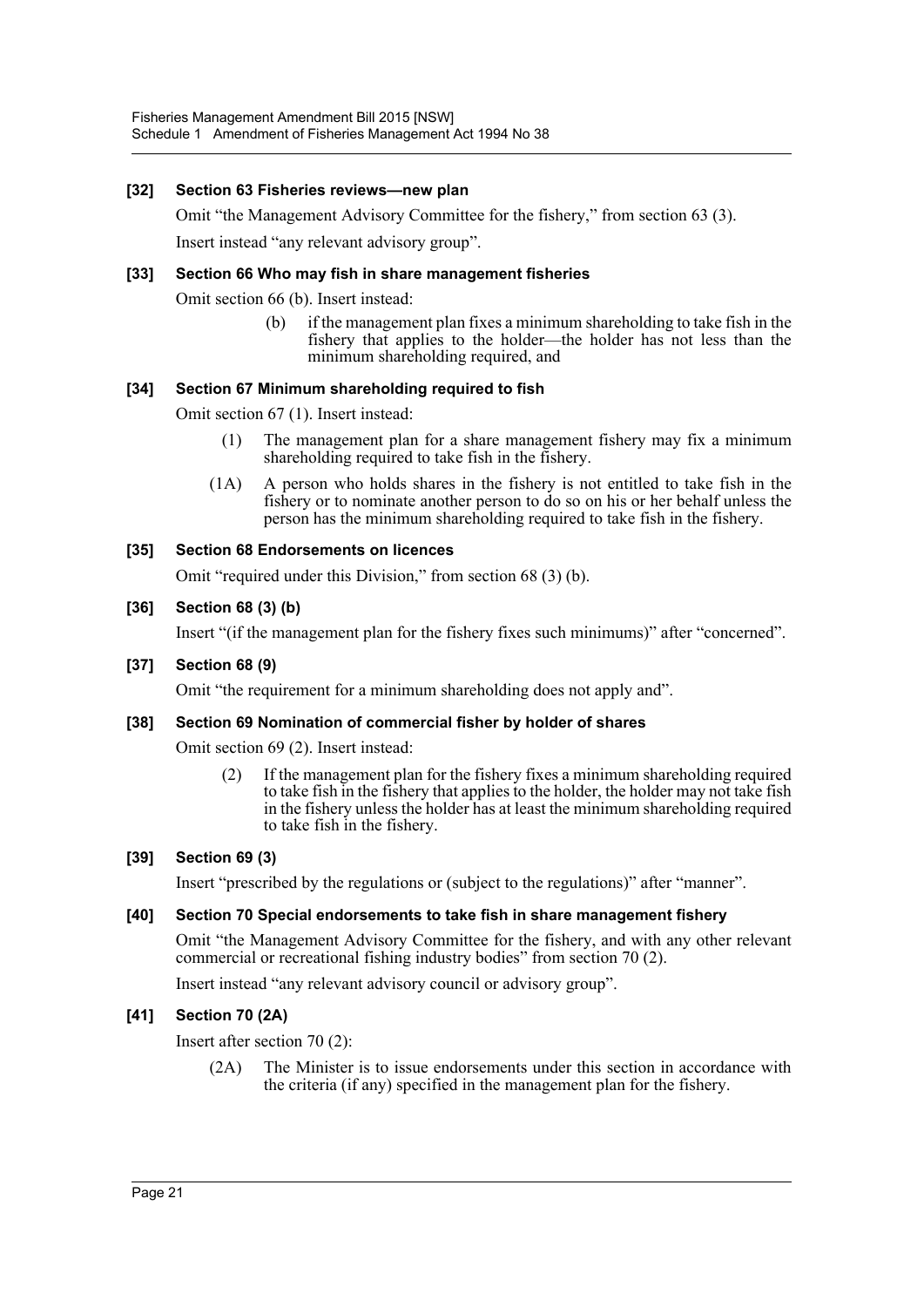### [32] Section 63 Fisheries reviews—new plan

Omit "the Management Advisory Committee for the fishery," from section 63 (3).

Insert instead "any relevant advisory group".

### [33] Section 66 Who may fish in share management fisheries

Omit section 66 (b). Insert instead:

> (b) if the management plan fixes a minimum shareholding to take fish in the fishery that applies to the holder—the holder has not less than the minimum shareholding required, and

### [34] Section 67 Minimum shareholding required to fish

Omit section 67 (1). Insert instead:

> (1) The management plan for a share management fishery may fix a minimum shareholding required to take fish in the fishery.
>
> (1A) A person who holds shares in the fishery is not entitled to take fish in the fishery or to nominate another person to do so on his or her behalf unless the person has the minimum shareholding required to take fish in the fishery.

### [35] Section 68 Endorsements on licences

Omit "required under this Division," from section 68 (3) (b).

### [36] Section 68 (3) (b)

Insert "(if the management plan for the fishery fixes such minimums)" after "concerned".

### [37] Section 68 (9)

Omit "the requirement for a minimum shareholding does not apply and".

### [38] Section 69 Nomination of commercial fisher by holder of shares

Omit section 69 (2). Insert instead:

> (2) If the management plan for the fishery fixes a minimum shareholding required to take fish in the fishery that applies to the holder, the holder may not take fish in the fishery unless the holder has at least the minimum shareholding required to take fish in the fishery.

### [39] Section 69 (3)

Insert "prescribed by the regulations or (subject to the regulations)" after "manner".

### [40] Section 70 Special endorsements to take fish in share management fishery

Omit "the Management Advisory Committee for the fishery, and with any other relevant commercial or recreational fishing industry bodies" from section 70 (2).

Insert instead "any relevant advisory council or advisory group".

### [41] Section 70 (2A)

Insert after section 70 (2):

> (2A) The Minister is to issue endorsements under this section in accordance with the criteria (if any) specified in the management plan for the fishery.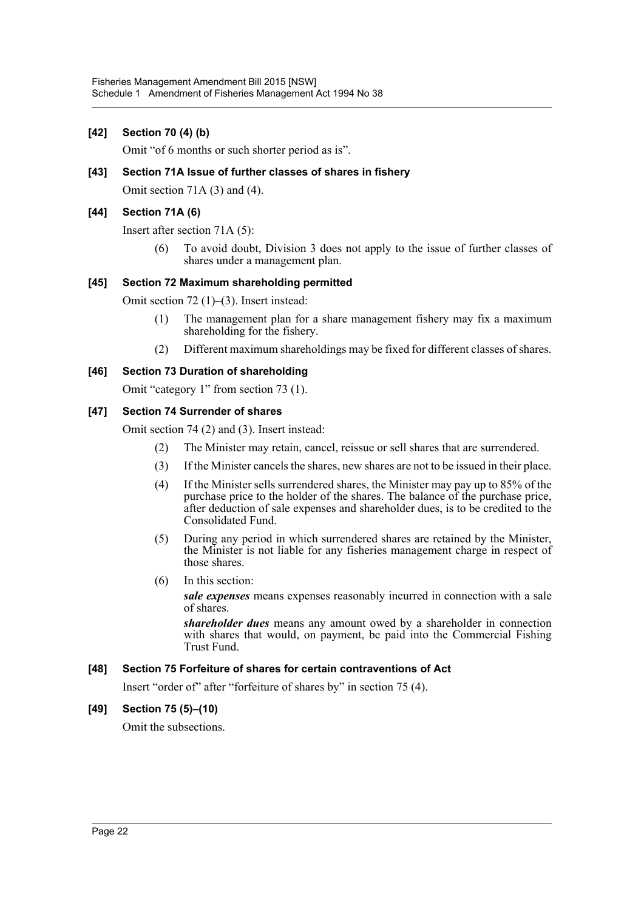**[42] Section 70 (4) (b)**

Omit "of 6 months or such shorter period as is".

**[43] Section 71A Issue of further classes of shares in fishery**

Omit section 71A (3) and (4).

**[44] Section 71A (6)**

Insert after section 71A (5):

> (6) To avoid doubt, Division 3 does not apply to the issue of further classes of shares under a management plan.

**[45] Section 72 Maximum shareholding permitted**

Omit section 72 (1)–(3). Insert instead:

> (1) The management plan for a share management fishery may fix a maximum shareholding for the fishery.
>
> (2) Different maximum shareholdings may be fixed for different classes of shares.

**[46] Section 73 Duration of shareholding**

Omit "category 1" from section 73 (1).

**[47] Section 74 Surrender of shares**

Omit section 74 (2) and (3). Insert instead:

> (2) The Minister may retain, cancel, reissue or sell shares that are surrendered.
>
> (3) If the Minister cancels the shares, new shares are not to be issued in their place.
>
> (4) If the Minister sells surrendered shares, the Minister may pay up to 85% of the purchase price to the holder of the shares. The balance of the purchase price, after deduction of sale expenses and shareholder dues, is to be credited to the Consolidated Fund.
>
> (5) During any period in which surrendered shares are retained by the Minister, the Minister is not liable for any fisheries management charge in respect of those shares.
>
> (6) In this section:
>
> ***sale expenses*** means expenses reasonably incurred in connection with a sale of shares.
>
> ***shareholder dues*** means any amount owed by a shareholder in connection with shares that would, on payment, be paid into the Commercial Fishing Trust Fund.

**[48] Section 75 Forfeiture of shares for certain contraventions of Act**

Insert "order of" after "forfeiture of shares by" in section 75 (4).

**[49] Section 75 (5)–(10)**

Omit the subsections.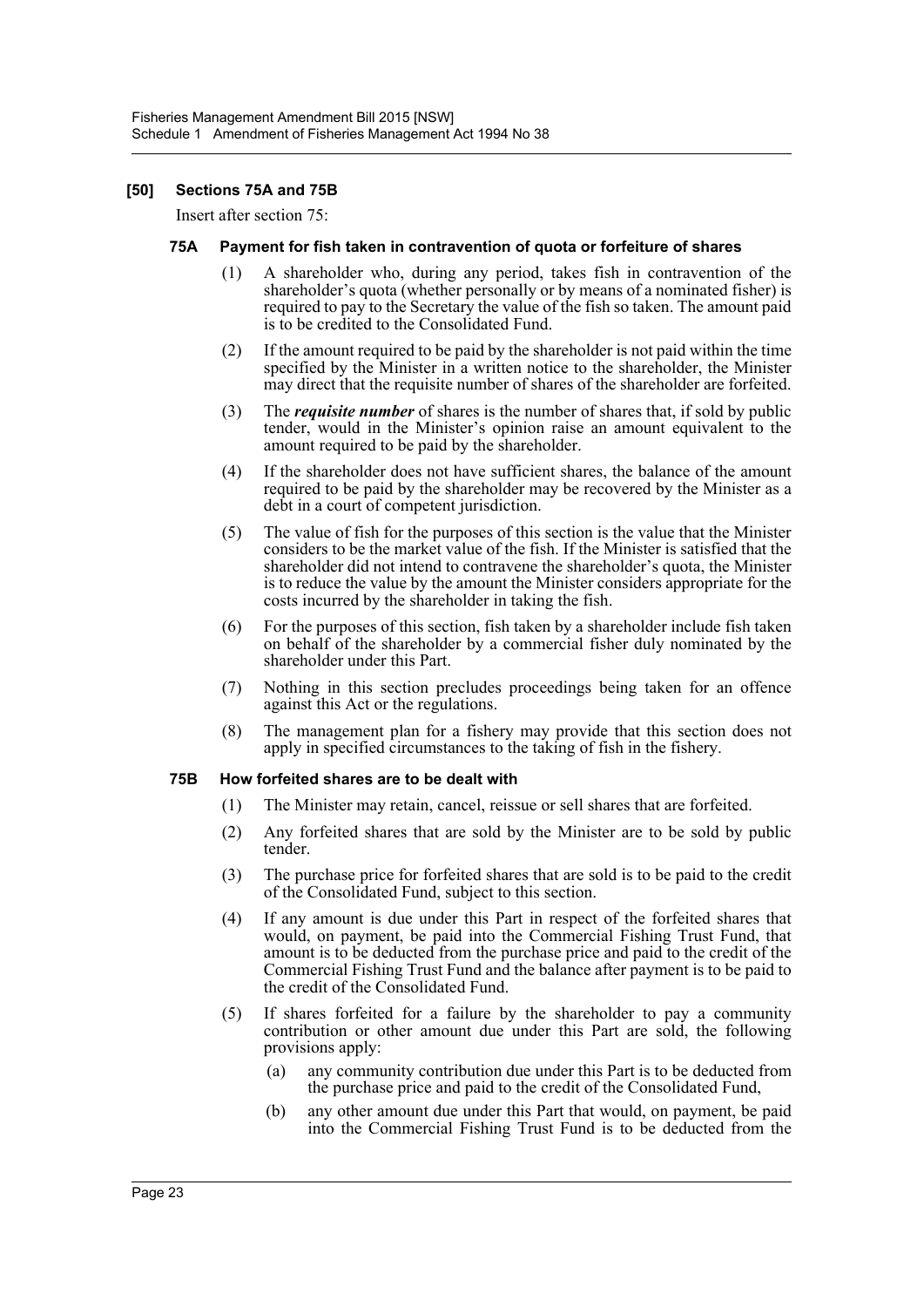### [50] Sections 75A and 75B

Insert after section 75:

#### 75A Payment for fish taken in contravention of quota or forfeiture of shares

(1) A shareholder who, during any period, takes fish in contravention of the shareholder's quota (whether personally or by means of a nominated fisher) is required to pay to the Secretary the value of the fish so taken. The amount paid is to be credited to the Consolidated Fund.

(2) If the amount required to be paid by the shareholder is not paid within the time specified by the Minister in a written notice to the shareholder, the Minister may direct that the requisite number of shares of the shareholder are forfeited.

(3) The ***requisite number*** of shares is the number of shares that, if sold by public tender, would in the Minister's opinion raise an amount equivalent to the amount required to be paid by the shareholder.

(4) If the shareholder does not have sufficient shares, the balance of the amount required to be paid by the shareholder may be recovered by the Minister as a debt in a court of competent jurisdiction.

(5) The value of fish for the purposes of this section is the value that the Minister considers to be the market value of the fish. If the Minister is satisfied that the shareholder did not intend to contravene the shareholder's quota, the Minister is to reduce the value by the amount the Minister considers appropriate for the costs incurred by the shareholder in taking the fish.

(6) For the purposes of this section, fish taken by a shareholder include fish taken on behalf of the shareholder by a commercial fisher duly nominated by the shareholder under this Part.

(7) Nothing in this section precludes proceedings being taken for an offence against this Act or the regulations.

(8) The management plan for a fishery may provide that this section does not apply in specified circumstances to the taking of fish in the fishery.

#### 75B How forfeited shares are to be dealt with

(1) The Minister may retain, cancel, reissue or sell shares that are forfeited.

(2) Any forfeited shares that are sold by the Minister are to be sold by public tender.

(3) The purchase price for forfeited shares that are sold is to be paid to the credit of the Consolidated Fund, subject to this section.

(4) If any amount is due under this Part in respect of the forfeited shares that would, on payment, be paid into the Commercial Fishing Trust Fund, that amount is to be deducted from the purchase price and paid to the credit of the Commercial Fishing Trust Fund and the balance after payment is to be paid to the credit of the Consolidated Fund.

(5) If shares forfeited for a failure by the shareholder to pay a community contribution or other amount due under this Part are sold, the following provisions apply:

(a) any community contribution due under this Part is to be deducted from the purchase price and paid to the credit of the Consolidated Fund,

(b) any other amount due under this Part that would, on payment, be paid into the Commercial Fishing Trust Fund is to be deducted from the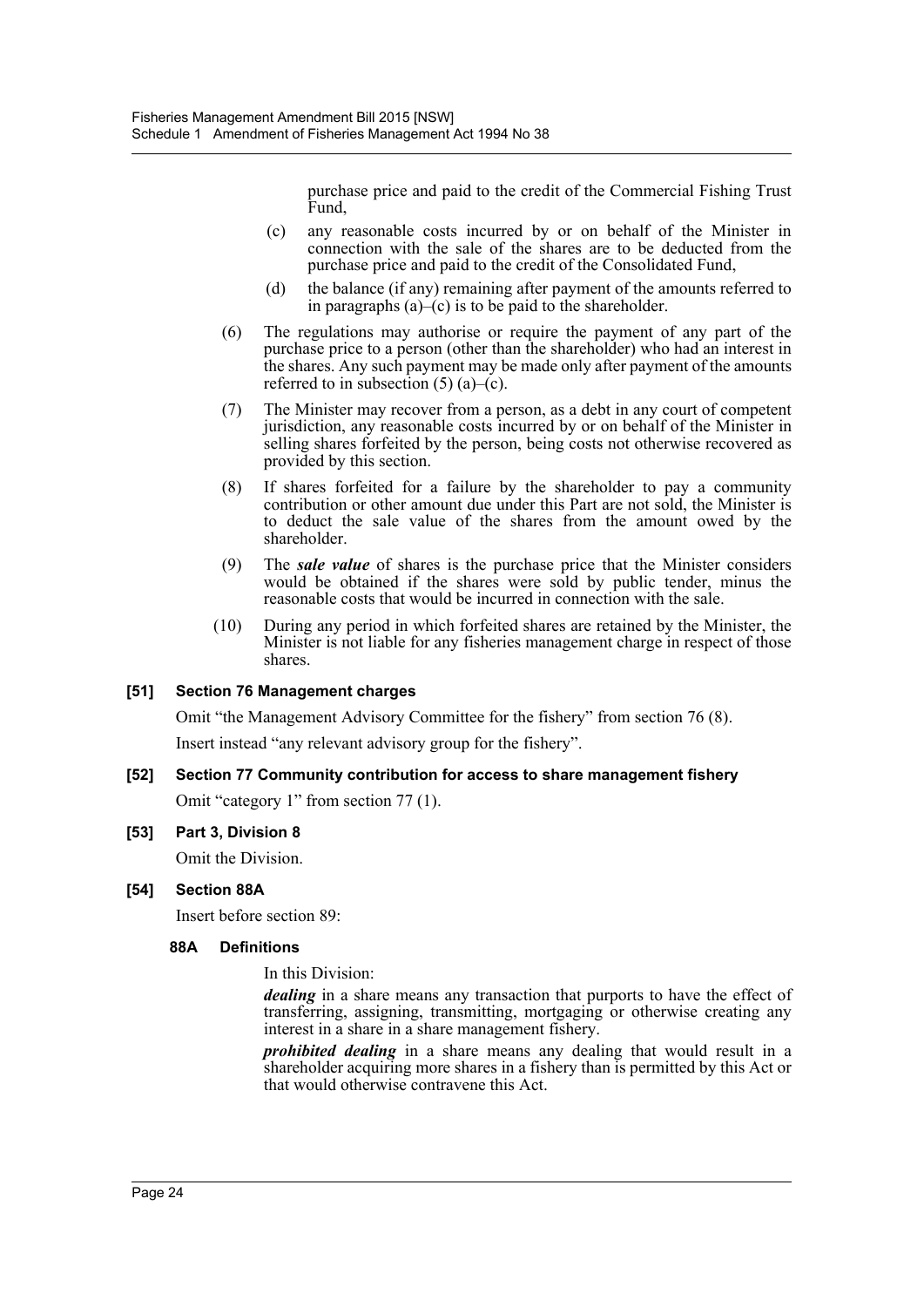purchase price and paid to the credit of the Commercial Fishing Trust Fund,

(c) any reasonable costs incurred by or on behalf of the Minister in connection with the sale of the shares are to be deducted from the purchase price and paid to the credit of the Consolidated Fund,

(d) the balance (if any) remaining after payment of the amounts referred to in paragraphs (a)–(c) is to be paid to the shareholder.

(6) The regulations may authorise or require the payment of any part of the purchase price to a person (other than the shareholder) who had an interest in the shares. Any such payment may be made only after payment of the amounts referred to in subsection (5) (a)–(c).

(7) The Minister may recover from a person, as a debt in any court of competent jurisdiction, any reasonable costs incurred by or on behalf of the Minister in selling shares forfeited by the person, being costs not otherwise recovered as provided by this section.

(8) If shares forfeited for a failure by the shareholder to pay a community contribution or other amount due under this Part are not sold, the Minister is to deduct the sale value of the shares from the amount owed by the shareholder.

(9) The ***sale value*** of shares is the purchase price that the Minister considers would be obtained if the shares were sold by public tender, minus the reasonable costs that would be incurred in connection with the sale.

(10) During any period in which forfeited shares are retained by the Minister, the Minister is not liable for any fisheries management charge in respect of those shares.

**[51] Section 76 Management charges**

Omit "the Management Advisory Committee for the fishery" from section 76 (8).

Insert instead "any relevant advisory group for the fishery".

**[52] Section 77 Community contribution for access to share management fishery**

Omit "category 1" from section 77 (1).

**[53] Part 3, Division 8**

Omit the Division.

**[54] Section 88A**

Insert before section 89:

**88A Definitions**

In this Division:

***dealing*** in a share means any transaction that purports to have the effect of transferring, assigning, transmitting, mortgaging or otherwise creating any interest in a share in a share management fishery.

***prohibited dealing*** in a share means any dealing that would result in a shareholder acquiring more shares in a fishery than is permitted by this Act or that would otherwise contravene this Act.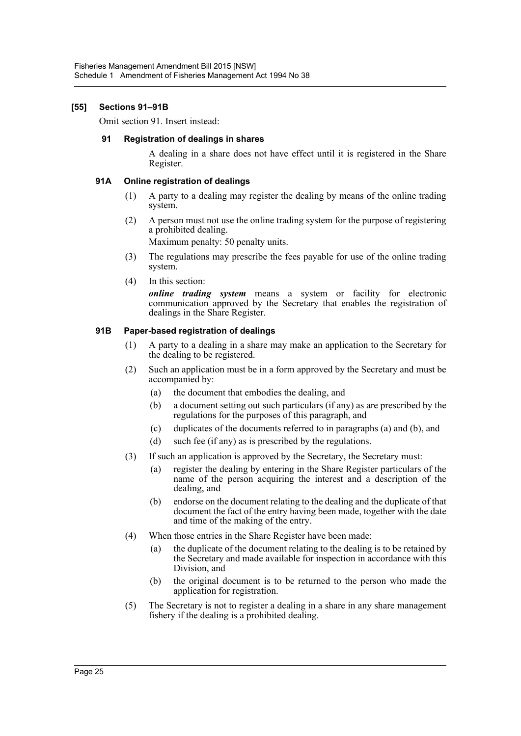**[55] Sections 91–91B**

Omit section 91. Insert instead:

**91 Registration of dealings in shares**

A dealing in a share does not have effect until it is registered in the Share Register.

**91A Online registration of dealings**

(1) A party to a dealing may register the dealing by means of the online trading system.

(2) A person must not use the online trading system for the purpose of registering a prohibited dealing.

Maximum penalty: 50 penalty units.

(3) The regulations may prescribe the fees payable for use of the online trading system.

(4) In this section:

***online trading system*** means a system or facility for electronic communication approved by the Secretary that enables the registration of dealings in the Share Register.

**91B Paper-based registration of dealings**

(1) A party to a dealing in a share may make an application to the Secretary for the dealing to be registered.

(2) Such an application must be in a form approved by the Secretary and must be accompanied by:

- (a) the document that embodies the dealing, and
- (b) a document setting out such particulars (if any) as are prescribed by the regulations for the purposes of this paragraph, and
- (c) duplicates of the documents referred to in paragraphs (a) and (b), and
- (d) such fee (if any) as is prescribed by the regulations.

(3) If such an application is approved by the Secretary, the Secretary must:

- (a) register the dealing by entering in the Share Register particulars of the name of the person acquiring the interest and a description of the dealing, and
- (b) endorse on the document relating to the dealing and the duplicate of that document the fact of the entry having been made, together with the date and time of the making of the entry.

(4) When those entries in the Share Register have been made:

- (a) the duplicate of the document relating to the dealing is to be retained by the Secretary and made available for inspection in accordance with this Division, and
- (b) the original document is to be returned to the person who made the application for registration.

(5) The Secretary is not to register a dealing in a share in any share management fishery if the dealing is a prohibited dealing.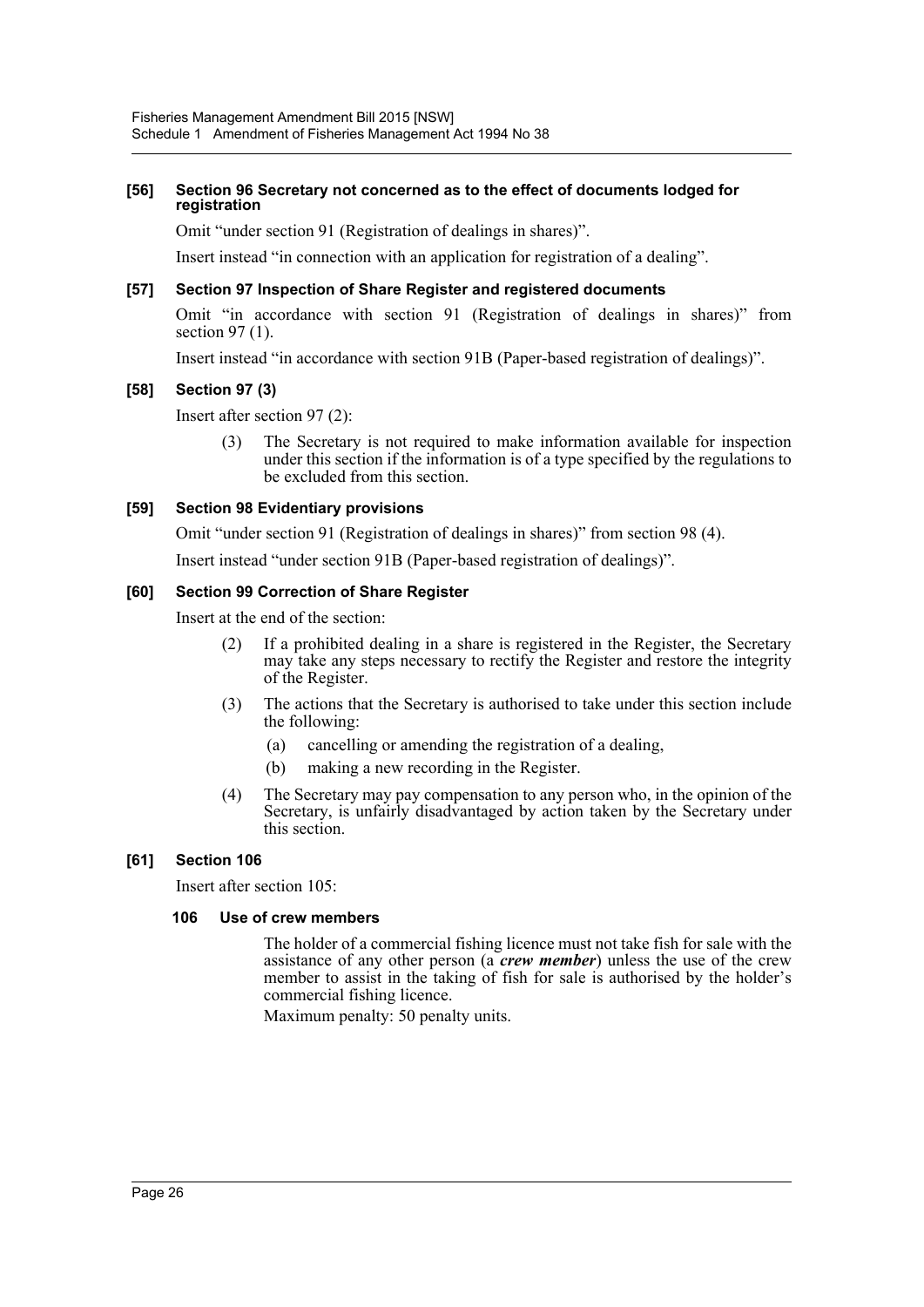**[56] Section 96 Secretary not concerned as to the effect of documents lodged for registration**

Omit "under section 91 (Registration of dealings in shares)".

Insert instead "in connection with an application for registration of a dealing".

**[57] Section 97 Inspection of Share Register and registered documents**

Omit "in accordance with section 91 (Registration of dealings in shares)" from section 97 (1).

Insert instead "in accordance with section 91B (Paper-based registration of dealings)".

**[58] Section 97 (3)**

Insert after section 97 (2):

(3) The Secretary is not required to make information available for inspection under this section if the information is of a type specified by the regulations to be excluded from this section.

**[59] Section 98 Evidentiary provisions**

Omit "under section 91 (Registration of dealings in shares)" from section 98 (4).

Insert instead "under section 91B (Paper-based registration of dealings)".

**[60] Section 99 Correction of Share Register**

Insert at the end of the section:

(2) If a prohibited dealing in a share is registered in the Register, the Secretary may take any steps necessary to rectify the Register and restore the integrity of the Register.

(3) The actions that the Secretary is authorised to take under this section include the following:

(a) cancelling or amending the registration of a dealing,

(b) making a new recording in the Register.

(4) The Secretary may pay compensation to any person who, in the opinion of the Secretary, is unfairly disadvantaged by action taken by the Secretary under this section.

**[61] Section 106**

Insert after section 105:

**106 Use of crew members**

The holder of a commercial fishing licence must not take fish for sale with the assistance of any other person (a ***crew member***) unless the use of the crew member to assist in the taking of fish for sale is authorised by the holder's commercial fishing licence.

Maximum penalty: 50 penalty units.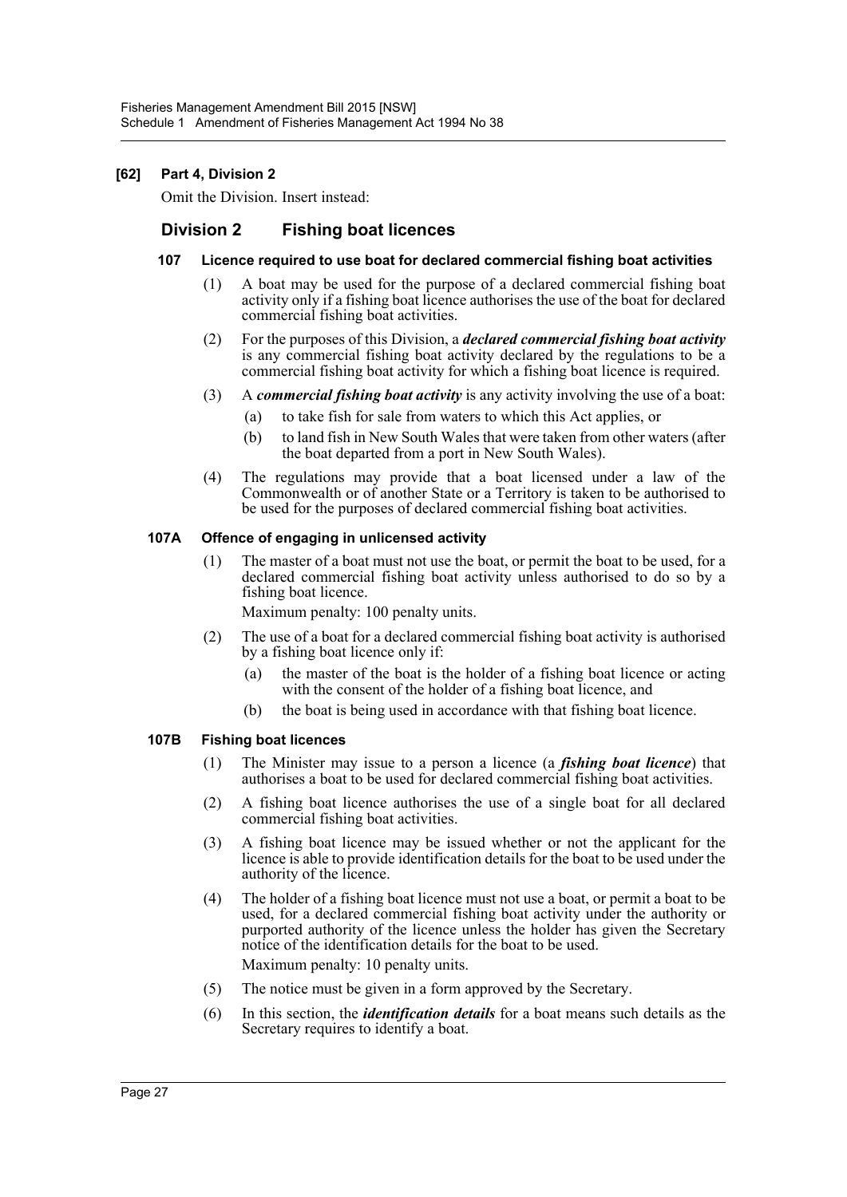**[62] Part 4, Division 2**

Omit the Division. Insert instead:

## Division 2 Fishing boat licences

### 107 Licence required to use boat for declared commercial fishing boat activities

(1) A boat may be used for the purpose of a declared commercial fishing boat activity only if a fishing boat licence authorises the use of the boat for declared commercial fishing boat activities.

(2) For the purposes of this Division, a ***declared commercial fishing boat activity*** is any commercial fishing boat activity declared by the regulations to be a commercial fishing boat activity for which a fishing boat licence is required.

(3) A ***commercial fishing boat activity*** is any activity involving the use of a boat:

- (a) to take fish for sale from waters to which this Act applies, or
- (b) to land fish in New South Wales that were taken from other waters (after the boat departed from a port in New South Wales).

(4) The regulations may provide that a boat licensed under a law of the Commonwealth or of another State or a Territory is taken to be authorised to be used for the purposes of declared commercial fishing boat activities.

### 107A Offence of engaging in unlicensed activity

(1) The master of a boat must not use the boat, or permit the boat to be used, for a declared commercial fishing boat activity unless authorised to do so by a fishing boat licence.

Maximum penalty: 100 penalty units.

(2) The use of a boat for a declared commercial fishing boat activity is authorised by a fishing boat licence only if:

- (a) the master of the boat is the holder of a fishing boat licence or acting with the consent of the holder of a fishing boat licence, and
- (b) the boat is being used in accordance with that fishing boat licence.

### 107B Fishing boat licences

(1) The Minister may issue to a person a licence (a ***fishing boat licence***) that authorises a boat to be used for declared commercial fishing boat activities.

(2) A fishing boat licence authorises the use of a single boat for all declared commercial fishing boat activities.

(3) A fishing boat licence may be issued whether or not the applicant for the licence is able to provide identification details for the boat to be used under the authority of the licence.

(4) The holder of a fishing boat licence must not use a boat, or permit a boat to be used, for a declared commercial fishing boat activity under the authority or purported authority of the licence unless the holder has given the Secretary notice of the identification details for the boat to be used.

Maximum penalty: 10 penalty units.

(5) The notice must be given in a form approved by the Secretary.

(6) In this section, the ***identification details*** for a boat means such details as the Secretary requires to identify a boat.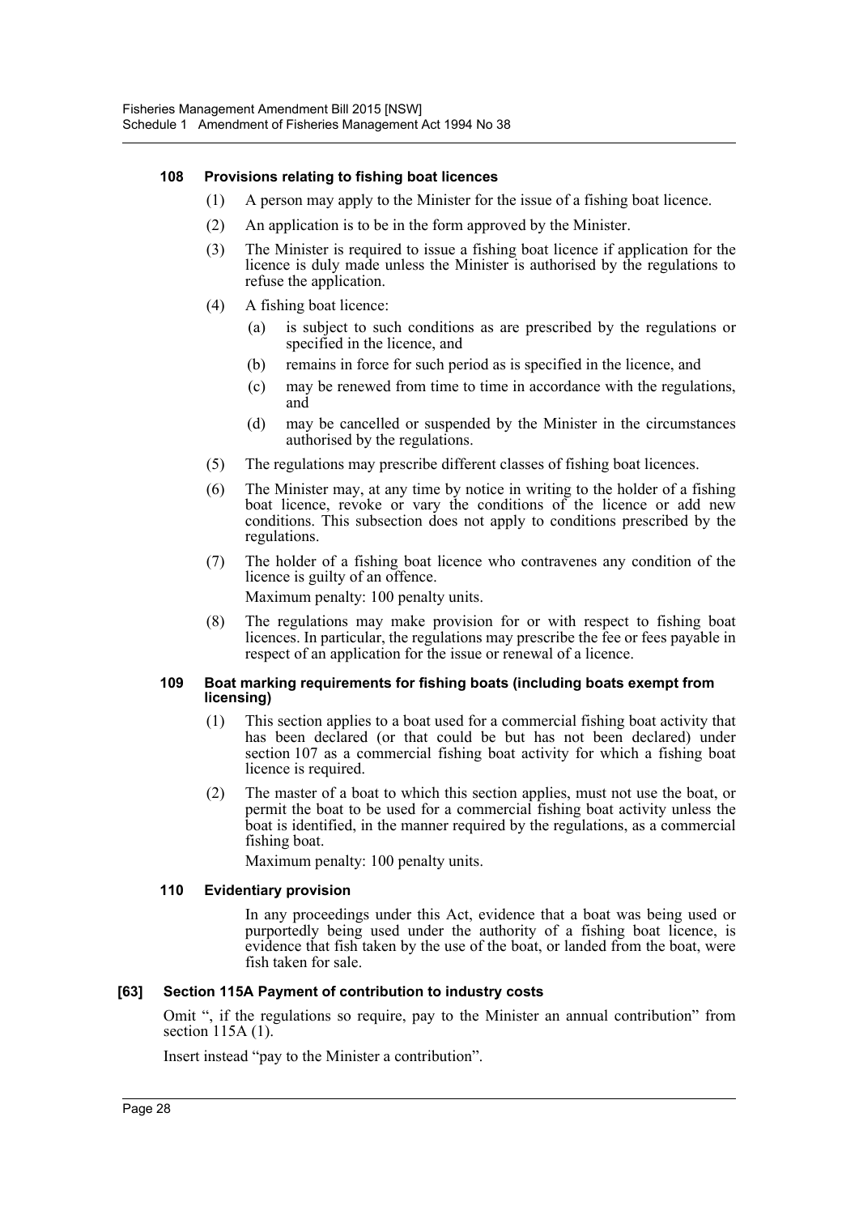#### 108 Provisions relating to fishing boat licences

(1) A person may apply to the Minister for the issue of a fishing boat licence.

(2) An application is to be in the form approved by the Minister.

(3) The Minister is required to issue a fishing boat licence if application for the licence is duly made unless the Minister is authorised by the regulations to refuse the application.

(4) A fishing boat licence:

  - (a) is subject to such conditions as are prescribed by the regulations or specified in the licence, and
  - (b) remains in force for such period as is specified in the licence, and
  - (c) may be renewed from time to time in accordance with the regulations, and
  - (d) may be cancelled or suspended by the Minister in the circumstances authorised by the regulations.

(5) The regulations may prescribe different classes of fishing boat licences.

(6) The Minister may, at any time by notice in writing to the holder of a fishing boat licence, revoke or vary the conditions of the licence or add new conditions. This subsection does not apply to conditions prescribed by the regulations.

(7) The holder of a fishing boat licence who contravenes any condition of the licence is guilty of an offence.

Maximum penalty: 100 penalty units.

(8) The regulations may make provision for or with respect to fishing boat licences. In particular, the regulations may prescribe the fee or fees payable in respect of an application for the issue or renewal of a licence.

#### 109 Boat marking requirements for fishing boats (including boats exempt from licensing)

(1) This section applies to a boat used for a commercial fishing boat activity that has been declared (or that could be but has not been declared) under section 107 as a commercial fishing boat activity for which a fishing boat licence is required.

(2) The master of a boat to which this section applies, must not use the boat, or permit the boat to be used for a commercial fishing boat activity unless the boat is identified, in the manner required by the regulations, as a commercial fishing boat.

Maximum penalty: 100 penalty units.

#### 110 Evidentiary provision

In any proceedings under this Act, evidence that a boat was being used or purportedly being used under the authority of a fishing boat licence, is evidence that fish taken by the use of the boat, or landed from the boat, were fish taken for sale.

#### [63] Section 115A Payment of contribution to industry costs

Omit ", if the regulations so require, pay to the Minister an annual contribution" from section 115A (1).

Insert instead "pay to the Minister a contribution".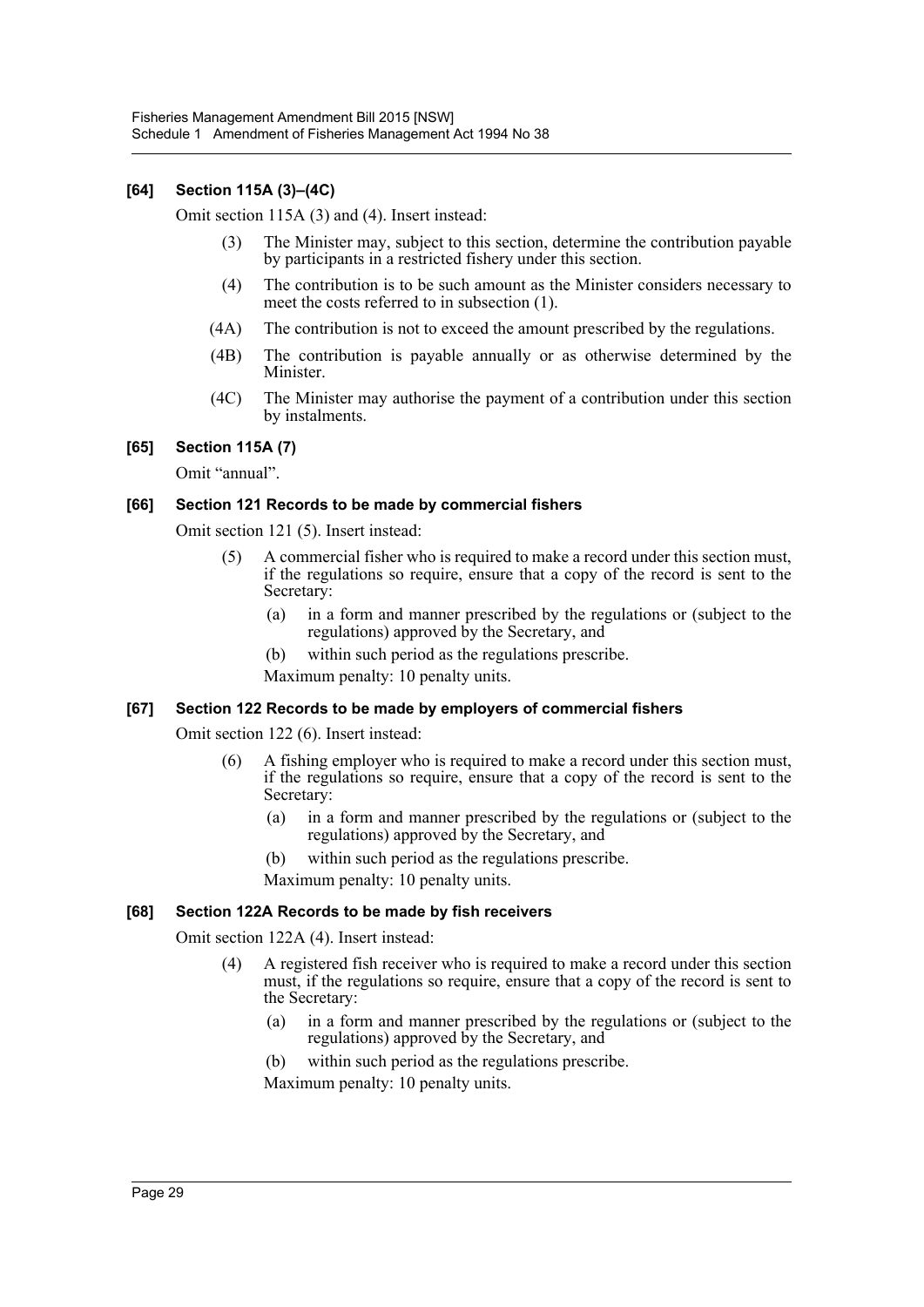#### [64] Section 115A (3)–(4C)

Omit section 115A (3) and (4). Insert instead:

(3) The Minister may, subject to this section, determine the contribution payable by participants in a restricted fishery under this section.

(4) The contribution is to be such amount as the Minister considers necessary to meet the costs referred to in subsection (1).

(4A) The contribution is not to exceed the amount prescribed by the regulations.

(4B) The contribution is payable annually or as otherwise determined by the Minister.

(4C) The Minister may authorise the payment of a contribution under this section by instalments.

#### [65] Section 115A (7)

Omit "annual".

#### [66] Section 121 Records to be made by commercial fishers

Omit section 121 (5). Insert instead:

(5) A commercial fisher who is required to make a record under this section must, if the regulations so require, ensure that a copy of the record is sent to the Secretary:

(a) in a form and manner prescribed by the regulations or (subject to the regulations) approved by the Secretary, and

(b) within such period as the regulations prescribe.

Maximum penalty: 10 penalty units.

#### [67] Section 122 Records to be made by employers of commercial fishers

Omit section 122 (6). Insert instead:

(6) A fishing employer who is required to make a record under this section must, if the regulations so require, ensure that a copy of the record is sent to the Secretary:

(a) in a form and manner prescribed by the regulations or (subject to the regulations) approved by the Secretary, and

(b) within such period as the regulations prescribe.

Maximum penalty: 10 penalty units.

#### [68] Section 122A Records to be made by fish receivers

Omit section 122A (4). Insert instead:

(4) A registered fish receiver who is required to make a record under this section must, if the regulations so require, ensure that a copy of the record is sent to the Secretary:

(a) in a form and manner prescribed by the regulations or (subject to the regulations) approved by the Secretary, and

(b) within such period as the regulations prescribe.

Maximum penalty: 10 penalty units.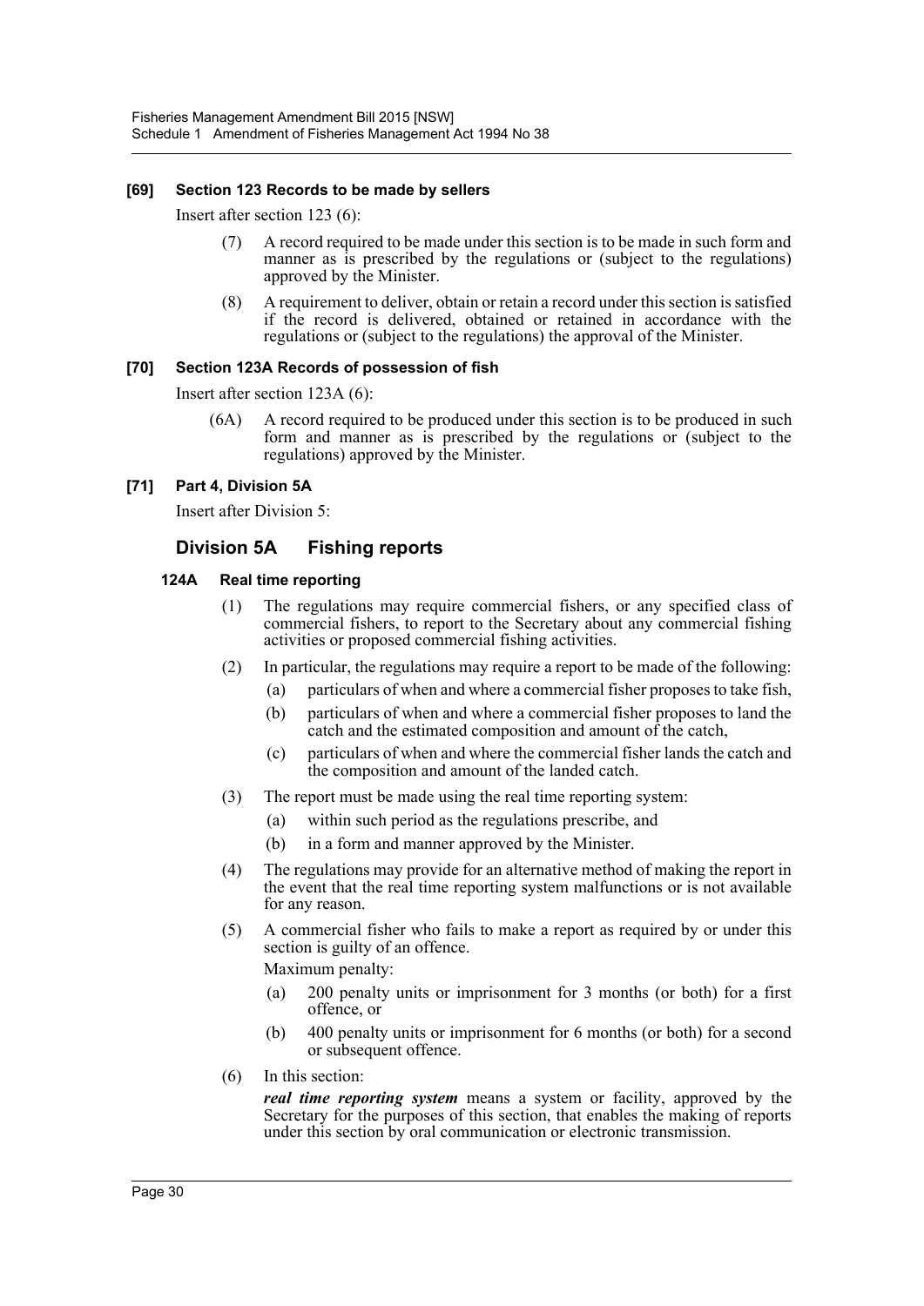**[69] Section 123 Records to be made by sellers**

Insert after section 123 (6):

(7) A record required to be made under this section is to be made in such form and manner as is prescribed by the regulations or (subject to the regulations) approved by the Minister.

(8) A requirement to deliver, obtain or retain a record under this section is satisfied if the record is delivered, obtained or retained in accordance with the regulations or (subject to the regulations) the approval of the Minister.

**[70] Section 123A Records of possession of fish**

Insert after section 123A (6):

(6A) A record required to be produced under this section is to be produced in such form and manner as is prescribed by the regulations or (subject to the regulations) approved by the Minister.

**[71] Part 4, Division 5A**

Insert after Division 5:

## Division 5A Fishing reports

**124A Real time reporting**

(1) The regulations may require commercial fishers, or any specified class of commercial fishers, to report to the Secretary about any commercial fishing activities or proposed commercial fishing activities.

(2) In particular, the regulations may require a report to be made of the following:

(a) particulars of when and where a commercial fisher proposes to take fish,

(b) particulars of when and where a commercial fisher proposes to land the catch and the estimated composition and amount of the catch,

(c) particulars of when and where the commercial fisher lands the catch and the composition and amount of the landed catch.

(3) The report must be made using the real time reporting system:

(a) within such period as the regulations prescribe, and

(b) in a form and manner approved by the Minister.

(4) The regulations may provide for an alternative method of making the report in the event that the real time reporting system malfunctions or is not available for any reason.

(5) A commercial fisher who fails to make a report as required by or under this section is guilty of an offence.

Maximum penalty:

(a) 200 penalty units or imprisonment for 3 months (or both) for a first offence, or

(b) 400 penalty units or imprisonment for 6 months (or both) for a second or subsequent offence.

(6) In this section:

***real time reporting system*** means a system or facility, approved by the Secretary for the purposes of this section, that enables the making of reports under this section by oral communication or electronic transmission.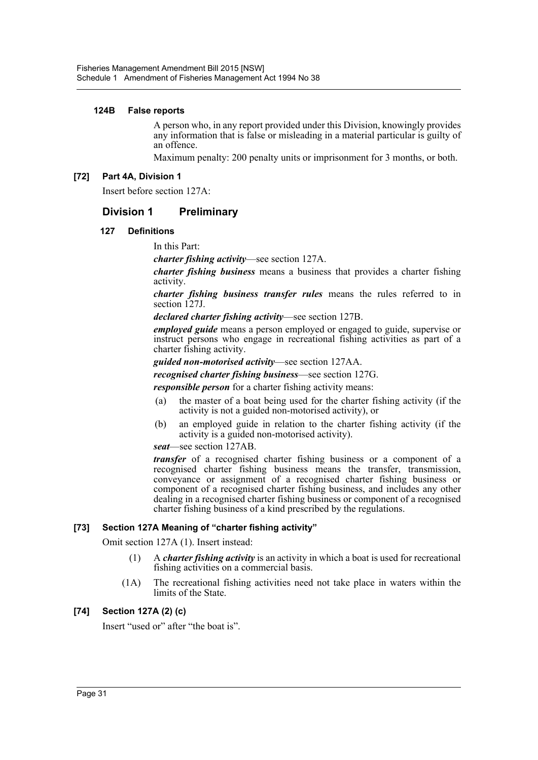#### 124B False reports

A person who, in any report provided under this Division, knowingly provides any information that is false or misleading in a material particular is guilty of an offence.

Maximum penalty: 200 penalty units or imprisonment for 3 months, or both.

### [72] Part 4A, Division 1

Insert before section 127A:

## Division 1 Preliminary

#### 127 Definitions

In this Part:

***charter fishing activity***—see section 127A.

***charter fishing business*** means a business that provides a charter fishing activity.

***charter fishing business transfer rules*** means the rules referred to in section 127J.

***declared charter fishing activity***—see section 127B.

***employed guide*** means a person employed or engaged to guide, supervise or instruct persons who engage in recreational fishing activities as part of a charter fishing activity.

***guided non-motorised activity***—see section 127AA.

***recognised charter fishing business***—see section 127G.

***responsible person*** for a charter fishing activity means:

(a) the master of a boat being used for the charter fishing activity (if the activity is not a guided non-motorised activity), or

(b) an employed guide in relation to the charter fishing activity (if the activity is a guided non-motorised activity).

***seat***—see section 127AB.

***transfer*** of a recognised charter fishing business or a component of a recognised charter fishing business means the transfer, transmission, conveyance or assignment of a recognised charter fishing business or component of a recognised charter fishing business, and includes any other dealing in a recognised charter fishing business or component of a recognised charter fishing business of a kind prescribed by the regulations.

### [73] Section 127A Meaning of "charter fishing activity"

Omit section 127A (1). Insert instead:

(1) A ***charter fishing activity*** is an activity in which a boat is used for recreational fishing activities on a commercial basis.

(1A) The recreational fishing activities need not take place in waters within the limits of the State.

### [74] Section 127A (2) (c)

Insert "used or" after "the boat is".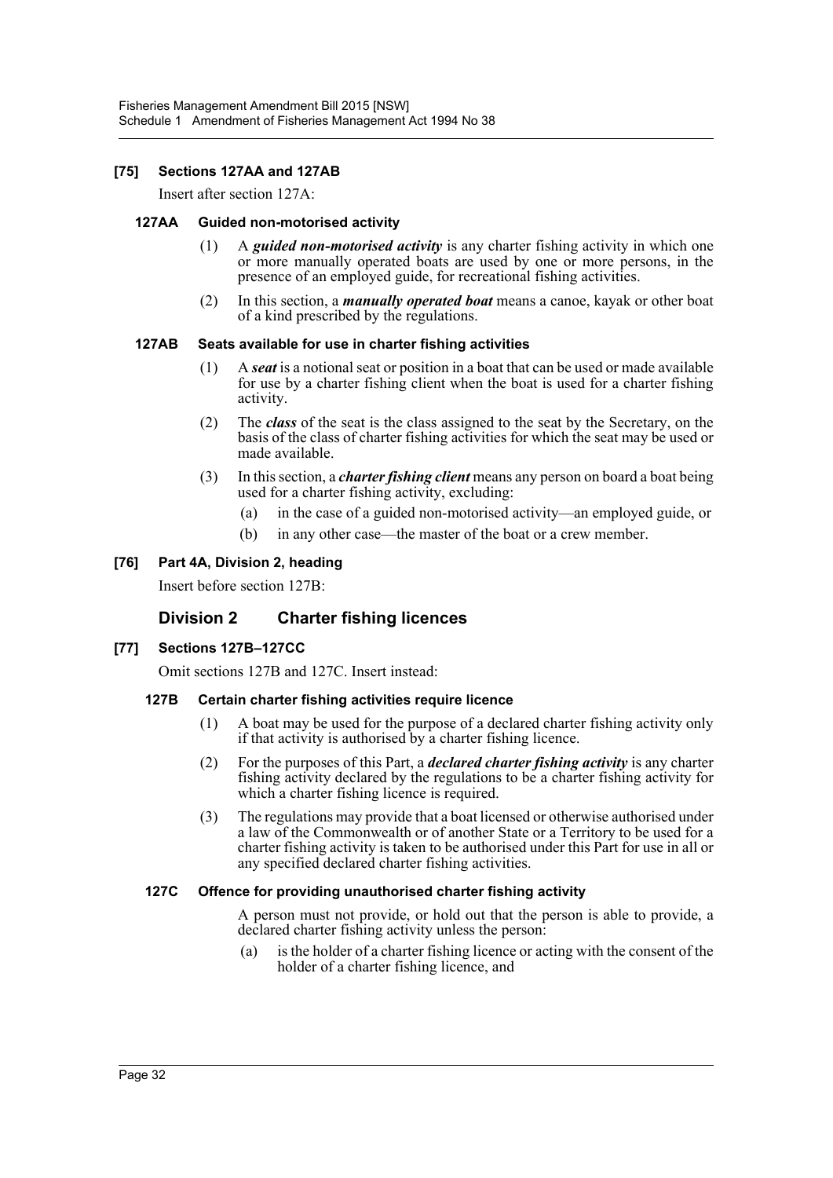### [75] Sections 127AA and 127AB

Insert after section 127A:

#### 127AA Guided non-motorised activity

(1) A ***guided non-motorised activity*** is any charter fishing activity in which one or more manually operated boats are used by one or more persons, in the presence of an employed guide, for recreational fishing activities.

(2) In this section, a ***manually operated boat*** means a canoe, kayak or other boat of a kind prescribed by the regulations.

#### 127AB Seats available for use in charter fishing activities

(1) A ***seat*** is a notional seat or position in a boat that can be used or made available for use by a charter fishing client when the boat is used for a charter fishing activity.

(2) The ***class*** of the seat is the class assigned to the seat by the Secretary, on the basis of the class of charter fishing activities for which the seat may be used or made available.

(3) In this section, a ***charter fishing client*** means any person on board a boat being used for a charter fishing activity, excluding:

- (a) in the case of a guided non-motorised activity—an employed guide, or
- (b) in any other case—the master of the boat or a crew member.

### [76] Part 4A, Division 2, heading

Insert before section 127B:

## Division 2 Charter fishing licences

### [77] Sections 127B–127CC

Omit sections 127B and 127C. Insert instead:

#### 127B Certain charter fishing activities require licence

(1) A boat may be used for the purpose of a declared charter fishing activity only if that activity is authorised by a charter fishing licence.

(2) For the purposes of this Part, a ***declared charter fishing activity*** is any charter fishing activity declared by the regulations to be a charter fishing activity for which a charter fishing licence is required.

(3) The regulations may provide that a boat licensed or otherwise authorised under a law of the Commonwealth or of another State or a Territory to be used for a charter fishing activity is taken to be authorised under this Part for use in all or any specified declared charter fishing activities.

#### 127C Offence for providing unauthorised charter fishing activity

A person must not provide, or hold out that the person is able to provide, a declared charter fishing activity unless the person:

- (a) is the holder of a charter fishing licence or acting with the consent of the holder of a charter fishing licence, and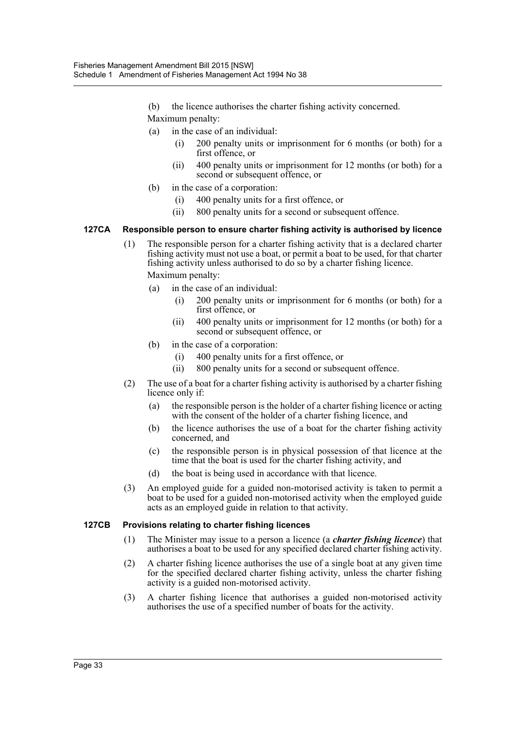(b) the licence authorises the charter fishing activity concerned.

Maximum penalty:

- (a) in the case of an individual:
  - (i) 200 penalty units or imprisonment for 6 months (or both) for a first offence, or
  - (ii) 400 penalty units or imprisonment for 12 months (or both) for a second or subsequent offence, or
- (b) in the case of a corporation:
  - (i) 400 penalty units for a first offence, or
  - (ii) 800 penalty units for a second or subsequent offence.

#### 127CA Responsible person to ensure charter fishing activity is authorised by licence

(1) The responsible person for a charter fishing activity that is a declared charter fishing activity must not use a boat, or permit a boat to be used, for that charter fishing activity unless authorised to do so by a charter fishing licence.

Maximum penalty:

- (a) in the case of an individual:
  - (i) 200 penalty units or imprisonment for 6 months (or both) for a first offence, or
  - (ii) 400 penalty units or imprisonment for 12 months (or both) for a second or subsequent offence, or
- (b) in the case of a corporation:
  - (i) 400 penalty units for a first offence, or
  - (ii) 800 penalty units for a second or subsequent offence.

(2) The use of a boat for a charter fishing activity is authorised by a charter fishing licence only if:

- (a) the responsible person is the holder of a charter fishing licence or acting with the consent of the holder of a charter fishing licence, and
- (b) the licence authorises the use of a boat for the charter fishing activity concerned, and
- (c) the responsible person is in physical possession of that licence at the time that the boat is used for the charter fishing activity, and
- (d) the boat is being used in accordance with that licence.

(3) An employed guide for a guided non-motorised activity is taken to permit a boat to be used for a guided non-motorised activity when the employed guide acts as an employed guide in relation to that activity.

#### 127CB Provisions relating to charter fishing licences

(1) The Minister may issue to a person a licence (a ***charter fishing licence***) that authorises a boat to be used for any specified declared charter fishing activity.

(2) A charter fishing licence authorises the use of a single boat at any given time for the specified declared charter fishing activity, unless the charter fishing activity is a guided non-motorised activity.

(3) A charter fishing licence that authorises a guided non-motorised activity authorises the use of a specified number of boats for the activity.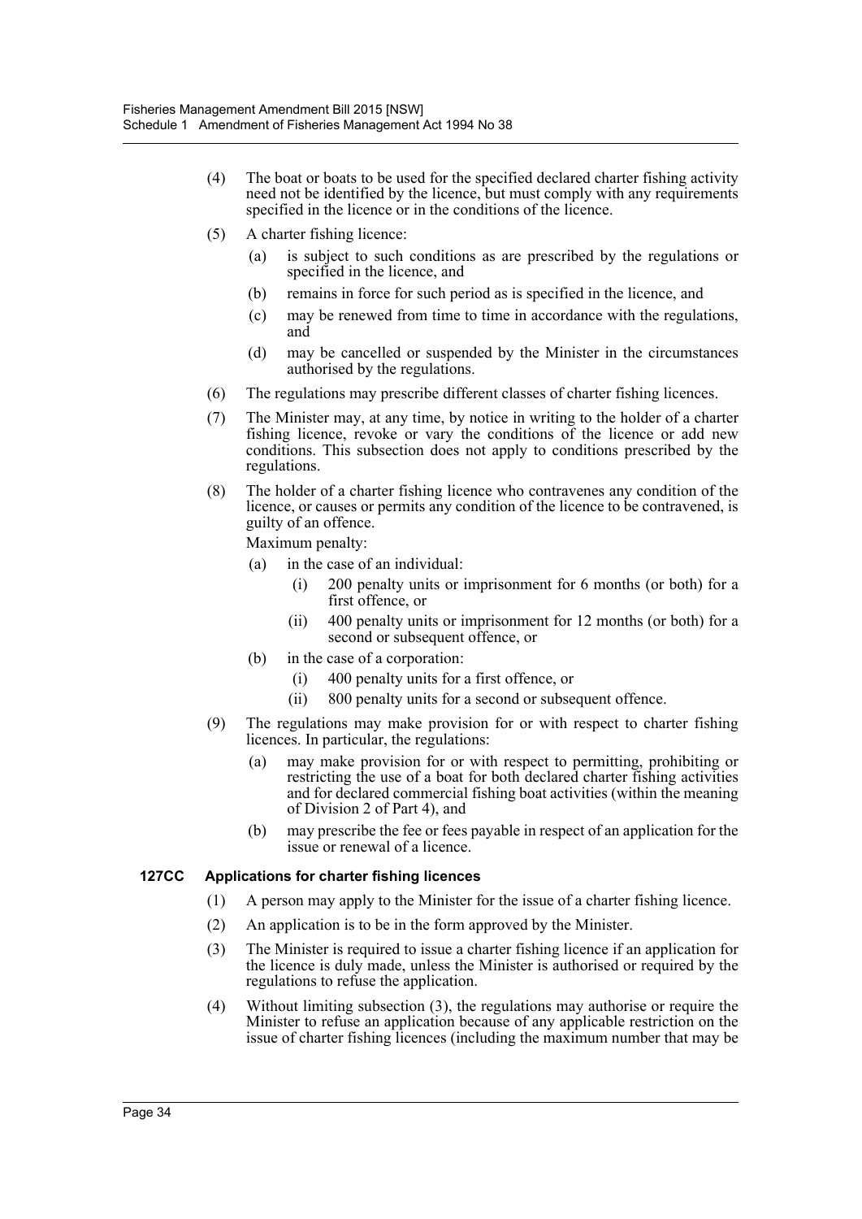(4) The boat or boats to be used for the specified declared charter fishing activity need not be identified by the licence, but must comply with any requirements specified in the licence or in the conditions of the licence.

(5) A charter fishing licence:

(a) is subject to such conditions as are prescribed by the regulations or specified in the licence, and

(b) remains in force for such period as is specified in the licence, and

(c) may be renewed from time to time in accordance with the regulations, and

(d) may be cancelled or suspended by the Minister in the circumstances authorised by the regulations.

(6) The regulations may prescribe different classes of charter fishing licences.

(7) The Minister may, at any time, by notice in writing to the holder of a charter fishing licence, revoke or vary the conditions of the licence or add new conditions. This subsection does not apply to conditions prescribed by the regulations.

(8) The holder of a charter fishing licence who contravenes any condition of the licence, or causes or permits any condition of the licence to be contravened, is guilty of an offence.

Maximum penalty:

(a) in the case of an individual:

(i) 200 penalty units or imprisonment for 6 months (or both) for a first offence, or

(ii) 400 penalty units or imprisonment for 12 months (or both) for a second or subsequent offence, or

(b) in the case of a corporation:

(i) 400 penalty units for a first offence, or

(ii) 800 penalty units for a second or subsequent offence.

(9) The regulations may make provision for or with respect to charter fishing licences. In particular, the regulations:

(a) may make provision for or with respect to permitting, prohibiting or restricting the use of a boat for both declared charter fishing activities and for declared commercial fishing boat activities (within the meaning of Division 2 of Part 4), and

(b) may prescribe the fee or fees payable in respect of an application for the issue or renewal of a licence.

**127CC Applications for charter fishing licences**

(1) A person may apply to the Minister for the issue of a charter fishing licence.

(2) An application is to be in the form approved by the Minister.

(3) The Minister is required to issue a charter fishing licence if an application for the licence is duly made, unless the Minister is authorised or required by the regulations to refuse the application.

(4) Without limiting subsection (3), the regulations may authorise or require the Minister to refuse an application because of any applicable restriction on the issue of charter fishing licences (including the maximum number that may be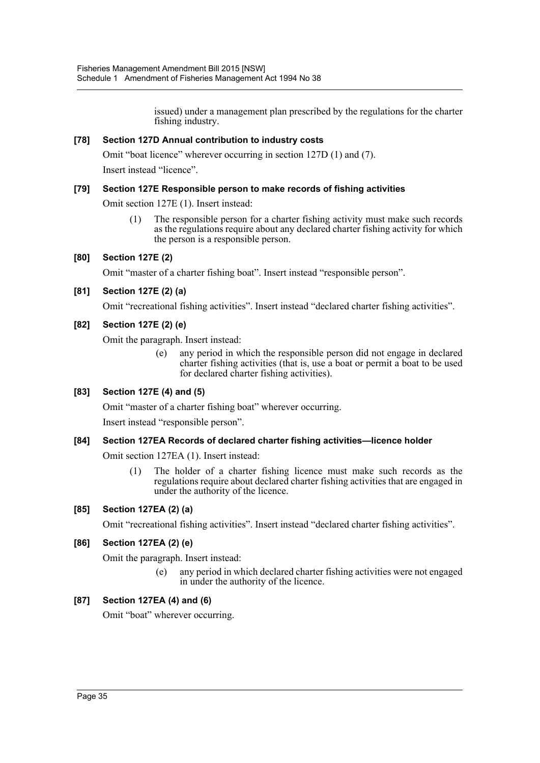issued) under a management plan prescribed by the regulations for the charter fishing industry.

### [78] Section 127D Annual contribution to industry costs

Omit "boat licence" wherever occurring in section 127D (1) and (7).

Insert instead "licence".

### [79] Section 127E Responsible person to make records of fishing activities

Omit section 127E (1). Insert instead:

> (1) The responsible person for a charter fishing activity must make such records as the regulations require about any declared charter fishing activity for which the person is a responsible person.

### [80] Section 127E (2)

Omit "master of a charter fishing boat". Insert instead "responsible person".

### [81] Section 127E (2) (a)

Omit "recreational fishing activities". Insert instead "declared charter fishing activities".

### [82] Section 127E (2) (e)

Omit the paragraph. Insert instead:

> (e) any period in which the responsible person did not engage in declared charter fishing activities (that is, use a boat or permit a boat to be used for declared charter fishing activities).

### [83] Section 127E (4) and (5)

Omit "master of a charter fishing boat" wherever occurring.

Insert instead "responsible person".

### [84] Section 127EA Records of declared charter fishing activities—licence holder

Omit section 127EA (1). Insert instead:

> (1) The holder of a charter fishing licence must make such records as the regulations require about declared charter fishing activities that are engaged in under the authority of the licence.

### [85] Section 127EA (2) (a)

Omit "recreational fishing activities". Insert instead "declared charter fishing activities".

### [86] Section 127EA (2) (e)

Omit the paragraph. Insert instead:

> (e) any period in which declared charter fishing activities were not engaged in under the authority of the licence.

### [87] Section 127EA (4) and (6)

Omit "boat" wherever occurring.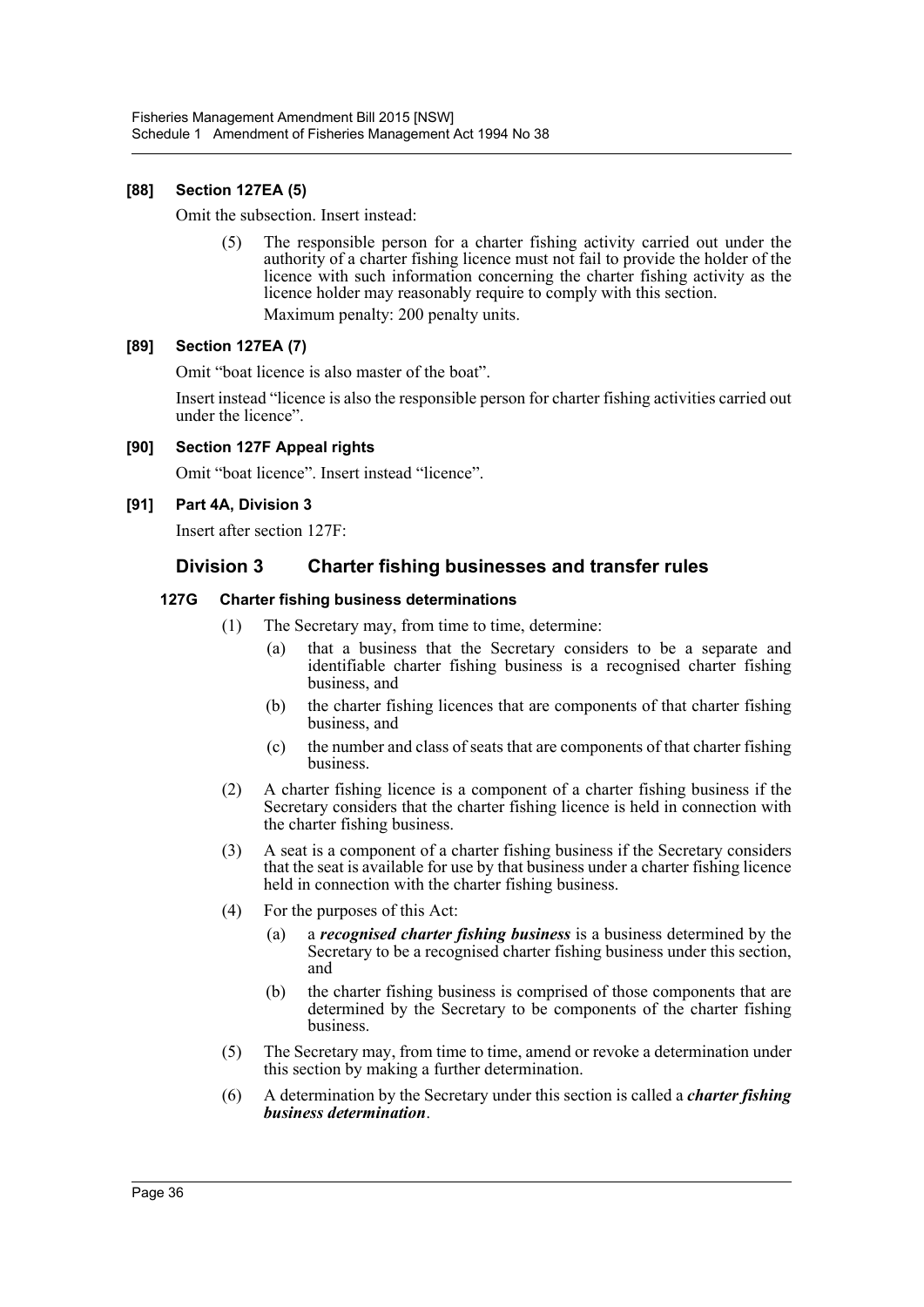**[88] Section 127EA (5)**

Omit the subsection. Insert instead:

> (5) The responsible person for a charter fishing activity carried out under the authority of a charter fishing licence must not fail to provide the holder of the licence with such information concerning the charter fishing activity as the licence holder may reasonably require to comply with this section.
>
> Maximum penalty: 200 penalty units.

**[89] Section 127EA (7)**

Omit "boat licence is also master of the boat".

Insert instead "licence is also the responsible person for charter fishing activities carried out under the licence".

**[90] Section 127F Appeal rights**

Omit "boat licence". Insert instead "licence".

**[91] Part 4A, Division 3**

Insert after section 127F:

## Division 3 Charter fishing businesses and transfer rules

### 127G Charter fishing business determinations

(1) The Secretary may, from time to time, determine:

- (a) that a business that the Secretary considers to be a separate and identifiable charter fishing business is a recognised charter fishing business, and
- (b) the charter fishing licences that are components of that charter fishing business, and
- (c) the number and class of seats that are components of that charter fishing business.

(2) A charter fishing licence is a component of a charter fishing business if the Secretary considers that the charter fishing licence is held in connection with the charter fishing business.

(3) A seat is a component of a charter fishing business if the Secretary considers that the seat is available for use by that business under a charter fishing licence held in connection with the charter fishing business.

(4) For the purposes of this Act:

- (a) a ***recognised charter fishing business*** is a business determined by the Secretary to be a recognised charter fishing business under this section, and
- (b) the charter fishing business is comprised of those components that are determined by the Secretary to be components of the charter fishing business.

(5) The Secretary may, from time to time, amend or revoke a determination under this section by making a further determination.

(6) A determination by the Secretary under this section is called a ***charter fishing business determination***.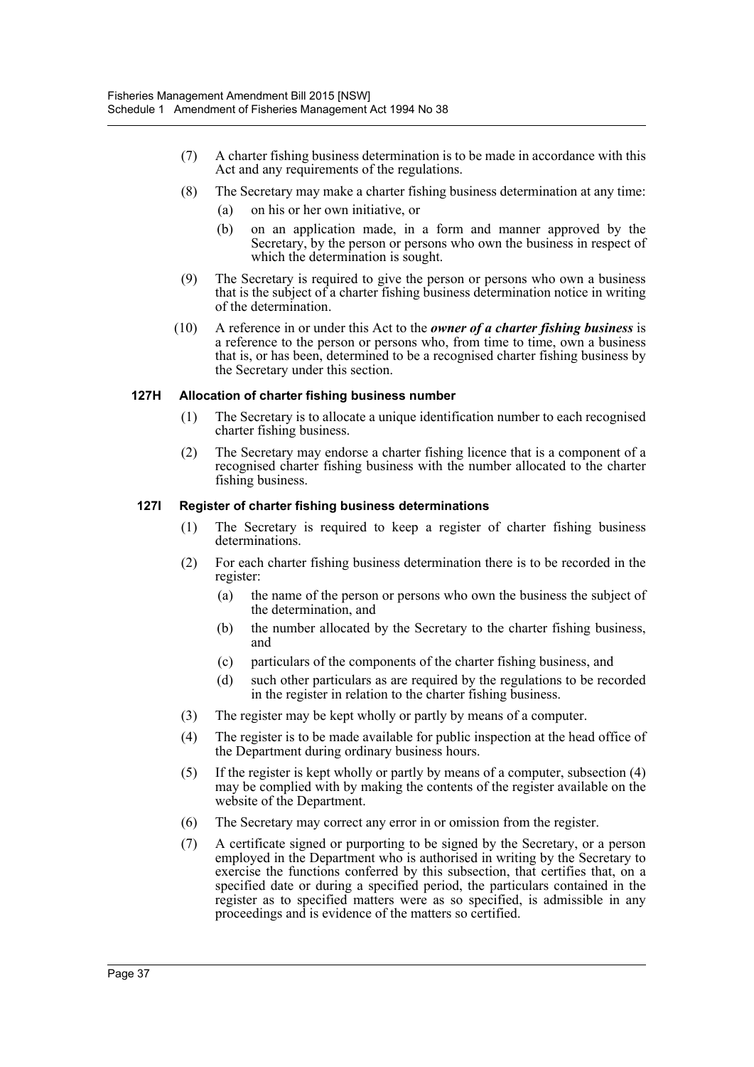(7) A charter fishing business determination is to be made in accordance with this Act and any requirements of the regulations.

(8) The Secretary may make a charter fishing business determination at any time:

(a) on his or her own initiative, or

(b) on an application made, in a form and manner approved by the Secretary, by the person or persons who own the business in respect of which the determination is sought.

(9) The Secretary is required to give the person or persons who own a business that is the subject of a charter fishing business determination notice in writing of the determination.

(10) A reference in or under this Act to the ***owner of a charter fishing business*** is a reference to the person or persons who, from time to time, own a business that is, or has been, determined to be a recognised charter fishing business by the Secretary under this section.

### 127H Allocation of charter fishing business number

(1) The Secretary is to allocate a unique identification number to each recognised charter fishing business.

(2) The Secretary may endorse a charter fishing licence that is a component of a recognised charter fishing business with the number allocated to the charter fishing business.

### 127I Register of charter fishing business determinations

(1) The Secretary is required to keep a register of charter fishing business determinations.

(2) For each charter fishing business determination there is to be recorded in the register:

(a) the name of the person or persons who own the business the subject of the determination, and

(b) the number allocated by the Secretary to the charter fishing business, and

(c) particulars of the components of the charter fishing business, and

(d) such other particulars as are required by the regulations to be recorded in the register in relation to the charter fishing business.

(3) The register may be kept wholly or partly by means of a computer.

(4) The register is to be made available for public inspection at the head office of the Department during ordinary business hours.

(5) If the register is kept wholly or partly by means of a computer, subsection (4) may be complied with by making the contents of the register available on the website of the Department.

(6) The Secretary may correct any error in or omission from the register.

(7) A certificate signed or purporting to be signed by the Secretary, or a person employed in the Department who is authorised in writing by the Secretary to exercise the functions conferred by this subsection, that certifies that, on a specified date or during a specified period, the particulars contained in the register as to specified matters were as so specified, is admissible in any proceedings and is evidence of the matters so certified.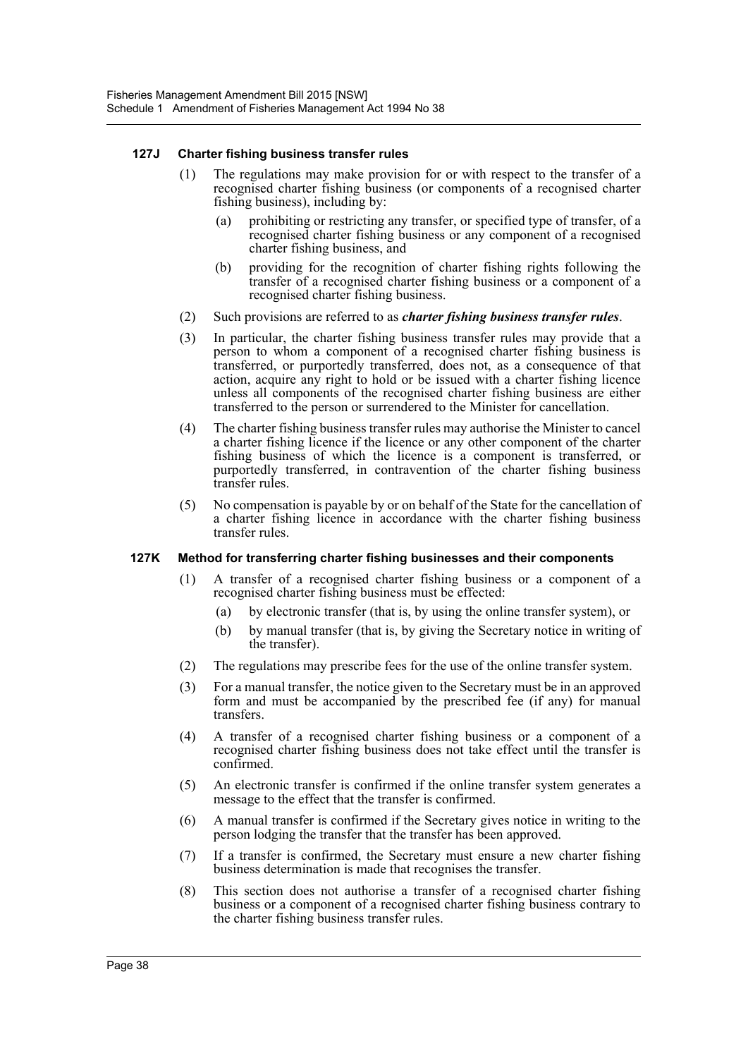#### 127J Charter fishing business transfer rules

(1) The regulations may make provision for or with respect to the transfer of a recognised charter fishing business (or components of a recognised charter fishing business), including by:

- (a) prohibiting or restricting any transfer, or specified type of transfer, of a recognised charter fishing business or any component of a recognised charter fishing business, and
- (b) providing for the recognition of charter fishing rights following the transfer of a recognised charter fishing business or a component of a recognised charter fishing business.

(2) Such provisions are referred to as ***charter fishing business transfer rules***.

(3) In particular, the charter fishing business transfer rules may provide that a person to whom a component of a recognised charter fishing business is transferred, or purportedly transferred, does not, as a consequence of that action, acquire any right to hold or be issued with a charter fishing licence unless all components of the recognised charter fishing business are either transferred to the person or surrendered to the Minister for cancellation.

(4) The charter fishing business transfer rules may authorise the Minister to cancel a charter fishing licence if the licence or any other component of the charter fishing business of which the licence is a component is transferred, or purportedly transferred, in contravention of the charter fishing business transfer rules.

(5) No compensation is payable by or on behalf of the State for the cancellation of a charter fishing licence in accordance with the charter fishing business transfer rules.

#### 127K Method for transferring charter fishing businesses and their components

(1) A transfer of a recognised charter fishing business or a component of a recognised charter fishing business must be effected:

- (a) by electronic transfer (that is, by using the online transfer system), or
- (b) by manual transfer (that is, by giving the Secretary notice in writing of the transfer).

(2) The regulations may prescribe fees for the use of the online transfer system.

(3) For a manual transfer, the notice given to the Secretary must be in an approved form and must be accompanied by the prescribed fee (if any) for manual transfers.

(4) A transfer of a recognised charter fishing business or a component of a recognised charter fishing business does not take effect until the transfer is confirmed.

(5) An electronic transfer is confirmed if the online transfer system generates a message to the effect that the transfer is confirmed.

(6) A manual transfer is confirmed if the Secretary gives notice in writing to the person lodging the transfer that the transfer has been approved.

(7) If a transfer is confirmed, the Secretary must ensure a new charter fishing business determination is made that recognises the transfer.

(8) This section does not authorise a transfer of a recognised charter fishing business or a component of a recognised charter fishing business contrary to the charter fishing business transfer rules.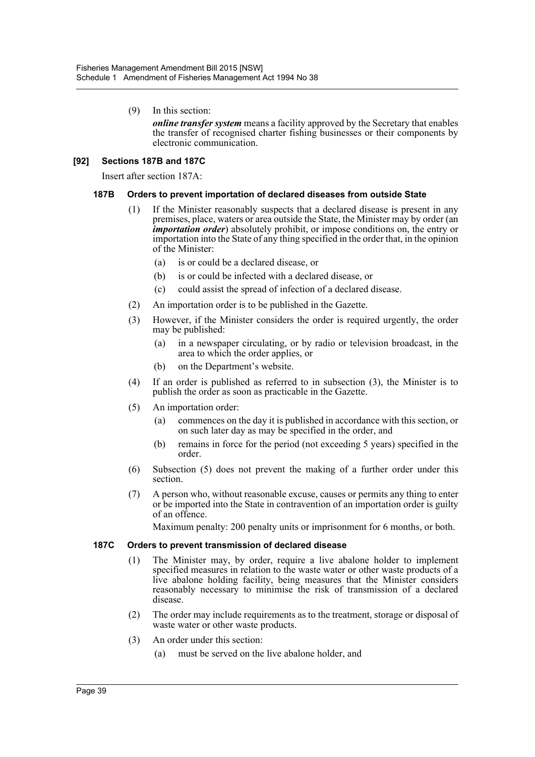(9) In this section:

***online transfer system*** means a facility approved by the Secretary that enables the transfer of recognised charter fishing businesses or their components by electronic communication.

**[92] Sections 187B and 187C**

Insert after section 187A:

**187B Orders to prevent importation of declared diseases from outside State**

(1) If the Minister reasonably suspects that a declared disease is present in any premises, place, waters or area outside the State, the Minister may by order (an ***importation order***) absolutely prohibit, or impose conditions on, the entry or importation into the State of any thing specified in the order that, in the opinion of the Minister:

(a) is or could be a declared disease, or

(b) is or could be infected with a declared disease, or

(c) could assist the spread of infection of a declared disease.

(2) An importation order is to be published in the Gazette.

(3) However, if the Minister considers the order is required urgently, the order may be published:

(a) in a newspaper circulating, or by radio or television broadcast, in the area to which the order applies, or

(b) on the Department's website.

(4) If an order is published as referred to in subsection (3), the Minister is to publish the order as soon as practicable in the Gazette.

(5) An importation order:

(a) commences on the day it is published in accordance with this section, or on such later day as may be specified in the order, and

(b) remains in force for the period (not exceeding 5 years) specified in the order.

(6) Subsection (5) does not prevent the making of a further order under this section.

(7) A person who, without reasonable excuse, causes or permits any thing to enter or be imported into the State in contravention of an importation order is guilty of an offence.

Maximum penalty: 200 penalty units or imprisonment for 6 months, or both.

**187C Orders to prevent transmission of declared disease**

(1) The Minister may, by order, require a live abalone holder to implement specified measures in relation to the waste water or other waste products of a live abalone holding facility, being measures that the Minister considers reasonably necessary to minimise the risk of transmission of a declared disease.

(2) The order may include requirements as to the treatment, storage or disposal of waste water or other waste products.

(3) An order under this section:

(a) must be served on the live abalone holder, and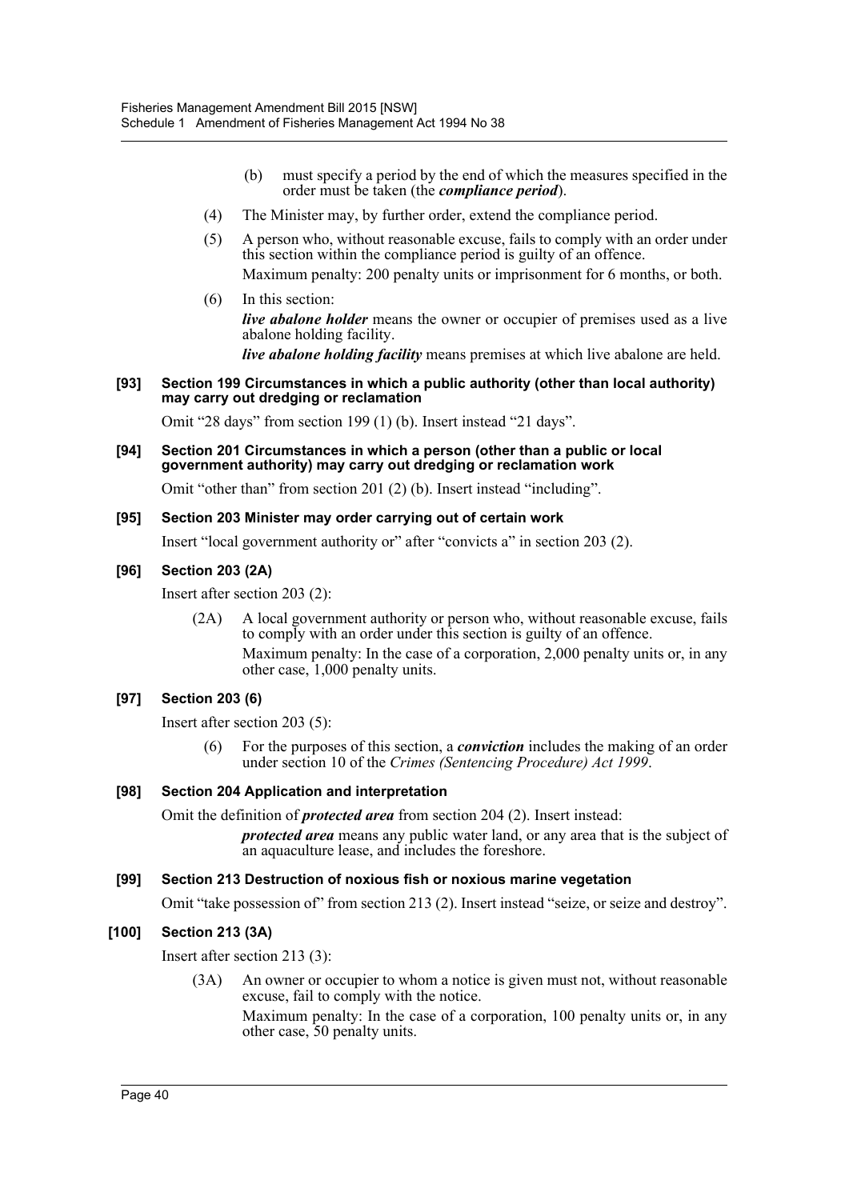(b) must specify a period by the end of which the measures specified in the order must be taken (the ***compliance period***).

(4) The Minister may, by further order, extend the compliance period.

(5) A person who, without reasonable excuse, fails to comply with an order under this section within the compliance period is guilty of an offence.

Maximum penalty: 200 penalty units or imprisonment for 6 months, or both.

(6) In this section:

***live abalone holder*** means the owner or occupier of premises used as a live abalone holding facility.

***live abalone holding facility*** means premises at which live abalone are held.

#### [93] Section 199 Circumstances in which a public authority (other than local authority) may carry out dredging or reclamation

Omit "28 days" from section 199 (1) (b). Insert instead "21 days".

#### [94] Section 201 Circumstances in which a person (other than a public or local government authority) may carry out dredging or reclamation work

Omit "other than" from section 201 (2) (b). Insert instead "including".

#### [95] Section 203 Minister may order carrying out of certain work

Insert "local government authority or" after "convicts a" in section 203 (2).

#### [96] Section 203 (2A)

Insert after section 203 (2):

(2A) A local government authority or person who, without reasonable excuse, fails to comply with an order under this section is guilty of an offence.

Maximum penalty: In the case of a corporation, 2,000 penalty units or, in any other case, 1,000 penalty units.

#### [97] Section 203 (6)

Insert after section 203 (5):

(6) For the purposes of this section, a ***conviction*** includes the making of an order under section 10 of the *Crimes (Sentencing Procedure) Act 1999*.

#### [98] Section 204 Application and interpretation

Omit the definition of ***protected area*** from section 204 (2). Insert instead:

***protected area*** means any public water land, or any area that is the subject of an aquaculture lease, and includes the foreshore.

#### [99] Section 213 Destruction of noxious fish or noxious marine vegetation

Omit "take possession of" from section 213 (2). Insert instead "seize, or seize and destroy".

#### [100] Section 213 (3A)

Insert after section 213 (3):

(3A) An owner or occupier to whom a notice is given must not, without reasonable excuse, fail to comply with the notice.

Maximum penalty: In the case of a corporation, 100 penalty units or, in any other case, 50 penalty units.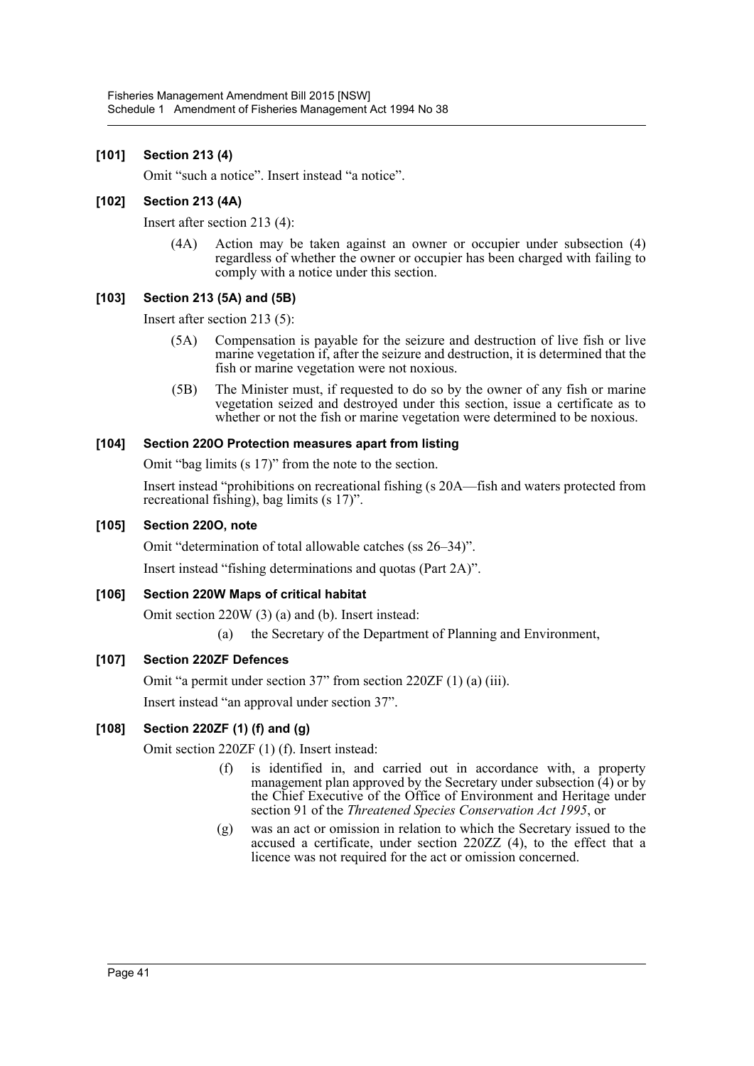### [101] Section 213 (4)

Omit "such a notice". Insert instead "a notice".

### [102] Section 213 (4A)

Insert after section 213 (4):

(4A) Action may be taken against an owner or occupier under subsection (4) regardless of whether the owner or occupier has been charged with failing to comply with a notice under this section.

### [103] Section 213 (5A) and (5B)

Insert after section 213 (5):

(5A) Compensation is payable for the seizure and destruction of live fish or live marine vegetation if, after the seizure and destruction, it is determined that the fish or marine vegetation were not noxious.

(5B) The Minister must, if requested to do so by the owner of any fish or marine vegetation seized and destroyed under this section, issue a certificate as to whether or not the fish or marine vegetation were determined to be noxious.

### [104] Section 220O Protection measures apart from listing

Omit "bag limits (s 17)" from the note to the section.

Insert instead "prohibitions on recreational fishing (s 20A—fish and waters protected from recreational fishing), bag limits (s 17)".

### [105] Section 220O, note

Omit "determination of total allowable catches (ss 26–34)".

Insert instead "fishing determinations and quotas (Part 2A)".

### [106] Section 220W Maps of critical habitat

Omit section 220W (3) (a) and (b). Insert instead:

(a) the Secretary of the Department of Planning and Environment,

### [107] Section 220ZF Defences

Omit "a permit under section 37" from section 220ZF (1) (a) (iii).

Insert instead "an approval under section 37".

### [108] Section 220ZF (1) (f) and (g)

Omit section 220ZF (1) (f). Insert instead:

(f) is identified in, and carried out in accordance with, a property management plan approved by the Secretary under subsection (4) or by the Chief Executive of the Office of Environment and Heritage under section 91 of the *Threatened Species Conservation Act 1995*, or

(g) was an act or omission in relation to which the Secretary issued to the accused a certificate, under section 220ZZ (4), to the effect that a licence was not required for the act or omission concerned.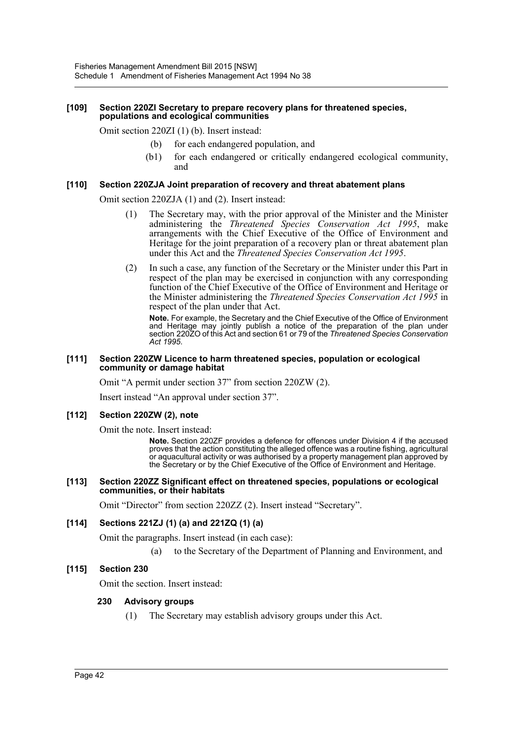#### [109] Section 220ZI Secretary to prepare recovery plans for threatened species, populations and ecological communities

Omit section 220ZI (1) (b). Insert instead:

- (b) for each endangered population, and
- (b1) for each endangered or critically endangered ecological community, and

#### [110] Section 220ZJA Joint preparation of recovery and threat abatement plans

Omit section 220ZJA (1) and (2). Insert instead:

(1) The Secretary may, with the prior approval of the Minister and the Minister administering the *Threatened Species Conservation Act 1995*, make arrangements with the Chief Executive of the Office of Environment and Heritage for the joint preparation of a recovery plan or threat abatement plan under this Act and the *Threatened Species Conservation Act 1995*.

(2) In such a case, any function of the Secretary or the Minister under this Part in respect of the plan may be exercised in conjunction with any corresponding function of the Chief Executive of the Office of Environment and Heritage or the Minister administering the *Threatened Species Conservation Act 1995* in respect of the plan under that Act.

**Note.** For example, the Secretary and the Chief Executive of the Office of Environment and Heritage may jointly publish a notice of the preparation of the plan under section 220ZO of this Act and section 61 or 79 of the *Threatened Species Conservation Act 1995*.

#### [111] Section 220ZW Licence to harm threatened species, population or ecological community or damage habitat

Omit "A permit under section 37" from section 220ZW (2).

Insert instead "An approval under section 37".

#### [112] Section 220ZW (2), note

Omit the note. Insert instead:

**Note.** Section 220ZF provides a defence for offences under Division 4 if the accused proves that the action constituting the alleged offence was a routine fishing, agricultural or aquacultural activity or was authorised by a property management plan approved by the Secretary or by the Chief Executive of the Office of Environment and Heritage.

#### [113] Section 220ZZ Significant effect on threatened species, populations or ecological communities, or their habitats

Omit "Director" from section 220ZZ (2). Insert instead "Secretary".

#### [114] Sections 221ZJ (1) (a) and 221ZQ (1) (a)

Omit the paragraphs. Insert instead (in each case):

- (a) to the Secretary of the Department of Planning and Environment, and

#### [115] Section 230

Omit the section. Insert instead:

**230 Advisory groups**

(1) The Secretary may establish advisory groups under this Act.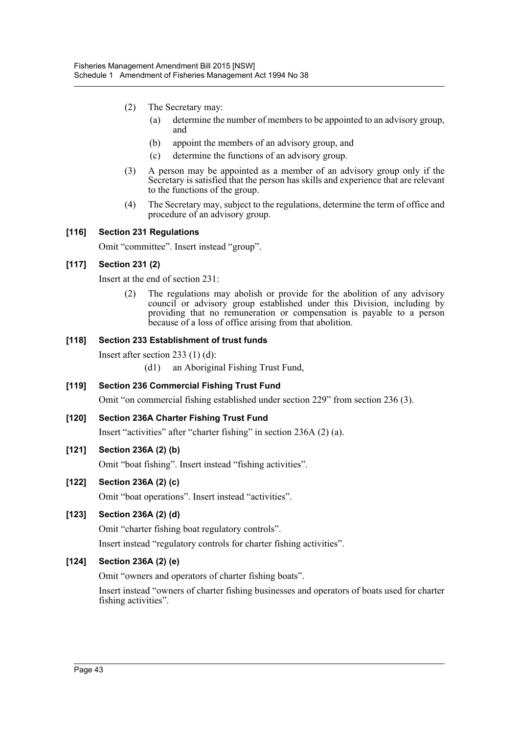(2) The Secretary may:

(a) determine the number of members to be appointed to an advisory group, and

(b) appoint the members of an advisory group, and

(c) determine the functions of an advisory group.

(3) A person may be appointed as a member of an advisory group only if the Secretary is satisfied that the person has skills and experience that are relevant to the functions of the group.

(4) The Secretary may, subject to the regulations, determine the term of office and procedure of an advisory group.

**[116] Section 231 Regulations**

Omit "committee". Insert instead "group".

**[117] Section 231 (2)**

Insert at the end of section 231:

(2) The regulations may abolish or provide for the abolition of any advisory council or advisory group established under this Division, including by providing that no remuneration or compensation is payable to a person because of a loss of office arising from that abolition.

**[118] Section 233 Establishment of trust funds**

Insert after section 233 (1) (d):

(d1) an Aboriginal Fishing Trust Fund,

**[119] Section 236 Commercial Fishing Trust Fund**

Omit "on commercial fishing established under section 229" from section 236 (3).

**[120] Section 236A Charter Fishing Trust Fund**

Insert "activities" after "charter fishing" in section 236A (2) (a).

**[121] Section 236A (2) (b)**

Omit "boat fishing". Insert instead "fishing activities".

**[122] Section 236A (2) (c)**

Omit "boat operations". Insert instead "activities".

**[123] Section 236A (2) (d)**

Omit "charter fishing boat regulatory controls".

Insert instead "regulatory controls for charter fishing activities".

**[124] Section 236A (2) (e)**

Omit "owners and operators of charter fishing boats".

Insert instead "owners of charter fishing businesses and operators of boats used for charter fishing activities".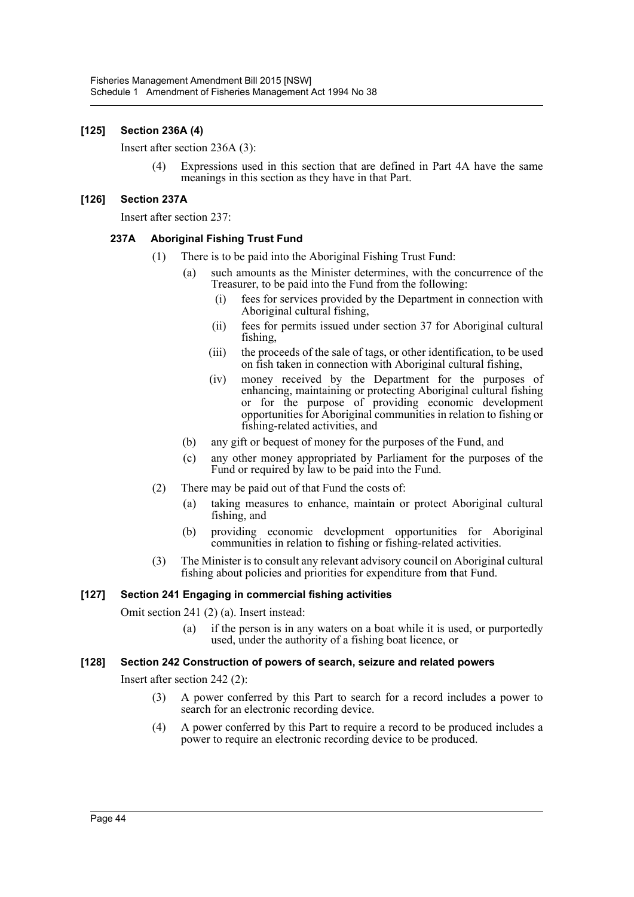### [125] Section 236A (4)

Insert after section 236A (3):

> (4) Expressions used in this section that are defined in Part 4A have the same meanings in this section as they have in that Part.

### [126] Section 237A

Insert after section 237:

#### 237A Aboriginal Fishing Trust Fund

(1) There is to be paid into the Aboriginal Fishing Trust Fund:

- (a) such amounts as the Minister determines, with the concurrence of the Treasurer, to be paid into the Fund from the following:
  - (i) fees for services provided by the Department in connection with Aboriginal cultural fishing,
  - (ii) fees for permits issued under section 37 for Aboriginal cultural fishing,
  - (iii) the proceeds of the sale of tags, or other identification, to be used on fish taken in connection with Aboriginal cultural fishing,
  - (iv) money received by the Department for the purposes of enhancing, maintaining or protecting Aboriginal cultural fishing or for the purpose of providing economic development opportunities for Aboriginal communities in relation to fishing or fishing-related activities, and
- (b) any gift or bequest of money for the purposes of the Fund, and
- (c) any other money appropriated by Parliament for the purposes of the Fund or required by law to be paid into the Fund.

(2) There may be paid out of that Fund the costs of:

- (a) taking measures to enhance, maintain or protect Aboriginal cultural fishing, and
- (b) providing economic development opportunities for Aboriginal communities in relation to fishing or fishing-related activities.

(3) The Minister is to consult any relevant advisory council on Aboriginal cultural fishing about policies and priorities for expenditure from that Fund.

### [127] Section 241 Engaging in commercial fishing activities

Omit section 241 (2) (a). Insert instead:

> (a) if the person is in any waters on a boat while it is used, or purportedly used, under the authority of a fishing boat licence, or

### [128] Section 242 Construction of powers of search, seizure and related powers

Insert after section 242 (2):

> (3) A power conferred by this Part to search for a record includes a power to search for an electronic recording device.
>
> (4) A power conferred by this Part to require a record to be produced includes a power to require an electronic recording device to be produced.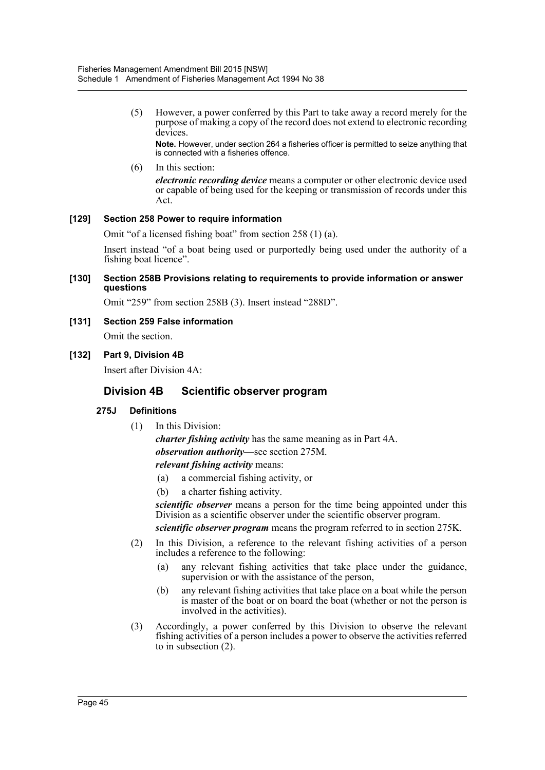(5) However, a power conferred by this Part to take away a record merely for the purpose of making a copy of the record does not extend to electronic recording devices.

**Note.** However, under section 264 a fisheries officer is permitted to seize anything that is connected with a fisheries offence.

(6) In this section:

***electronic recording device*** means a computer or other electronic device used or capable of being used for the keeping or transmission of records under this Act.

#### [129] Section 258 Power to require information

Omit "of a licensed fishing boat" from section 258 (1) (a).

Insert instead "of a boat being used or purportedly being used under the authority of a fishing boat licence".

#### [130] Section 258B Provisions relating to requirements to provide information or answer questions

Omit "259" from section 258B (3). Insert instead "288D".

#### [131] Section 259 False information

Omit the section.

#### [132] Part 9, Division 4B

Insert after Division 4A:

## Division 4B Scientific observer program

### 275J Definitions

(1) In this Division:

***charter fishing activity*** has the same meaning as in Part 4A.

***observation authority***—see section 275M.

***relevant fishing activity*** means:

- (a) a commercial fishing activity, or
- (b) a charter fishing activity.

***scientific observer*** means a person for the time being appointed under this Division as a scientific observer under the scientific observer program.

***scientific observer program*** means the program referred to in section 275K.

(2) In this Division, a reference to the relevant fishing activities of a person includes a reference to the following:

- (a) any relevant fishing activities that take place under the guidance, supervision or with the assistance of the person,
- (b) any relevant fishing activities that take place on a boat while the person is master of the boat or on board the boat (whether or not the person is involved in the activities).

(3) Accordingly, a power conferred by this Division to observe the relevant fishing activities of a person includes a power to observe the activities referred to in subsection (2).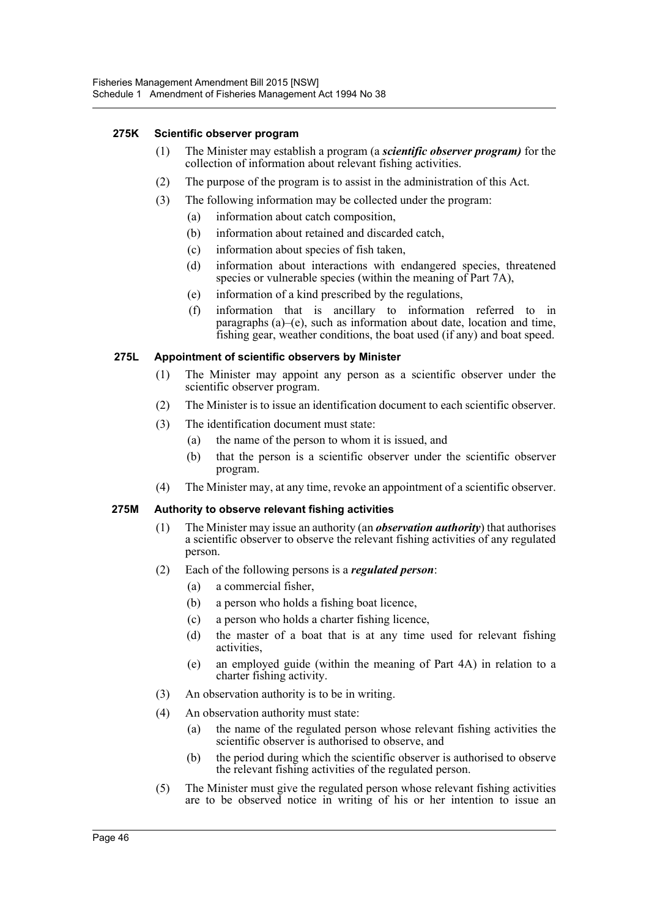#### 275K Scientific observer program

(1) The Minister may establish a program (a ***scientific observer program)*** for the collection of information about relevant fishing activities.

(2) The purpose of the program is to assist in the administration of this Act.

(3) The following information may be collected under the program:

- (a) information about catch composition,
- (b) information about retained and discarded catch,
- (c) information about species of fish taken,
- (d) information about interactions with endangered species, threatened species or vulnerable species (within the meaning of Part 7A),
- (e) information of a kind prescribed by the regulations,
- (f) information that is ancillary to information referred to in paragraphs (a)–(e), such as information about date, location and time, fishing gear, weather conditions, the boat used (if any) and boat speed.

#### 275L Appointment of scientific observers by Minister

(1) The Minister may appoint any person as a scientific observer under the scientific observer program.

(2) The Minister is to issue an identification document to each scientific observer.

(3) The identification document must state:

- (a) the name of the person to whom it is issued, and
- (b) that the person is a scientific observer under the scientific observer program.

(4) The Minister may, at any time, revoke an appointment of a scientific observer.

#### 275M Authority to observe relevant fishing activities

(1) The Minister may issue an authority (an ***observation authority***) that authorises a scientific observer to observe the relevant fishing activities of any regulated person.

(2) Each of the following persons is a ***regulated person***:

- (a) a commercial fisher,
- (b) a person who holds a fishing boat licence,
- (c) a person who holds a charter fishing licence,
- (d) the master of a boat that is at any time used for relevant fishing activities,
- (e) an employed guide (within the meaning of Part 4A) in relation to a charter fishing activity.

(3) An observation authority is to be in writing.

(4) An observation authority must state:

- (a) the name of the regulated person whose relevant fishing activities the scientific observer is authorised to observe, and
- (b) the period during which the scientific observer is authorised to observe the relevant fishing activities of the regulated person.

(5) The Minister must give the regulated person whose relevant fishing activities are to be observed notice in writing of his or her intention to issue an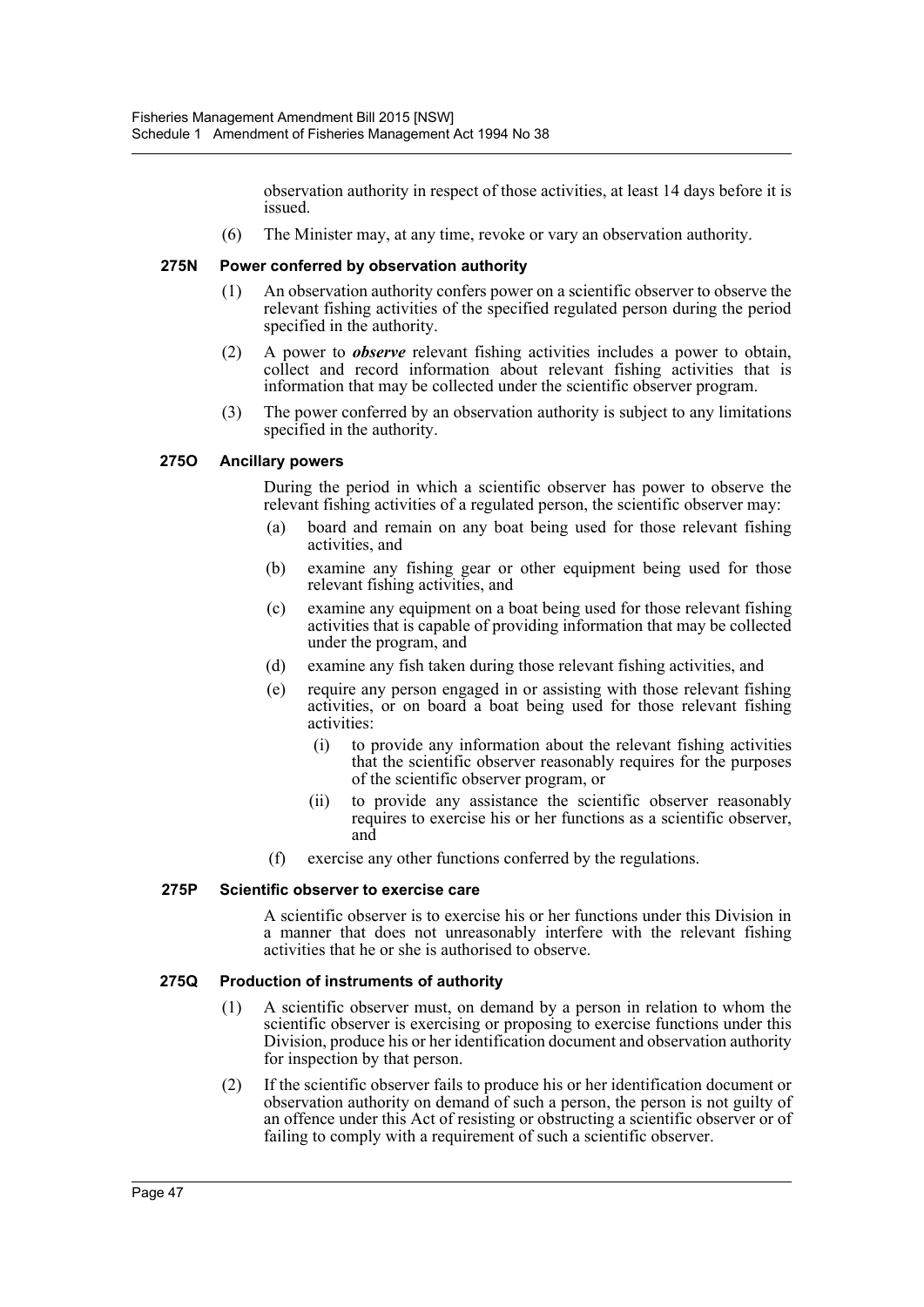observation authority in respect of those activities, at least 14 days before it is issued.

(6) The Minister may, at any time, revoke or vary an observation authority.

#### 275N Power conferred by observation authority

(1) An observation authority confers power on a scientific observer to observe the relevant fishing activities of the specified regulated person during the period specified in the authority.

(2) A power to ***observe*** relevant fishing activities includes a power to obtain, collect and record information about relevant fishing activities that is information that may be collected under the scientific observer program.

(3) The power conferred by an observation authority is subject to any limitations specified in the authority.

#### 275O Ancillary powers

During the period in which a scientific observer has power to observe the relevant fishing activities of a regulated person, the scientific observer may:

(a) board and remain on any boat being used for those relevant fishing activities, and

(b) examine any fishing gear or other equipment being used for those relevant fishing activities, and

(c) examine any equipment on a boat being used for those relevant fishing activities that is capable of providing information that may be collected under the program, and

(d) examine any fish taken during those relevant fishing activities, and

(e) require any person engaged in or assisting with those relevant fishing activities, or on board a boat being used for those relevant fishing activities:

(i) to provide any information about the relevant fishing activities that the scientific observer reasonably requires for the purposes of the scientific observer program, or

(ii) to provide any assistance the scientific observer reasonably requires to exercise his or her functions as a scientific observer, and

(f) exercise any other functions conferred by the regulations.

#### 275P Scientific observer to exercise care

A scientific observer is to exercise his or her functions under this Division in a manner that does not unreasonably interfere with the relevant fishing activities that he or she is authorised to observe.

#### 275Q Production of instruments of authority

(1) A scientific observer must, on demand by a person in relation to whom the scientific observer is exercising or proposing to exercise functions under this Division, produce his or her identification document and observation authority for inspection by that person.

(2) If the scientific observer fails to produce his or her identification document or observation authority on demand of such a person, the person is not guilty of an offence under this Act of resisting or obstructing a scientific observer or of failing to comply with a requirement of such a scientific observer.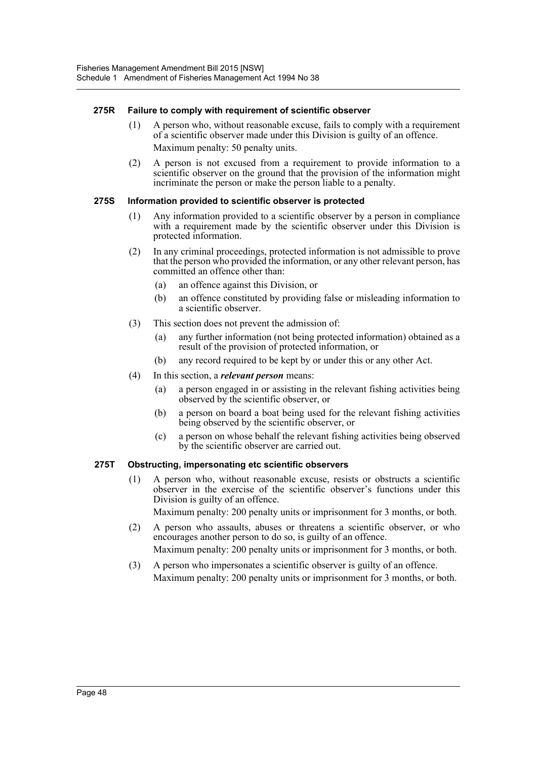#### 275R Failure to comply with requirement of scientific observer

(1) A person who, without reasonable excuse, fails to comply with a requirement of a scientific observer made under this Division is guilty of an offence.

Maximum penalty: 50 penalty units.

(2) A person is not excused from a requirement to provide information to a scientific observer on the ground that the provision of the information might incriminate the person or make the person liable to a penalty.

#### 275S Information provided to scientific observer is protected

(1) Any information provided to a scientific observer by a person in compliance with a requirement made by the scientific observer under this Division is protected information.

(2) In any criminal proceedings, protected information is not admissible to prove that the person who provided the information, or any other relevant person, has committed an offence other than:

(a) an offence against this Division, or

(b) an offence constituted by providing false or misleading information to a scientific observer.

(3) This section does not prevent the admission of:

(a) any further information (not being protected information) obtained as a result of the provision of protected information, or

(b) any record required to be kept by or under this or any other Act.

(4) In this section, a ***relevant person*** means:

(a) a person engaged in or assisting in the relevant fishing activities being observed by the scientific observer, or

(b) a person on board a boat being used for the relevant fishing activities being observed by the scientific observer, or

(c) a person on whose behalf the relevant fishing activities being observed by the scientific observer are carried out.

#### 275T Obstructing, impersonating etc scientific observers

(1) A person who, without reasonable excuse, resists or obstructs a scientific observer in the exercise of the scientific observer's functions under this Division is guilty of an offence.

Maximum penalty: 200 penalty units or imprisonment for 3 months, or both.

(2) A person who assaults, abuses or threatens a scientific observer, or who encourages another person to do so, is guilty of an offence.

Maximum penalty: 200 penalty units or imprisonment for 3 months, or both.

(3) A person who impersonates a scientific observer is guilty of an offence.

Maximum penalty: 200 penalty units or imprisonment for 3 months, or both.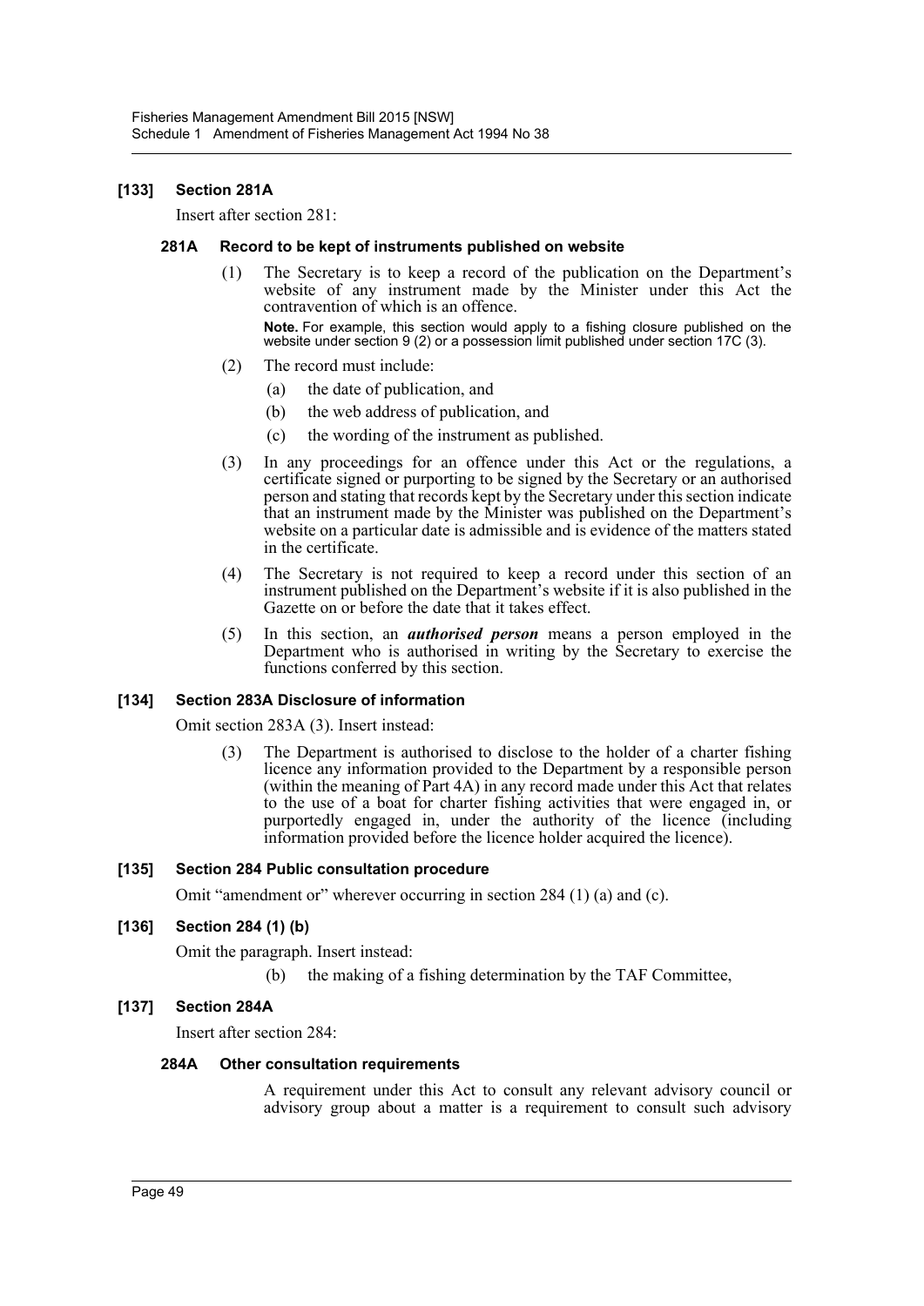### [133] Section 281A

Insert after section 281:

#### 281A Record to be kept of instruments published on website

(1) The Secretary is to keep a record of the publication on the Department's website of any instrument made by the Minister under this Act the contravention of which is an offence.

**Note.** For example, this section would apply to a fishing closure published on the website under section 9 (2) or a possession limit published under section 17C (3).

(2) The record must include:

(a) the date of publication, and

(b) the web address of publication, and

(c) the wording of the instrument as published.

(3) In any proceedings for an offence under this Act or the regulations, a certificate signed or purporting to be signed by the Secretary or an authorised person and stating that records kept by the Secretary under this section indicate that an instrument made by the Minister was published on the Department's website on a particular date is admissible and is evidence of the matters stated in the certificate.

(4) The Secretary is not required to keep a record under this section of an instrument published on the Department's website if it is also published in the Gazette on or before the date that it takes effect.

(5) In this section, an ***authorised person*** means a person employed in the Department who is authorised in writing by the Secretary to exercise the functions conferred by this section.

### [134] Section 283A Disclosure of information

Omit section 283A (3). Insert instead:

(3) The Department is authorised to disclose to the holder of a charter fishing licence any information provided to the Department by a responsible person (within the meaning of Part 4A) in any record made under this Act that relates to the use of a boat for charter fishing activities that were engaged in, or purportedly engaged in, under the authority of the licence (including information provided before the licence holder acquired the licence).

### [135] Section 284 Public consultation procedure

Omit "amendment or" wherever occurring in section 284 (1) (a) and (c).

### [136] Section 284 (1) (b)

Omit the paragraph. Insert instead:

(b) the making of a fishing determination by the TAF Committee,

### [137] Section 284A

Insert after section 284:

#### 284A Other consultation requirements

A requirement under this Act to consult any relevant advisory council or advisory group about a matter is a requirement to consult such advisory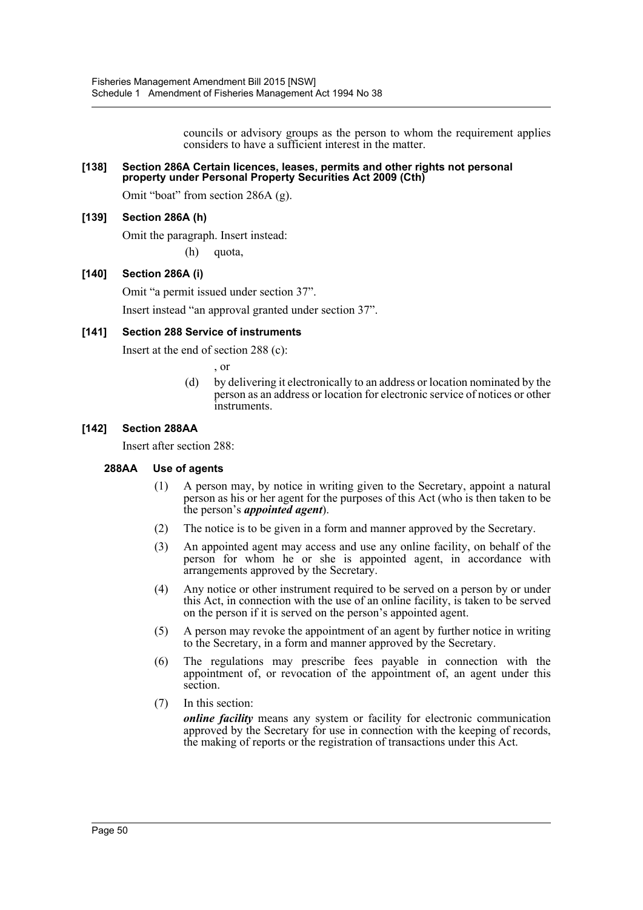councils or advisory groups as the person to whom the requirement applies considers to have a sufficient interest in the matter.

**[138] Section 286A Certain licences, leases, permits and other rights not personal property under Personal Property Securities Act 2009 (Cth)**

Omit "boat" from section 286A (g).

**[139] Section 286A (h)**

Omit the paragraph. Insert instead:

(h) quota,

**[140] Section 286A (i)**

Omit "a permit issued under section 37".

Insert instead "an approval granted under section 37".

**[141] Section 288 Service of instruments**

Insert at the end of section 288 (c):

, or

(d) by delivering it electronically to an address or location nominated by the person as an address or location for electronic service of notices or other instruments.

**[142] Section 288AA**

Insert after section 288:

**288AA Use of agents**

(1) A person may, by notice in writing given to the Secretary, appoint a natural person as his or her agent for the purposes of this Act (who is then taken to be the person's ***appointed agent***).

(2) The notice is to be given in a form and manner approved by the Secretary.

(3) An appointed agent may access and use any online facility, on behalf of the person for whom he or she is appointed agent, in accordance with arrangements approved by the Secretary.

(4) Any notice or other instrument required to be served on a person by or under this Act, in connection with the use of an online facility, is taken to be served on the person if it is served on the person's appointed agent.

(5) A person may revoke the appointment of an agent by further notice in writing to the Secretary, in a form and manner approved by the Secretary.

(6) The regulations may prescribe fees payable in connection with the appointment of, or revocation of the appointment of, an agent under this section.

(7) In this section:

***online facility*** means any system or facility for electronic communication approved by the Secretary for use in connection with the keeping of records, the making of reports or the registration of transactions under this Act.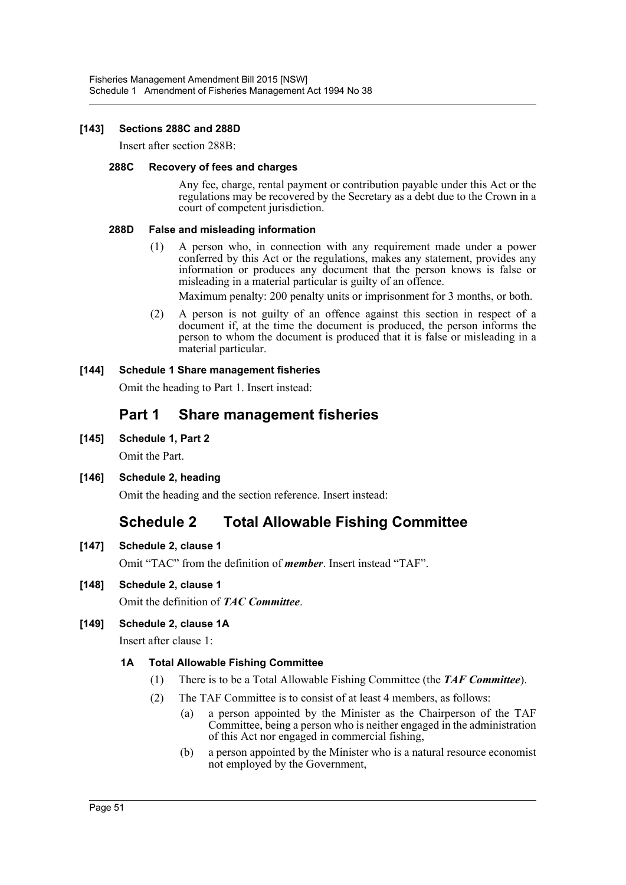**[143] Sections 288C and 288D**

Insert after section 288B:

**288C Recovery of fees and charges**

Any fee, charge, rental payment or contribution payable under this Act or the regulations may be recovered by the Secretary as a debt due to the Crown in a court of competent jurisdiction.

**288D False and misleading information**

(1) A person who, in connection with any requirement made under a power conferred by this Act or the regulations, makes any statement, provides any information or produces any document that the person knows is false or misleading in a material particular is guilty of an offence.

Maximum penalty: 200 penalty units or imprisonment for 3 months, or both.

(2) A person is not guilty of an offence against this section in respect of a document if, at the time the document is produced, the person informs the person to whom the document is produced that it is false or misleading in a material particular.

**[144] Schedule 1 Share management fisheries**

Omit the heading to Part 1. Insert instead:

## Part 1 Share management fisheries

**[145] Schedule 1, Part 2**

Omit the Part.

**[146] Schedule 2, heading**

Omit the heading and the section reference. Insert instead:

## Schedule 2 Total Allowable Fishing Committee

**[147] Schedule 2, clause 1**

Omit "TAC" from the definition of ***member***. Insert instead "TAF".

**[148] Schedule 2, clause 1**

Omit the definition of ***TAC Committee***.

**[149] Schedule 2, clause 1A**

Insert after clause 1:

**1A Total Allowable Fishing Committee**

(1) There is to be a Total Allowable Fishing Committee (the ***TAF Committee***).

(2) The TAF Committee is to consist of at least 4 members, as follows:

(a) a person appointed by the Minister as the Chairperson of the TAF Committee, being a person who is neither engaged in the administration of this Act nor engaged in commercial fishing,

(b) a person appointed by the Minister who is a natural resource economist not employed by the Government,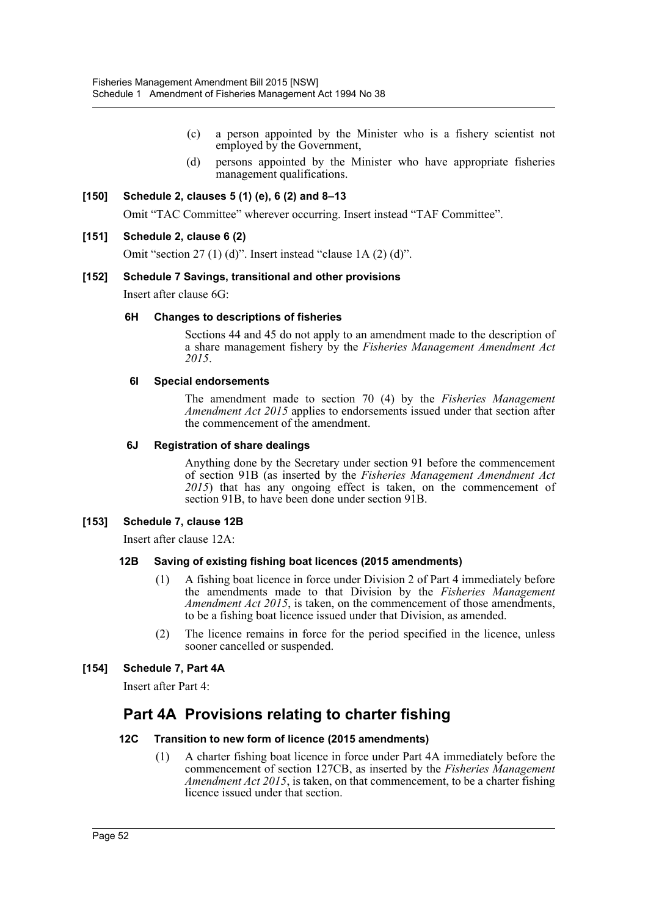(c) a person appointed by the Minister who is a fishery scientist not employed by the Government,

(d) persons appointed by the Minister who have appropriate fisheries management qualifications.

### [150] Schedule 2, clauses 5 (1) (e), 6 (2) and 8–13

Omit "TAC Committee" wherever occurring. Insert instead "TAF Committee".

### [151] Schedule 2, clause 6 (2)

Omit "section 27 (1) (d)". Insert instead "clause 1A (2) (d)".

### [152] Schedule 7 Savings, transitional and other provisions

Insert after clause 6G:

#### 6H Changes to descriptions of fisheries

Sections 44 and 45 do not apply to an amendment made to the description of a share management fishery by the *Fisheries Management Amendment Act 2015*.

#### 6I Special endorsements

The amendment made to section 70 (4) by the *Fisheries Management Amendment Act 2015* applies to endorsements issued under that section after the commencement of the amendment.

#### 6J Registration of share dealings

Anything done by the Secretary under section 91 before the commencement of section 91B (as inserted by the *Fisheries Management Amendment Act 2015*) that has any ongoing effect is taken, on the commencement of section 91B, to have been done under section 91B.

### [153] Schedule 7, clause 12B

Insert after clause 12A:

#### 12B Saving of existing fishing boat licences (2015 amendments)

(1) A fishing boat licence in force under Division 2 of Part 4 immediately before the amendments made to that Division by the *Fisheries Management Amendment Act 2015*, is taken, on the commencement of those amendments, to be a fishing boat licence issued under that Division, as amended.

(2) The licence remains in force for the period specified in the licence, unless sooner cancelled or suspended.

### [154] Schedule 7, Part 4A

Insert after Part 4:

## Part 4A Provisions relating to charter fishing

#### 12C Transition to new form of licence (2015 amendments)

(1) A charter fishing boat licence in force under Part 4A immediately before the commencement of section 127CB, as inserted by the *Fisheries Management Amendment Act 2015*, is taken, on that commencement, to be a charter fishing licence issued under that section.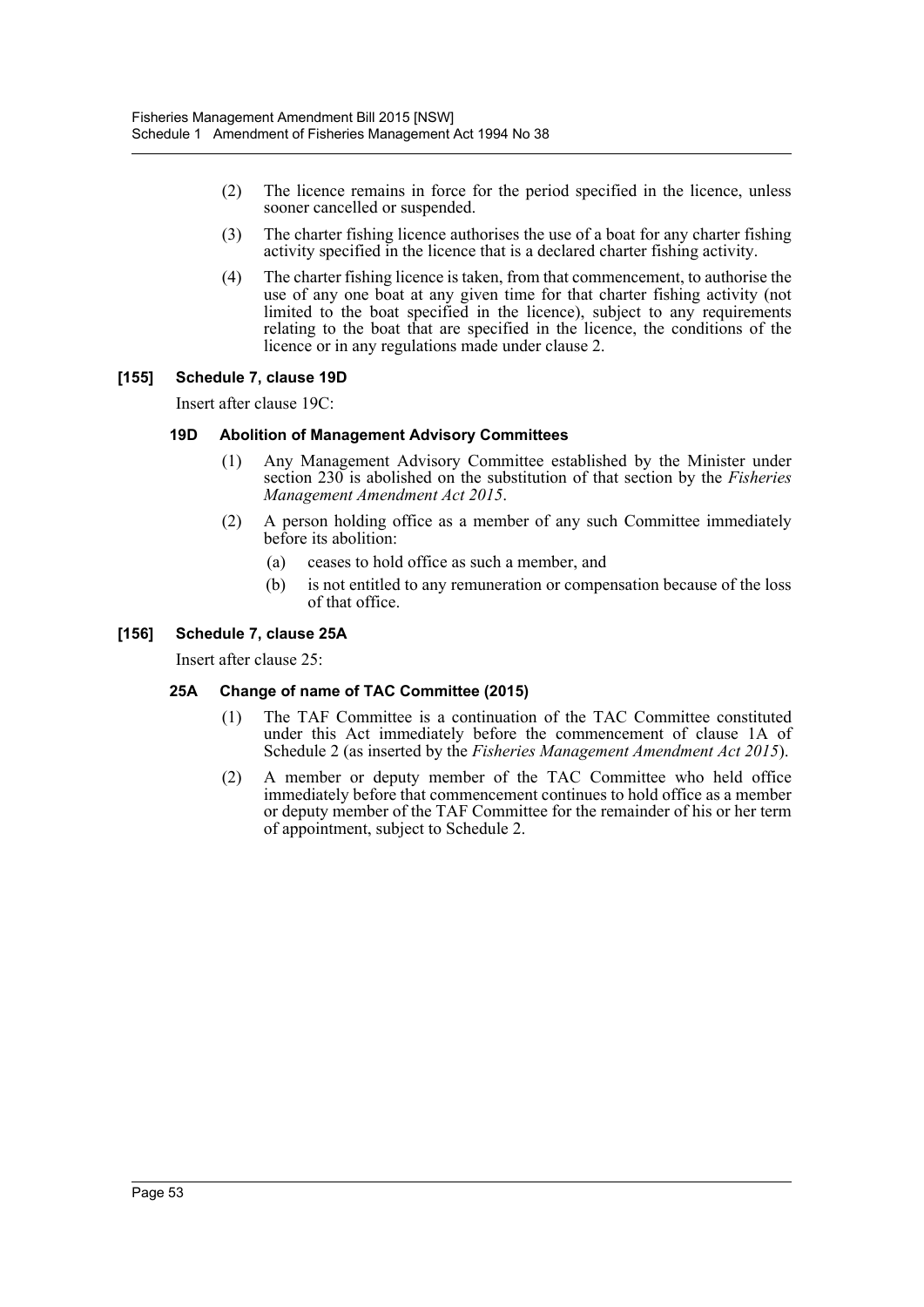(2) The licence remains in force for the period specified in the licence, unless sooner cancelled or suspended.

(3) The charter fishing licence authorises the use of a boat for any charter fishing activity specified in the licence that is a declared charter fishing activity.

(4) The charter fishing licence is taken, from that commencement, to authorise the use of any one boat at any given time for that charter fishing activity (not limited to the boat specified in the licence), subject to any requirements relating to the boat that are specified in the licence, the conditions of the licence or in any regulations made under clause 2.

### [155] Schedule 7, clause 19D

Insert after clause 19C:

#### 19D Abolition of Management Advisory Committees

(1) Any Management Advisory Committee established by the Minister under section 230 is abolished on the substitution of that section by the *Fisheries Management Amendment Act 2015*.

(2) A person holding office as a member of any such Committee immediately before its abolition:

- (a) ceases to hold office as such a member, and
- (b) is not entitled to any remuneration or compensation because of the loss of that office.

### [156] Schedule 7, clause 25A

Insert after clause 25:

#### 25A Change of name of TAC Committee (2015)

(1) The TAF Committee is a continuation of the TAC Committee constituted under this Act immediately before the commencement of clause 1A of Schedule 2 (as inserted by the *Fisheries Management Amendment Act 2015*).

(2) A member or deputy member of the TAC Committee who held office immediately before that commencement continues to hold office as a member or deputy member of the TAF Committee for the remainder of his or her term of appointment, subject to Schedule 2.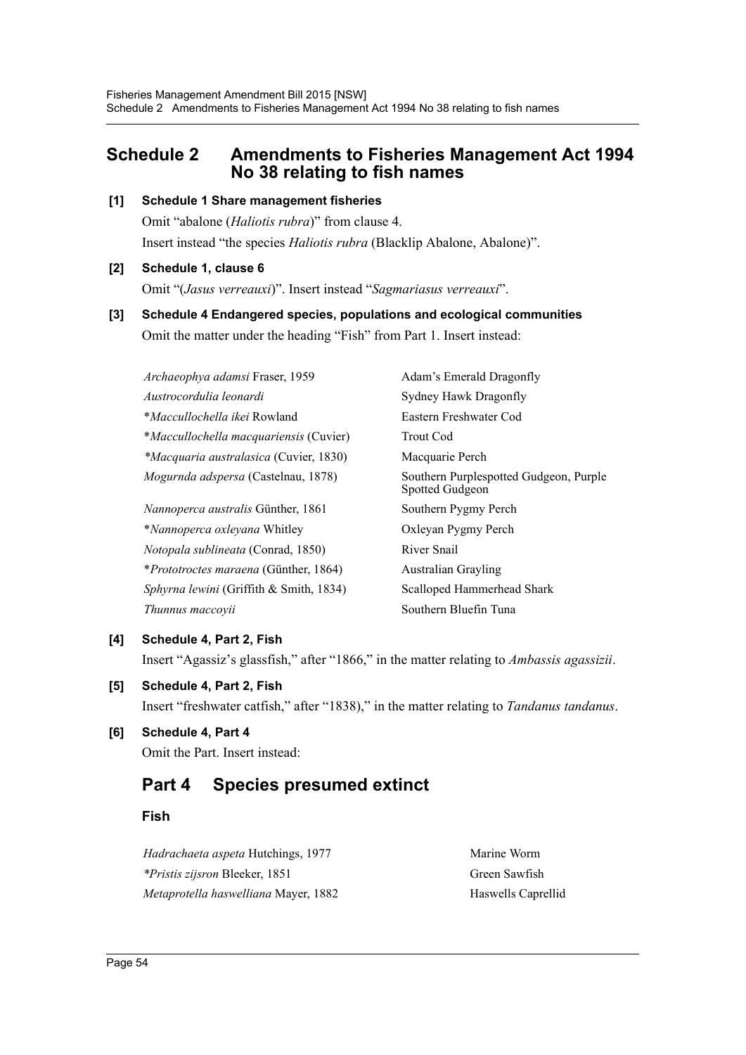## Schedule 2 Amendments to Fisheries Management Act 1994 No 38 relating to fish names

**[1] Schedule 1 Share management fisheries**

Omit "abalone (*Haliotis rubra*)" from clause 4.

Insert instead "the species *Haliotis rubra* (Blacklip Abalone, Abalone)".

**[2] Schedule 1, clause 6**

Omit "(*Jasus verreauxi*)". Insert instead "*Sagmariasus verreauxi*".

**[3] Schedule 4 Endangered species, populations and ecological communities**

Omit the matter under the heading "Fish" from Part 1. Insert instead:

| | |
|---|---|
| *Archaeophya adamsi* Fraser, 1959 | Adam's Emerald Dragonfly |
| *Austrocordulia leonardi* | Sydney Hawk Dragonfly |
| **Maccullochella ikei* Rowland | Eastern Freshwater Cod |
| **Maccullochella macquariensis* (Cuvier) | Trout Cod |
| **Macquaria australasica* (Cuvier, 1830) | Macquarie Perch |
| *Mogurnda adspersa* (Castelnau, 1878) | Southern Purplespotted Gudgeon, Purple Spotted Gudgeon |
| *Nannoperca australis* Günther, 1861 | Southern Pygmy Perch |
| **Nannoperca oxleyana* Whitley | Oxleyan Pygmy Perch |
| *Notopala sublineata* (Conrad, 1850) | River Snail |
| **Prototroctes maraena* (Günther, 1864) | Australian Grayling |
| *Sphyrna lewini* (Griffith & Smith, 1834) | Scalloped Hammerhead Shark |
| *Thunnus maccoyii* | Southern Bluefin Tuna |

**[4] Schedule 4, Part 2, Fish**

Insert "Agassiz's glassfish," after "1866," in the matter relating to *Ambassis agassizii*.

**[5] Schedule 4, Part 2, Fish**

Insert "freshwater catfish," after "1838)," in the matter relating to *Tandanus tandanus*.

**[6] Schedule 4, Part 4**

Omit the Part. Insert instead:

## Part 4 Species presumed extinct

### Fish

| | |
|---|---|
| *Hadrachaeta aspeta* Hutchings, 1977 | Marine Worm |
| **Pristis zijsron* Bleeker, 1851 | Green Sawfish |
| *Metaprotella haswelliana* Mayer, 1882 | Haswells Caprellid |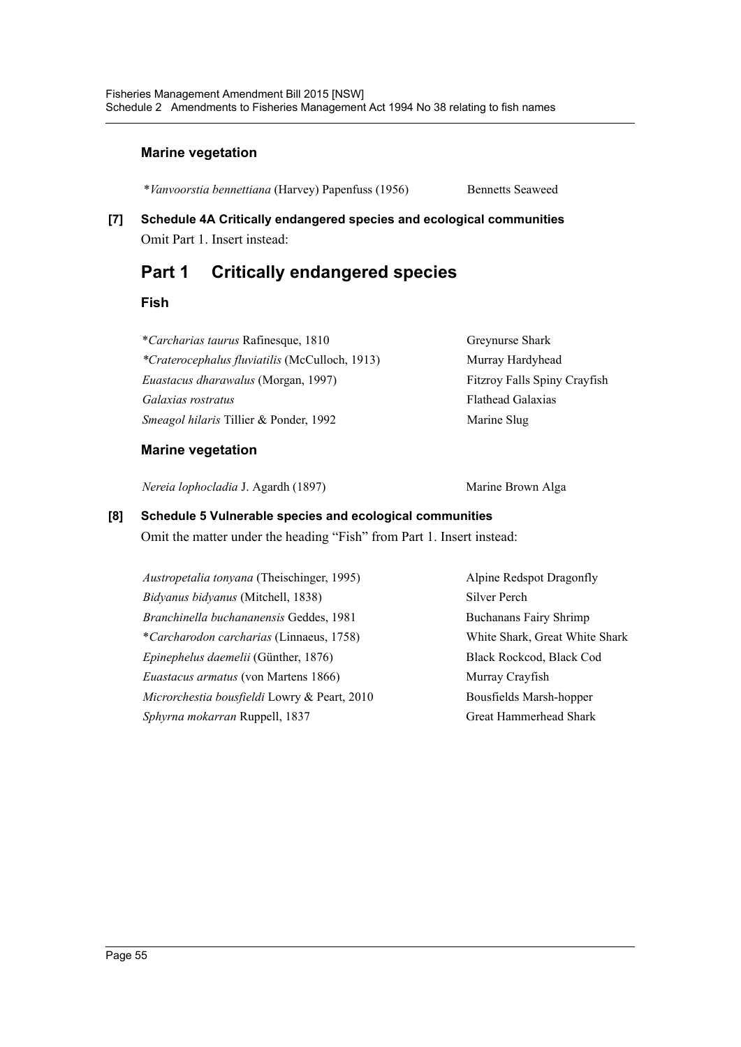### Marine vegetation

| | |
|---|---|
| **Vanvoorstia bennettiana* (Harvey) Papenfuss (1956) | Bennetts Seaweed |

**[7] Schedule 4A Critically endangered species and ecological communities**

Omit Part 1. Insert instead:

## Part 1 Critically endangered species

### Fish

| | |
|---|---|
| **Carcharias taurus* Rafinesque, 1810 | Greynurse Shark |
| **Craterocephalus fluviatilis* (McCulloch, 1913) | Murray Hardyhead |
| *Euastacus dharawalus* (Morgan, 1997) | Fitzroy Falls Spiny Crayfish |
| *Galaxias rostratus* | Flathead Galaxias |
| *Smeagol hilaris* Tillier & Ponder, 1992 | Marine Slug |

### Marine vegetation

| | |
|---|---|
| *Nereia lophocladia* J. Agardh (1897) | Marine Brown Alga |

**[8] Schedule 5 Vulnerable species and ecological communities**

Omit the matter under the heading "Fish" from Part 1. Insert instead:

| | |
|---|---|
| *Austropetalia tonyana* (Theischinger, 1995) | Alpine Redspot Dragonfly |
| *Bidyanus bidyanus* (Mitchell, 1838) | Silver Perch |
| *Branchinella buchananensis* Geddes, 1981 | Buchanans Fairy Shrimp |
| **Carcharodon carcharias* (Linnaeus, 1758) | White Shark, Great White Shark |
| *Epinephelus daemelii* (Günther, 1876) | Black Rockcod, Black Cod |
| *Euastacus armatus* (von Martens 1866) | Murray Crayfish |
| *Microrchestia bousfieldi* Lowry & Peart, 2010 | Bousfields Marsh-hopper |
| *Sphyrna mokarran* Ruppell, 1837 | Great Hammerhead Shark |